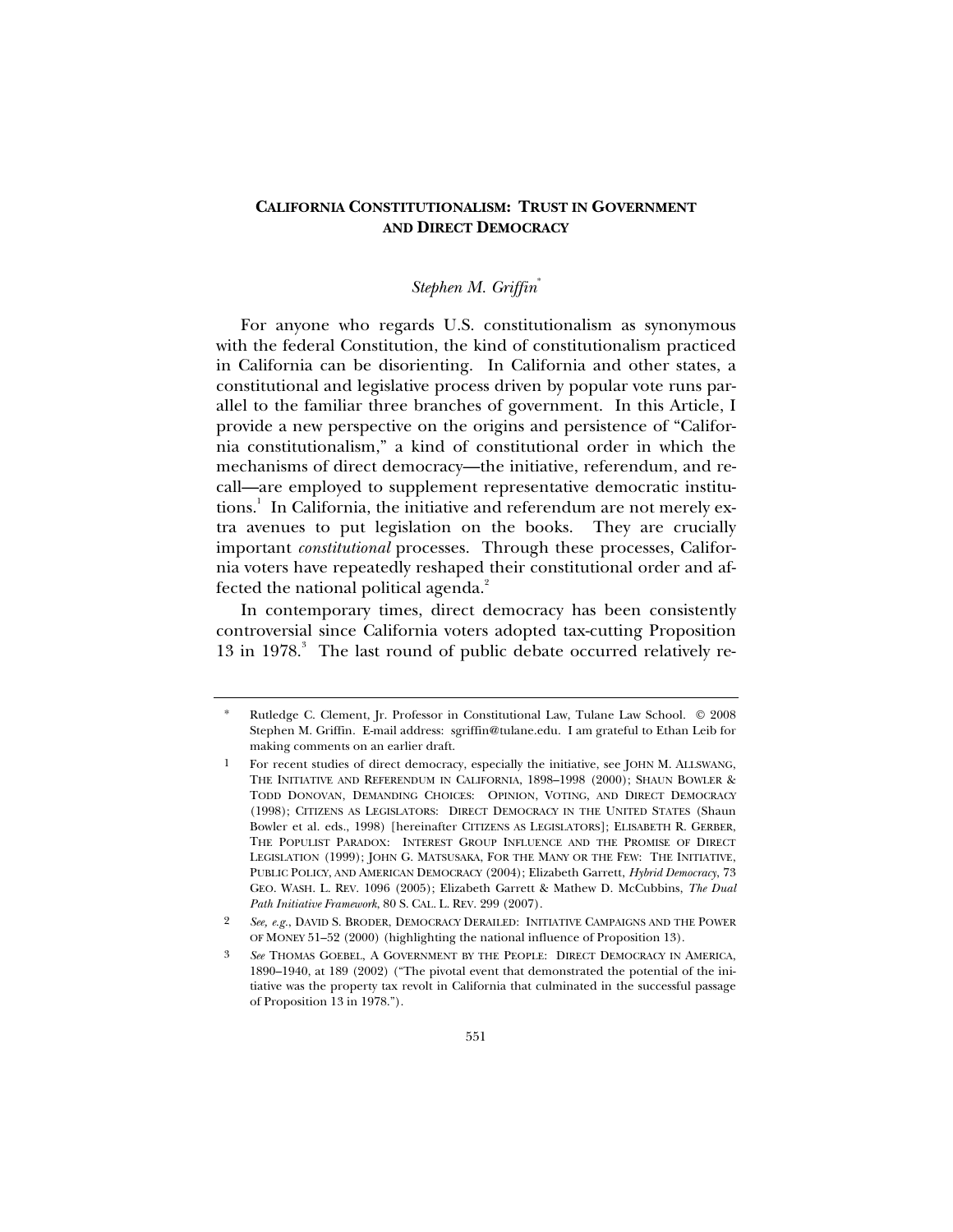# CALIFORNIA CONSTITUTIONALISM: TRUST IN GOVERNMENT AND DIRECT DEMOCRACY

*Stephen M. Griffin*[*]

For anyone who regards U.S. constitutionalism as synonymous with the federal Constitution, the kind of constitutionalism practiced in California can be disorienting. In California and other states, a constitutional and legislative process driven by popular vote runs parallel to the familiar three branches of government. In this Article, I provide a new perspective on the origins and persistence of "California constitutionalism," a kind of constitutional order in which the mechanisms of direct democracy—the initiative, referendum, and recall—are employed to supplement representative democratic institutions.[1] In California, the initiative and referendum are not merely extra avenues to put legislation on the books. They are crucially important *constitutional* processes. Through these processes, California voters have repeatedly reshaped their constitutional order and affected the national political agenda.[2]

In contemporary times, direct democracy has been consistently controversial since California voters adopted tax-cutting Proposition 13 in 1978.[3] The last round of public debate occurred relatively re-

---

\* Rutledge C. Clement, Jr. Professor in Constitutional Law, Tulane Law School. © 2008 Stephen M. Griffin. E-mail address: sgriffin@tulane.edu. I am grateful to Ethan Leib for making comments on an earlier draft.

1 For recent studies of direct democracy, especially the initiative, see JOHN M. ALLSWANG, THE INITIATIVE AND REFERENDUM IN CALIFORNIA, 1898–1998 (2000); SHAUN BOWLER & TODD DONOVAN, DEMANDING CHOICES: OPINION, VOTING, AND DIRECT DEMOCRACY (1998); CITIZENS AS LEGISLATORS: DIRECT DEMOCRACY IN THE UNITED STATES (Shaun Bowler et al. eds., 1998) [hereinafter CITIZENS AS LEGISLATORS]; ELISABETH R. GERBER, THE POPULIST PARADOX: INTEREST GROUP INFLUENCE AND THE PROMISE OF DIRECT LEGISLATION (1999); JOHN G. MATSUSAKA, FOR THE MANY OR THE FEW: THE INITIATIVE, PUBLIC POLICY, AND AMERICAN DEMOCRACY (2004); Elizabeth Garrett, *Hybrid Democracy*, 73 GEO. WASH. L. REV. 1096 (2005); Elizabeth Garrett & Mathew D. McCubbins, *The Dual Path Initiative Framework*, 80 S. CAL. L. REV. 299 (2007).

2 *See, e.g.*, DAVID S. BRODER, DEMOCRACY DERAILED: INITIATIVE CAMPAIGNS AND THE POWER OF MONEY 51–52 (2000) (highlighting the national influence of Proposition 13).

3 *See* THOMAS GOEBEL, A GOVERNMENT BY THE PEOPLE: DIRECT DEMOCRACY IN AMERICA, 1890–1940, at 189 (2002) ("The pivotal event that demonstrated the potential of the initiative was the property tax revolt in California that culminated in the successful passage of Proposition 13 in 1978.").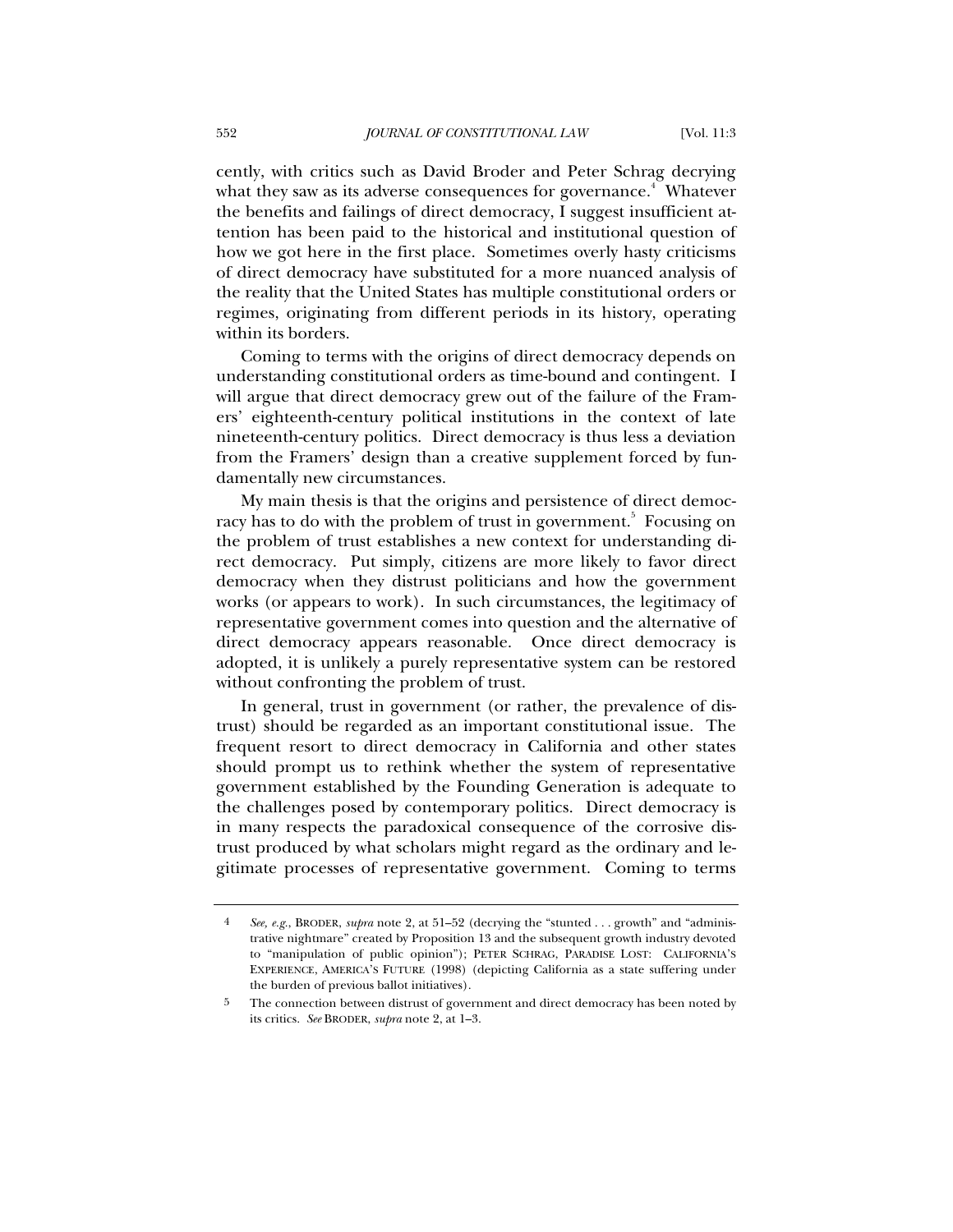cently, with critics such as David Broder and Peter Schrag decrying what they saw as its adverse consequences for governance.[4] Whatever the benefits and failings of direct democracy, I suggest insufficient attention has been paid to the historical and institutional question of how we got here in the first place. Sometimes overly hasty criticisms of direct democracy have substituted for a more nuanced analysis of the reality that the United States has multiple constitutional orders or regimes, originating from different periods in its history, operating within its borders.

Coming to terms with the origins of direct democracy depends on understanding constitutional orders as time-bound and contingent. I will argue that direct democracy grew out of the failure of the Framers' eighteenth-century political institutions in the context of late nineteenth-century politics. Direct democracy is thus less a deviation from the Framers' design than a creative supplement forced by fundamentally new circumstances.

My main thesis is that the origins and persistence of direct democracy has to do with the problem of trust in government.[5] Focusing on the problem of trust establishes a new context for understanding direct democracy. Put simply, citizens are more likely to favor direct democracy when they distrust politicians and how the government works (or appears to work). In such circumstances, the legitimacy of representative government comes into question and the alternative of direct democracy appears reasonable. Once direct democracy is adopted, it is unlikely a purely representative system can be restored without confronting the problem of trust.

In general, trust in government (or rather, the prevalence of distrust) should be regarded as an important constitutional issue. The frequent resort to direct democracy in California and other states should prompt us to rethink whether the system of representative government established by the Founding Generation is adequate to the challenges posed by contemporary politics. Direct democracy is in many respects the paradoxical consequence of the corrosive distrust produced by what scholars might regard as the ordinary and legitimate processes of representative government. Coming to terms

---

4 *See, e.g.*, BRODER, *supra* note 2, at 51–52 (decrying the "stunted . . . growth" and "administrative nightmare" created by Proposition 13 and the subsequent growth industry devoted to "manipulation of public opinion"); PETER SCHRAG, PARADISE LOST: CALIFORNIA'S EXPERIENCE, AMERICA'S FUTURE (1998) (depicting California as a state suffering under the burden of previous ballot initiatives).

5 The connection between distrust of government and direct democracy has been noted by its critics. *See* BRODER, *supra* note 2, at 1–3.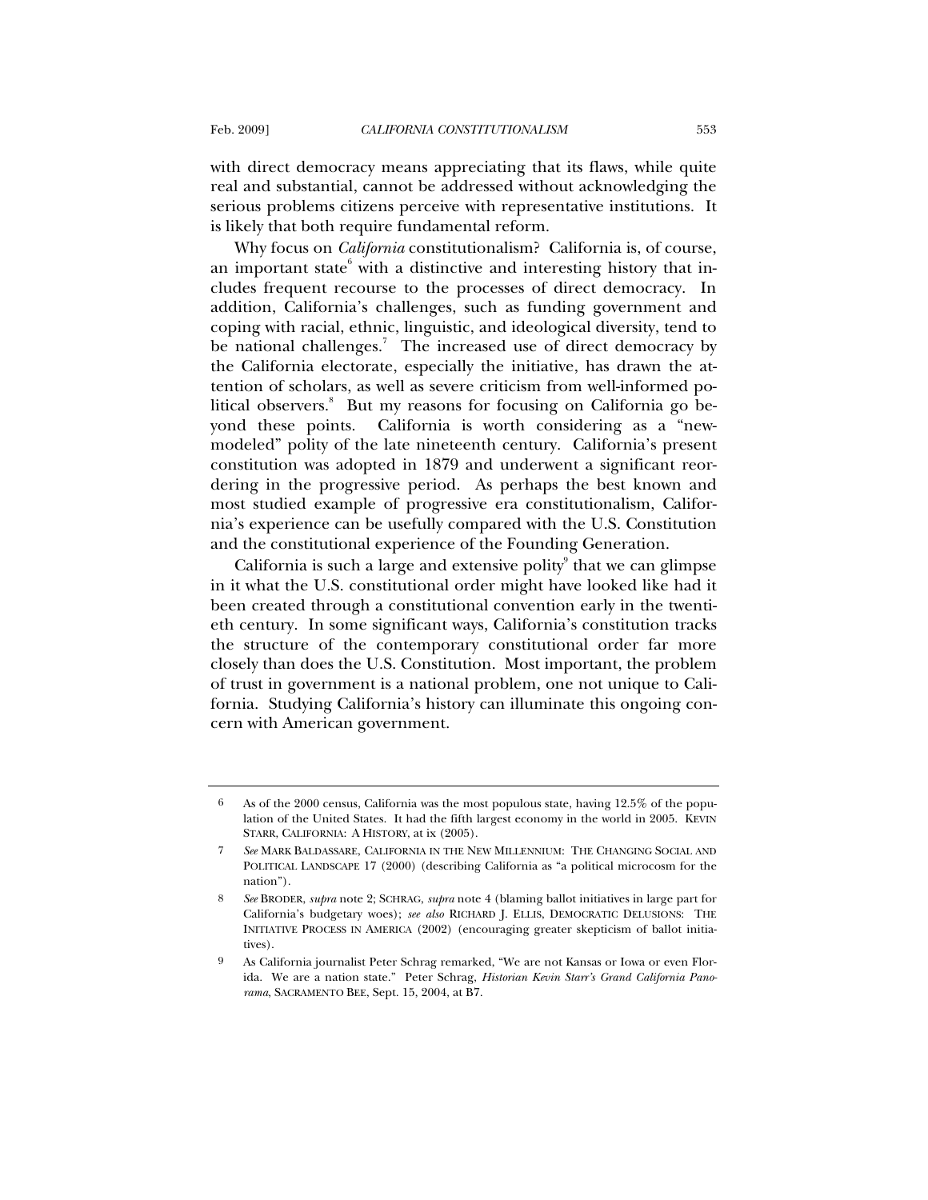with direct democracy means appreciating that its flaws, while quite real and substantial, cannot be addressed without acknowledging the serious problems citizens perceive with representative institutions. It is likely that both require fundamental reform.

Why focus on *California* constitutionalism? California is, of course, an important state[6] with a distinctive and interesting history that includes frequent recourse to the processes of direct democracy. In addition, California's challenges, such as funding government and coping with racial, ethnic, linguistic, and ideological diversity, tend to be national challenges.[7] The increased use of direct democracy by the California electorate, especially the initiative, has drawn the attention of scholars, as well as severe criticism from well-informed political observers.[8] But my reasons for focusing on California go beyond these points. California is worth considering as a "new-modeled" polity of the late nineteenth century. California's present constitution was adopted in 1879 and underwent a significant reordering in the progressive period. As perhaps the best known and most studied example of progressive era constitutionalism, California's experience can be usefully compared with the U.S. Constitution and the constitutional experience of the Founding Generation.

California is such a large and extensive polity[9] that we can glimpse in it what the U.S. constitutional order might have looked like had it been created through a constitutional convention early in the twentieth century. In some significant ways, California's constitution tracks the structure of the contemporary constitutional order far more closely than does the U.S. Constitution. Most important, the problem of trust in government is a national problem, one not unique to California. Studying California's history can illuminate this ongoing concern with American government.

---

6 As of the 2000 census, California was the most populous state, having 12.5% of the population of the United States. It had the fifth largest economy in the world in 2005. KEVIN STARR, CALIFORNIA: A HISTORY, at ix (2005).

7 *See* MARK BALDASSARE, CALIFORNIA IN THE NEW MILLENNIUM: THE CHANGING SOCIAL AND POLITICAL LANDSCAPE 17 (2000) (describing California as "a political microcosm for the nation").

8 *See* BRODER, *supra* note 2; SCHRAG, *supra* note 4 (blaming ballot initiatives in large part for California's budgetary woes); *see also* RICHARD J. ELLIS, DEMOCRATIC DELUSIONS: THE INITIATIVE PROCESS IN AMERICA (2002) (encouraging greater skepticism of ballot initiatives).

9 As California journalist Peter Schrag remarked, "We are not Kansas or Iowa or even Florida. We are a nation state." Peter Schrag, *Historian Kevin Starr's Grand California Panorama*, SACRAMENTO BEE, Sept. 15, 2004, at B7.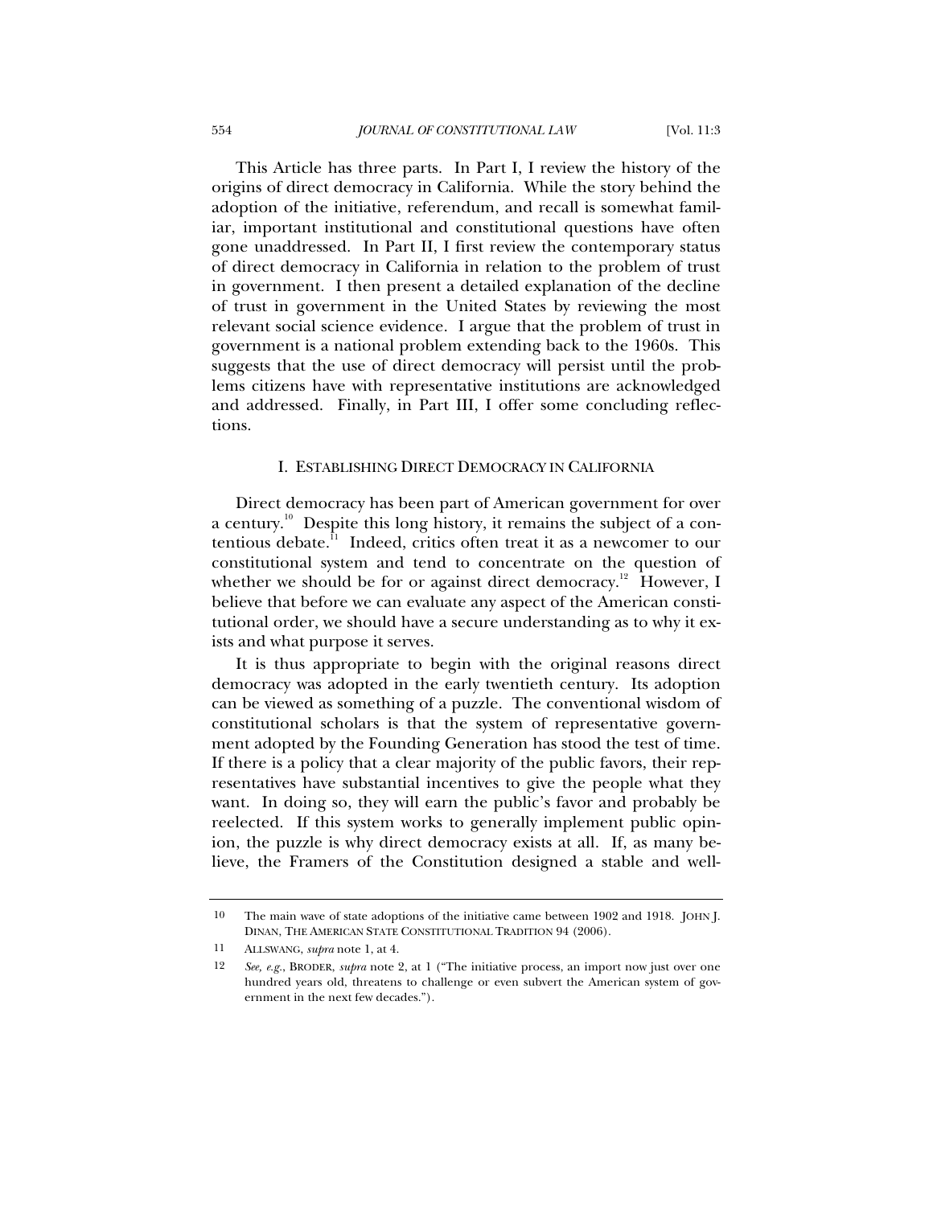This Article has three parts. In Part I, I review the history of the origins of direct democracy in California. While the story behind the adoption of the initiative, referendum, and recall is somewhat familiar, important institutional and constitutional questions have often gone unaddressed. In Part II, I first review the contemporary status of direct democracy in California in relation to the problem of trust in government. I then present a detailed explanation of the decline of trust in government in the United States by reviewing the most relevant social science evidence. I argue that the problem of trust in government is a national problem extending back to the 1960s. This suggests that the use of direct democracy will persist until the problems citizens have with representative institutions are acknowledged and addressed. Finally, in Part III, I offer some concluding reflections.

## I. ESTABLISHING DIRECT DEMOCRACY IN CALIFORNIA

Direct democracy has been part of American government for over a century.[10] Despite this long history, it remains the subject of a contentious debate.[11] Indeed, critics often treat it as a newcomer to our constitutional system and tend to concentrate on the question of whether we should be for or against direct democracy.[12] However, I believe that before we can evaluate any aspect of the American constitutional order, we should have a secure understanding as to why it exists and what purpose it serves.

It is thus appropriate to begin with the original reasons direct democracy was adopted in the early twentieth century. Its adoption can be viewed as something of a puzzle. The conventional wisdom of constitutional scholars is that the system of representative government adopted by the Founding Generation has stood the test of time. If there is a policy that a clear majority of the public favors, their representatives have substantial incentives to give the people what they want. In doing so, they will earn the public's favor and probably be reelected. If this system works to generally implement public opinion, the puzzle is why direct democracy exists at all. If, as many believe, the Framers of the Constitution designed a stable and well-

---

10 The main wave of state adoptions of the initiative came between 1902 and 1918. JOHN J. DINAN, THE AMERICAN STATE CONSTITUTIONAL TRADITION 94 (2006).

11 ALLSWANG, *supra* note 1, at 4.

12 *See, e.g.*, BRODER, *supra* note 2, at 1 ("The initiative process, an import now just over one hundred years old, threatens to challenge or even subvert the American system of government in the next few decades.").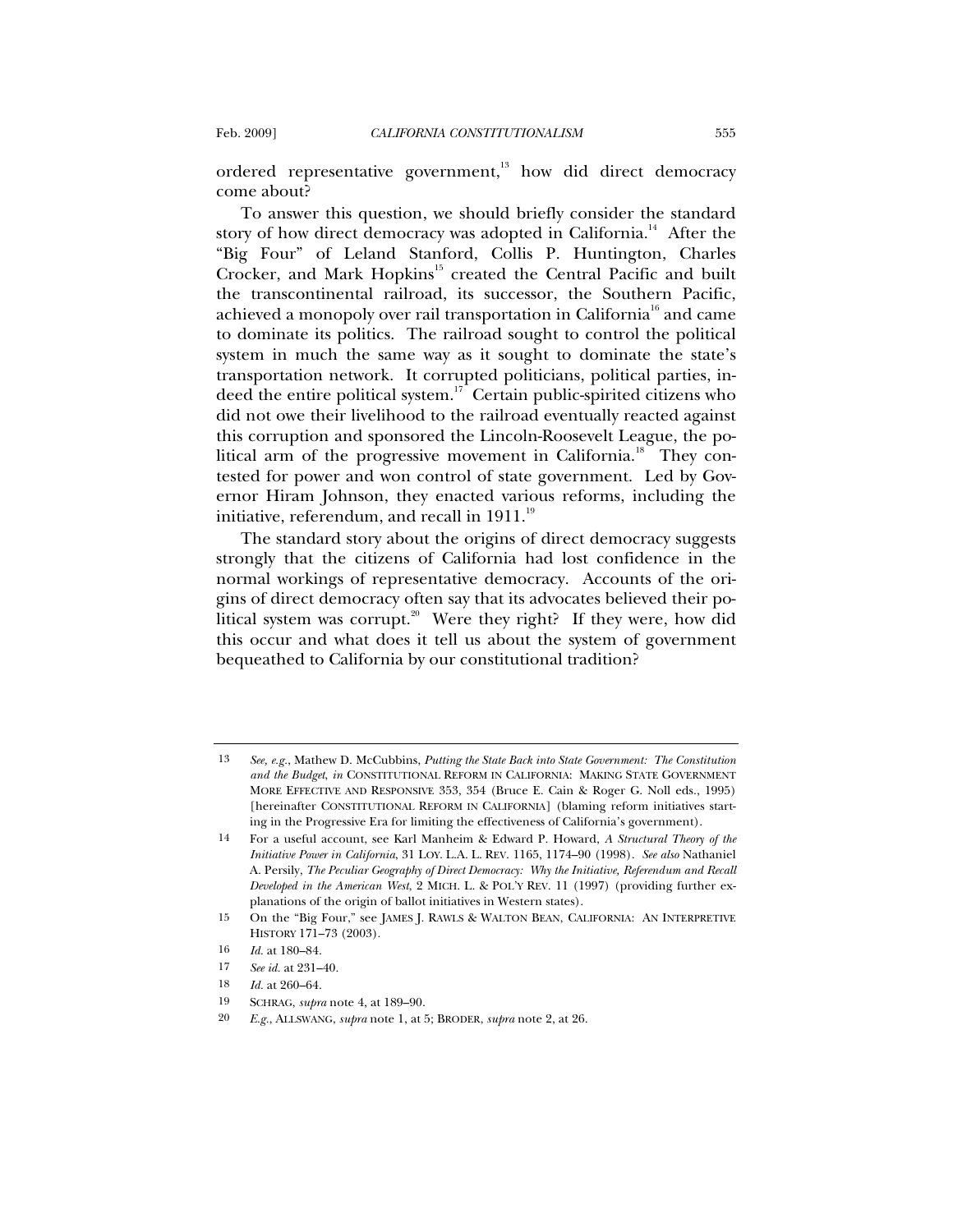ordered representative government,[13] how did direct democracy come about?

To answer this question, we should briefly consider the standard story of how direct democracy was adopted in California.[14] After the "Big Four" of Leland Stanford, Collis P. Huntington, Charles Crocker, and Mark Hopkins[15] created the Central Pacific and built the transcontinental railroad, its successor, the Southern Pacific, achieved a monopoly over rail transportation in California[16] and came to dominate its politics. The railroad sought to control the political system in much the same way as it sought to dominate the state's transportation network. It corrupted politicians, political parties, indeed the entire political system.[17] Certain public-spirited citizens who did not owe their livelihood to the railroad eventually reacted against this corruption and sponsored the Lincoln-Roosevelt League, the political arm of the progressive movement in California.[18] They contested for power and won control of state government. Led by Governor Hiram Johnson, they enacted various reforms, including the initiative, referendum, and recall in 1911.[19]

The standard story about the origins of direct democracy suggests strongly that the citizens of California had lost confidence in the normal workings of representative democracy. Accounts of the origins of direct democracy often say that its advocates believed their political system was corrupt.[20] Were they right? If they were, how did this occur and what does it tell us about the system of government bequeathed to California by our constitutional tradition?

---

13 *See, e.g.*, Mathew D. McCubbins, *Putting the State Back into State Government: The Constitution and the Budget*, *in* CONSTITUTIONAL REFORM IN CALIFORNIA: MAKING STATE GOVERNMENT MORE EFFECTIVE AND RESPONSIVE 353, 354 (Bruce E. Cain & Roger G. Noll eds., 1995) [hereinafter CONSTITUTIONAL REFORM IN CALIFORNIA] (blaming reform initiatives starting in the Progressive Era for limiting the effectiveness of California's government).

14 For a useful account, see Karl Manheim & Edward P. Howard, *A Structural Theory of the Initiative Power in California*, 31 LOY. L.A. L. REV. 1165, 1174–90 (1998). *See also* Nathaniel A. Persily, *The Peculiar Geography of Direct Democracy: Why the Initiative, Referendum and Recall Developed in the American West*, 2 MICH. L. & POL'Y REV. 11 (1997) (providing further explanations of the origin of ballot initiatives in Western states).

15 On the "Big Four," see JAMES J. RAWLS & WALTON BEAN, CALIFORNIA: AN INTERPRETIVE HISTORY 171–73 (2003).

16 *Id.* at 180–84.

17 *See id.* at 231–40.

18 *Id.* at 260–64.

19 SCHRAG, *supra* note 4, at 189–90.

20 *E.g.*, ALLSWANG, *supra* note 1, at 5; BRODER, *supra* note 2, at 26.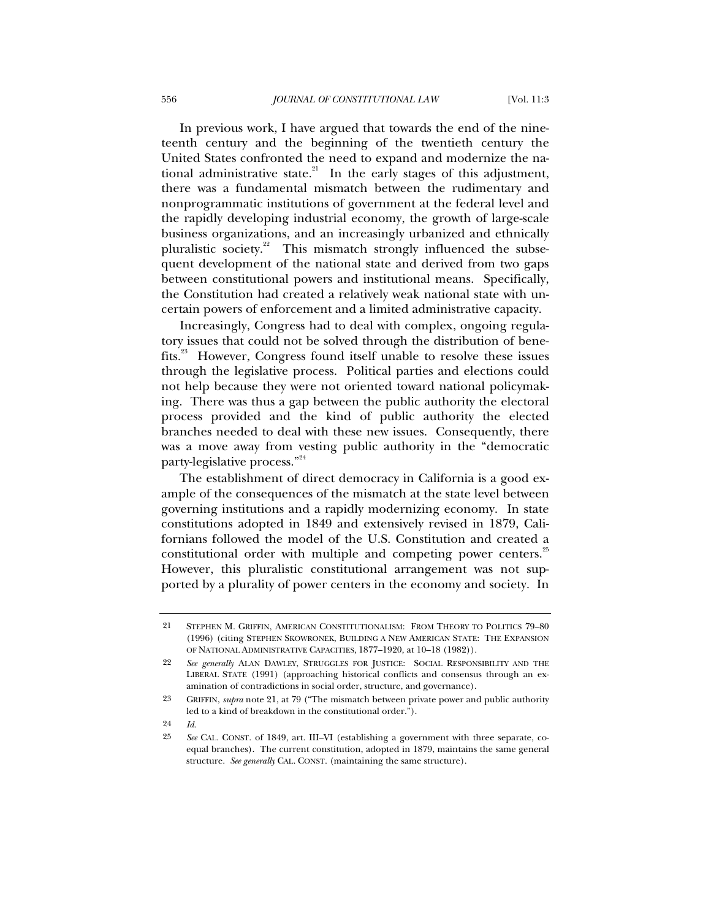In previous work, I have argued that towards the end of the nineteenth century and the beginning of the twentieth century the United States confronted the need to expand and modernize the national administrative state.[21] In the early stages of this adjustment, there was a fundamental mismatch between the rudimentary and nonprogrammatic institutions of government at the federal level and the rapidly developing industrial economy, the growth of large-scale business organizations, and an increasingly urbanized and ethnically pluralistic society.[22] This mismatch strongly influenced the subsequent development of the national state and derived from two gaps between constitutional powers and institutional means. Specifically, the Constitution had created a relatively weak national state with uncertain powers of enforcement and a limited administrative capacity.

Increasingly, Congress had to deal with complex, ongoing regulatory issues that could not be solved through the distribution of benefits.[23] However, Congress found itself unable to resolve these issues through the legislative process. Political parties and elections could not help because they were not oriented toward national policymaking. There was thus a gap between the public authority the electoral process provided and the kind of public authority the elected branches needed to deal with these new issues. Consequently, there was a move away from vesting public authority in the "democratic party-legislative process."[24]

The establishment of direct democracy in California is a good example of the consequences of the mismatch at the state level between governing institutions and a rapidly modernizing economy. In state constitutions adopted in 1849 and extensively revised in 1879, Californians followed the model of the U.S. Constitution and created a constitutional order with multiple and competing power centers.[25] However, this pluralistic constitutional arrangement was not supported by a plurality of power centers in the economy and society. In

---

21 STEPHEN M. GRIFFIN, AMERICAN CONSTITUTIONALISM: FROM THEORY TO POLITICS 79–80 (1996) (citing STEPHEN SKOWRONEK, BUILDING A NEW AMERICAN STATE: THE EXPANSION OF NATIONAL ADMINISTRATIVE CAPACITIES, 1877–1920, at 10–18 (1982)).

22 *See generally* ALAN DAWLEY, STRUGGLES FOR JUSTICE: SOCIAL RESPONSIBILITY AND THE LIBERAL STATE (1991) (approaching historical conflicts and consensus through an examination of contradictions in social order, structure, and governance).

23 GRIFFIN, *supra* note 21, at 79 ("The mismatch between private power and public authority led to a kind of breakdown in the constitutional order.").

24 *Id.*

25 *See* CAL. CONST. of 1849, art. III–VI (establishing a government with three separate, coequal branches). The current constitution, adopted in 1879, maintains the same general structure. *See generally* CAL. CONST. (maintaining the same structure).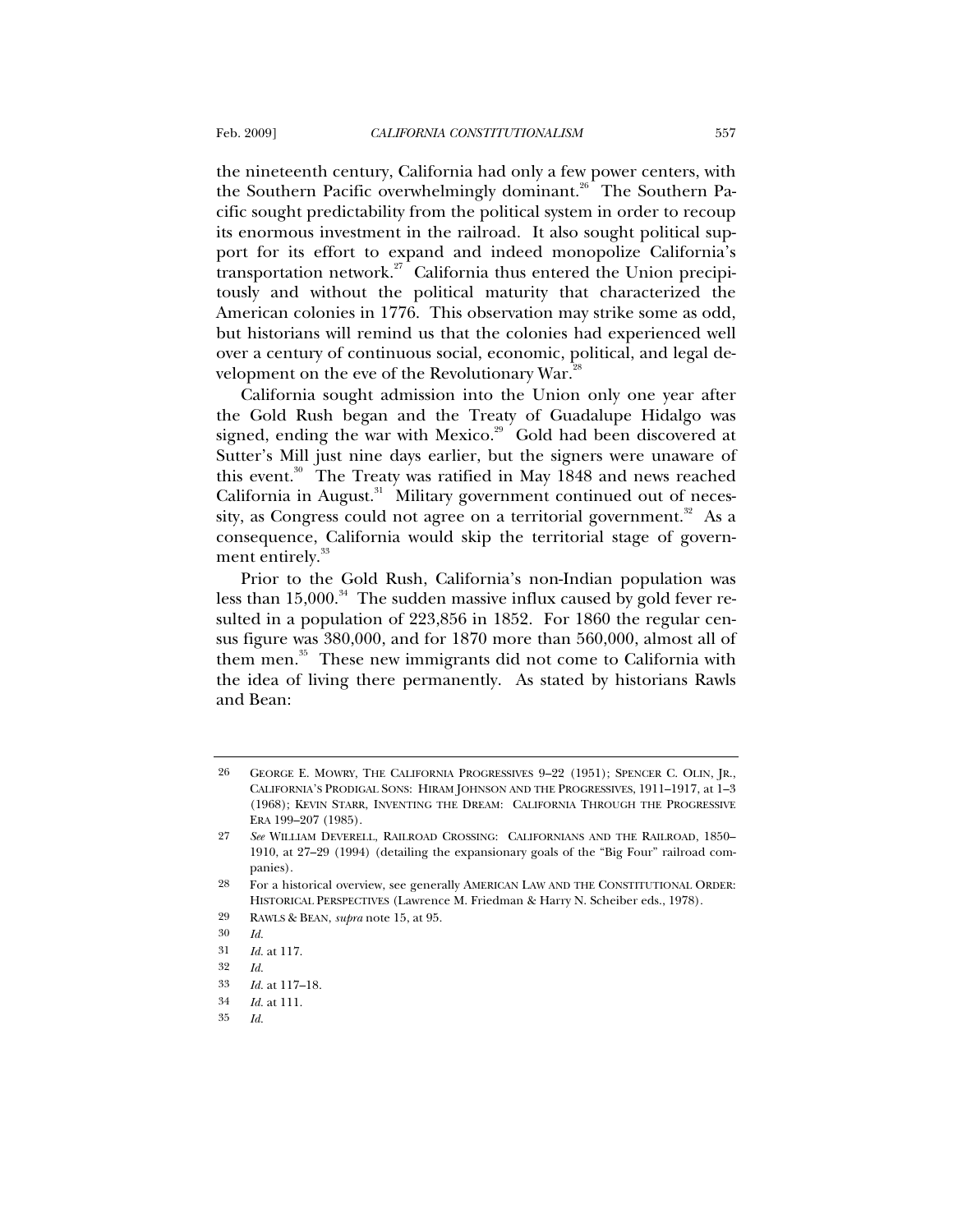the nineteenth century, California had only a few power centers, with the Southern Pacific overwhelmingly dominant.[26] The Southern Pacific sought predictability from the political system in order to recoup its enormous investment in the railroad. It also sought political support for its effort to expand and indeed monopolize California's transportation network.[27] California thus entered the Union precipitously and without the political maturity that characterized the American colonies in 1776. This observation may strike some as odd, but historians will remind us that the colonies had experienced well over a century of continuous social, economic, political, and legal development on the eve of the Revolutionary War.[28]

California sought admission into the Union only one year after the Gold Rush began and the Treaty of Guadalupe Hidalgo was signed, ending the war with Mexico.[29] Gold had been discovered at Sutter's Mill just nine days earlier, but the signers were unaware of this event.[30] The Treaty was ratified in May 1848 and news reached California in August.[31] Military government continued out of necessity, as Congress could not agree on a territorial government.[32] As a consequence, California would skip the territorial stage of government entirely.[33]

Prior to the Gold Rush, California's non-Indian population was less than 15,000.[34] The sudden massive influx caused by gold fever resulted in a population of 223,856 in 1852. For 1860 the regular census figure was 380,000, and for 1870 more than 560,000, almost all of them men.[35] These new immigrants did not come to California with the idea of living there permanently. As stated by historians Rawls and Bean:

---

26 GEORGE E. MOWRY, THE CALIFORNIA PROGRESSIVES 9–22 (1951); SPENCER C. OLIN, JR., CALIFORNIA'S PRODIGAL SONS: HIRAM JOHNSON AND THE PROGRESSIVES, 1911–1917, at 1–3 (1968); KEVIN STARR, INVENTING THE DREAM: CALIFORNIA THROUGH THE PROGRESSIVE ERA 199–207 (1985).

27 *See* WILLIAM DEVERELL, RAILROAD CROSSING: CALIFORNIANS AND THE RAILROAD, 1850–1910, at 27–29 (1994) (detailing the expansionary goals of the "Big Four" railroad companies).

28 For a historical overview, see generally AMERICAN LAW AND THE CONSTITUTIONAL ORDER: HISTORICAL PERSPECTIVES (Lawrence M. Friedman & Harry N. Scheiber eds., 1978).

29 RAWLS & BEAN, *supra* note 15, at 95.

30 *Id.*

31 *Id.* at 117.

32 *Id.*

33 *Id.* at 117–18.

34 *Id.* at 111.

35 *Id.*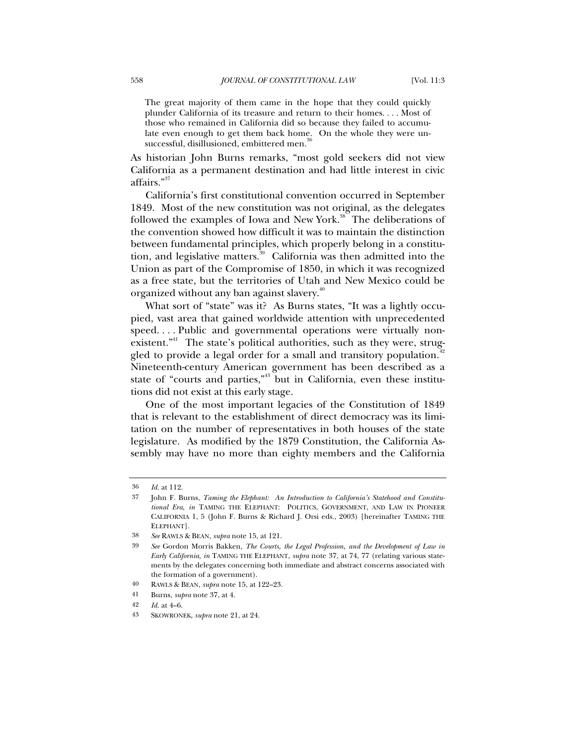> The great majority of them came in the hope that they could quickly plunder California of its treasure and return to their homes. . . . Most of those who remained in California did so because they failed to accumulate even enough to get them back home. On the whole they were unsuccessful, disillusioned, embittered men.[36]

As historian John Burns remarks, "most gold seekers did not view California as a permanent destination and had little interest in civic affairs."[37]

California's first constitutional convention occurred in September 1849. Most of the new constitution was not original, as the delegates followed the examples of Iowa and New York.[38] The deliberations of the convention showed how difficult it was to maintain the distinction between fundamental principles, which properly belong in a constitution, and legislative matters.[39] California was then admitted into the Union as part of the Compromise of 1850, in which it was recognized as a free state, but the territories of Utah and New Mexico could be organized without any ban against slavery.[40]

What sort of "state" was it? As Burns states, "It was a lightly occupied, vast area that gained worldwide attention with unprecedented speed. . . . Public and governmental operations were virtually nonexistent."[41] The state's political authorities, such as they were, struggled to provide a legal order for a small and transitory population.[42] Nineteenth-century American government has been described as a state of "courts and parties,"[43] but in California, even these institutions did not exist at this early stage.

One of the most important legacies of the Constitution of 1849 that is relevant to the establishment of direct democracy was its limitation on the number of representatives in both houses of the state legislature. As modified by the 1879 Constitution, the California Assembly may have no more than eighty members and the California

---

36 *Id.* at 112.

37 John F. Burns, *Taming the Elephant: An Introduction to California's Statehood and Constitutional Era*, *in* TAMING THE ELEPHANT: POLITICS, GOVERNMENT, AND LAW IN PIONEER CALIFORNIA 1, 5 (John F. Burns & Richard J. Orsi eds., 2003) [hereinafter TAMING THE ELEPHANT].

38 *See* RAWLS & BEAN, *supra* note 15, at 121.

39 *See* Gordon Morris Bakken, *The Courts, the Legal Profession, and the Development of Law in Early California*, *in* TAMING THE ELEPHANT, *supra* note 37, at 74, 77 (relating various statements by the delegates concerning both immediate and abstract concerns associated with the formation of a government).

40 RAWLS & BEAN, *supra* note 15, at 122–23.

41 Burns, *supra* note 37, at 4.

42 *Id.* at 4–6.

43 SKOWRONEK, *supra* note 21, at 24.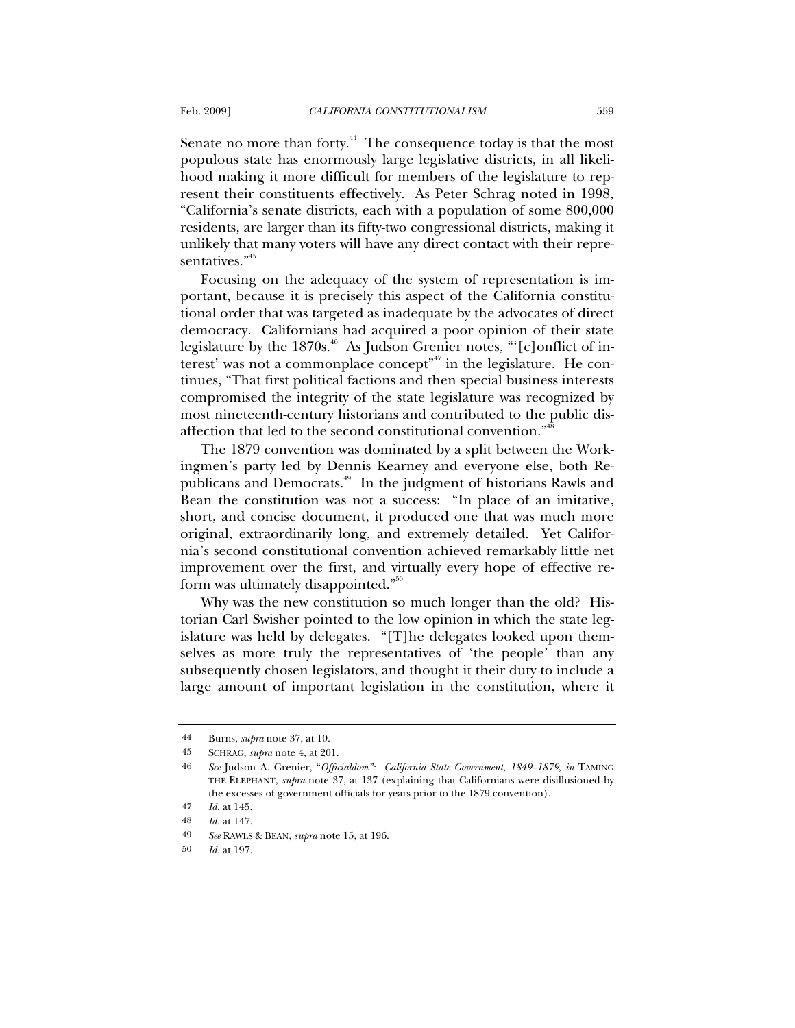Senate no more than forty.[44] The consequence today is that the most populous state has enormously large legislative districts, in all likelihood making it more difficult for members of the legislature to represent their constituents effectively. As Peter Schrag noted in 1998, "California's senate districts, each with a population of some 800,000 residents, are larger than its fifty-two congressional districts, making it unlikely that many voters will have any direct contact with their representatives."[45]

Focusing on the adequacy of the system of representation is important, because it is precisely this aspect of the California constitutional order that was targeted as inadequate by the advocates of direct democracy. Californians had acquired a poor opinion of their state legislature by the 1870s.[46] As Judson Grenier notes, "'[c]onflict of interest' was not a commonplace concept"[47] in the legislature. He continues, "That first political factions and then special business interests compromised the integrity of the state legislature was recognized by most nineteenth-century historians and contributed to the public disaffection that led to the second constitutional convention."[48]

The 1879 convention was dominated by a split between the Workingmen's party led by Dennis Kearney and everyone else, both Republicans and Democrats.[49] In the judgment of historians Rawls and Bean the constitution was not a success: "In place of an imitative, short, and concise document, it produced one that was much more original, extraordinarily long, and extremely detailed. Yet California's second constitutional convention achieved remarkably little net improvement over the first, and virtually every hope of effective reform was ultimately disappointed."[50]

Why was the new constitution so much longer than the old? Historian Carl Swisher pointed to the low opinion in which the state legislature was held by delegates. "[T]he delegates looked upon themselves as more truly the representatives of 'the people' than any subsequently chosen legislators, and thought it their duty to include a large amount of important legislation in the constitution, where it

---

44 Burns, *supra* note 37, at 10.

45 SCHRAG, *supra* note 4, at 201.

46 *See* Judson A. Grenier, "*Officialdom": California State Government, 1849–1879*, *in* TAMING THE ELEPHANT, *supra* note 37, at 137 (explaining that Californians were disillusioned by the excesses of government officials for years prior to the 1879 convention).

47 *Id.* at 145.

48 *Id.* at 147.

49 *See* RAWLS & BEAN, *supra* note 15, at 196.

50 *Id.* at 197.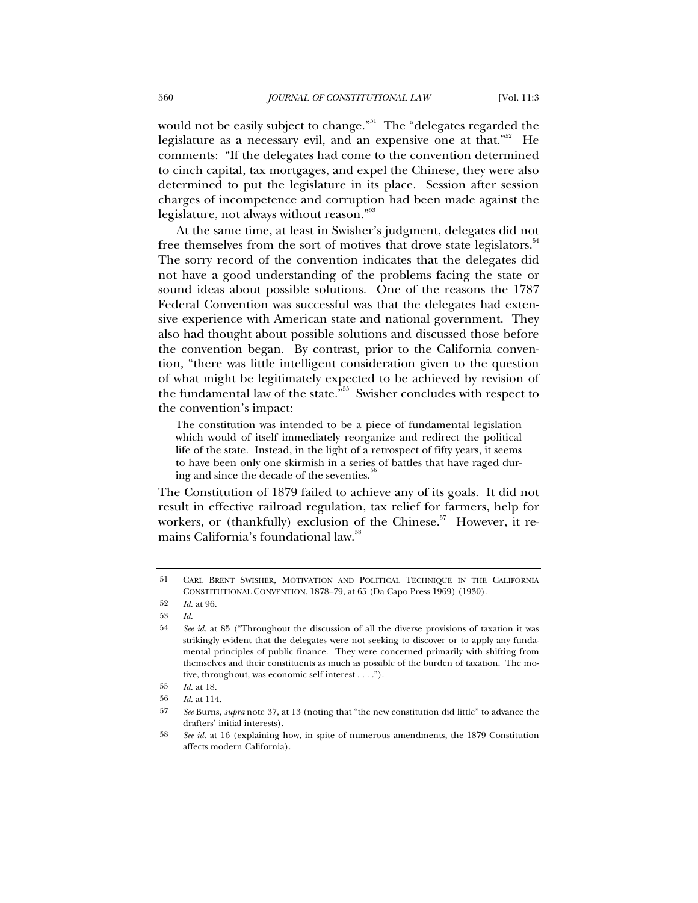would not be easily subject to change."[51] The "delegates regarded the legislature as a necessary evil, and an expensive one at that."[52] He comments: "If the delegates had come to the convention determined to cinch capital, tax mortgages, and expel the Chinese, they were also determined to put the legislature in its place. Session after session charges of incompetence and corruption had been made against the legislature, not always without reason."[53]

At the same time, at least in Swisher's judgment, delegates did not free themselves from the sort of motives that drove state legislators.[54] The sorry record of the convention indicates that the delegates did not have a good understanding of the problems facing the state or sound ideas about possible solutions. One of the reasons the 1787 Federal Convention was successful was that the delegates had extensive experience with American state and national government. They also had thought about possible solutions and discussed those before the convention began. By contrast, prior to the California convention, "there was little intelligent consideration given to the question of what might be legitimately expected to be achieved by revision of the fundamental law of the state."[55] Swisher concludes with respect to the convention's impact:

> The constitution was intended to be a piece of fundamental legislation which would of itself immediately reorganize and redirect the political life of the state. Instead, in the light of a retrospect of fifty years, it seems to have been only one skirmish in a series of battles that have raged during and since the decade of the seventies.[56]

The Constitution of 1879 failed to achieve any of its goals. It did not result in effective railroad regulation, tax relief for farmers, help for workers, or (thankfully) exclusion of the Chinese.[57] However, it remains California's foundational law.[58]

---

51 CARL BRENT SWISHER, MOTIVATION AND POLITICAL TECHNIQUE IN THE CALIFORNIA CONSTITUTIONAL CONVENTION, 1878–79, at 65 (Da Capo Press 1969) (1930).

52 *Id.* at 96.

53 *Id.*

54 *See id.* at 85 ("Throughout the discussion of all the diverse provisions of taxation it was strikingly evident that the delegates were not seeking to discover or to apply any fundamental principles of public finance. They were concerned primarily with shifting from themselves and their constituents as much as possible of the burden of taxation. The motive, throughout, was economic self interest . . . .").

55 *Id.* at 18.

56 *Id.* at 114.

57 *See* Burns, *supra* note 37, at 13 (noting that "the new constitution did little" to advance the drafters' initial interests).

58 *See id.* at 16 (explaining how, in spite of numerous amendments, the 1879 Constitution affects modern California).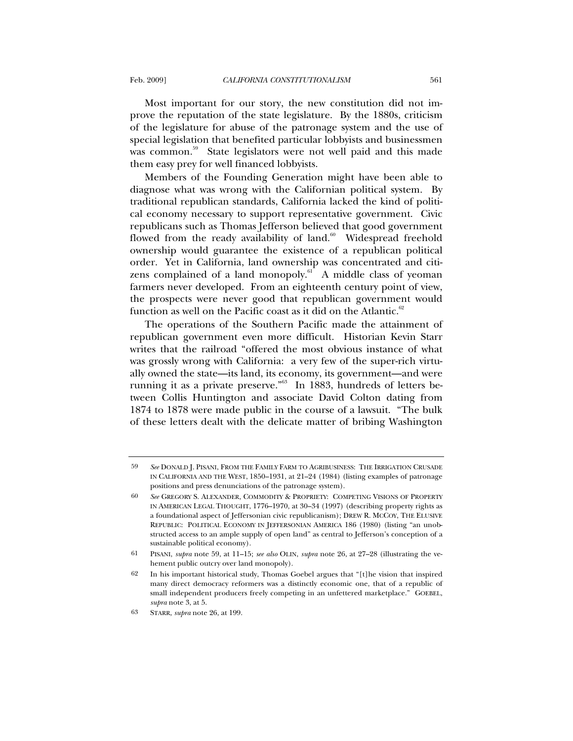Most important for our story, the new constitution did not improve the reputation of the state legislature. By the 1880s, criticism of the legislature for abuse of the patronage system and the use of special legislation that benefited particular lobbyists and businessmen was common.[59] State legislators were not well paid and this made them easy prey for well financed lobbyists.

Members of the Founding Generation might have been able to diagnose what was wrong with the Californian political system. By traditional republican standards, California lacked the kind of political economy necessary to support representative government. Civic republicans such as Thomas Jefferson believed that good government flowed from the ready availability of land.[60] Widespread freehold ownership would guarantee the existence of a republican political order. Yet in California, land ownership was concentrated and citizens complained of a land monopoly.[61] A middle class of yeoman farmers never developed. From an eighteenth century point of view, the prospects were never good that republican government would function as well on the Pacific coast as it did on the Atlantic.[62]

The operations of the Southern Pacific made the attainment of republican government even more difficult. Historian Kevin Starr writes that the railroad "offered the most obvious instance of what was grossly wrong with California: a very few of the super-rich virtually owned the state—its land, its economy, its government—and were running it as a private preserve."[63] In 1883, hundreds of letters between Collis Huntington and associate David Colton dating from 1874 to 1878 were made public in the course of a lawsuit. "The bulk of these letters dealt with the delicate matter of bribing Washington

---

59 *See* DONALD J. PISANI, FROM THE FAMILY FARM TO AGRIBUSINESS: THE IRRIGATION CRUSADE IN CALIFORNIA AND THE WEST, 1850–1931, at 21–24 (1984) (listing examples of patronage positions and press denunciations of the patronage system).

60 *See* GREGORY S. ALEXANDER, COMMODITY & PROPRIETY: COMPETING VISIONS OF PROPERTY IN AMERICAN LEGAL THOUGHT, 1776–1970, at 30–34 (1997) (describing property rights as a foundational aspect of Jeffersonian civic republicanism); DREW R. MCCOY, THE ELUSIVE REPUBLIC: POLITICAL ECONOMY IN JEFFERSONIAN AMERICA 186 (1980) (listing "an unobstructed access to an ample supply of open land" as central to Jefferson's conception of a sustainable political economy).

61 PISANI, *supra* note 59, at 11–15; *see also* OLIN, *supra* note 26, at 27–28 (illustrating the vehement public outcry over land monopoly).

62 In his important historical study, Thomas Goebel argues that "[t]he vision that inspired many direct democracy reformers was a distinctly economic one, that of a republic of small independent producers freely competing in an unfettered marketplace." GOEBEL, *supra* note 3, at 5.

63 STARR, *supra* note 26, at 199.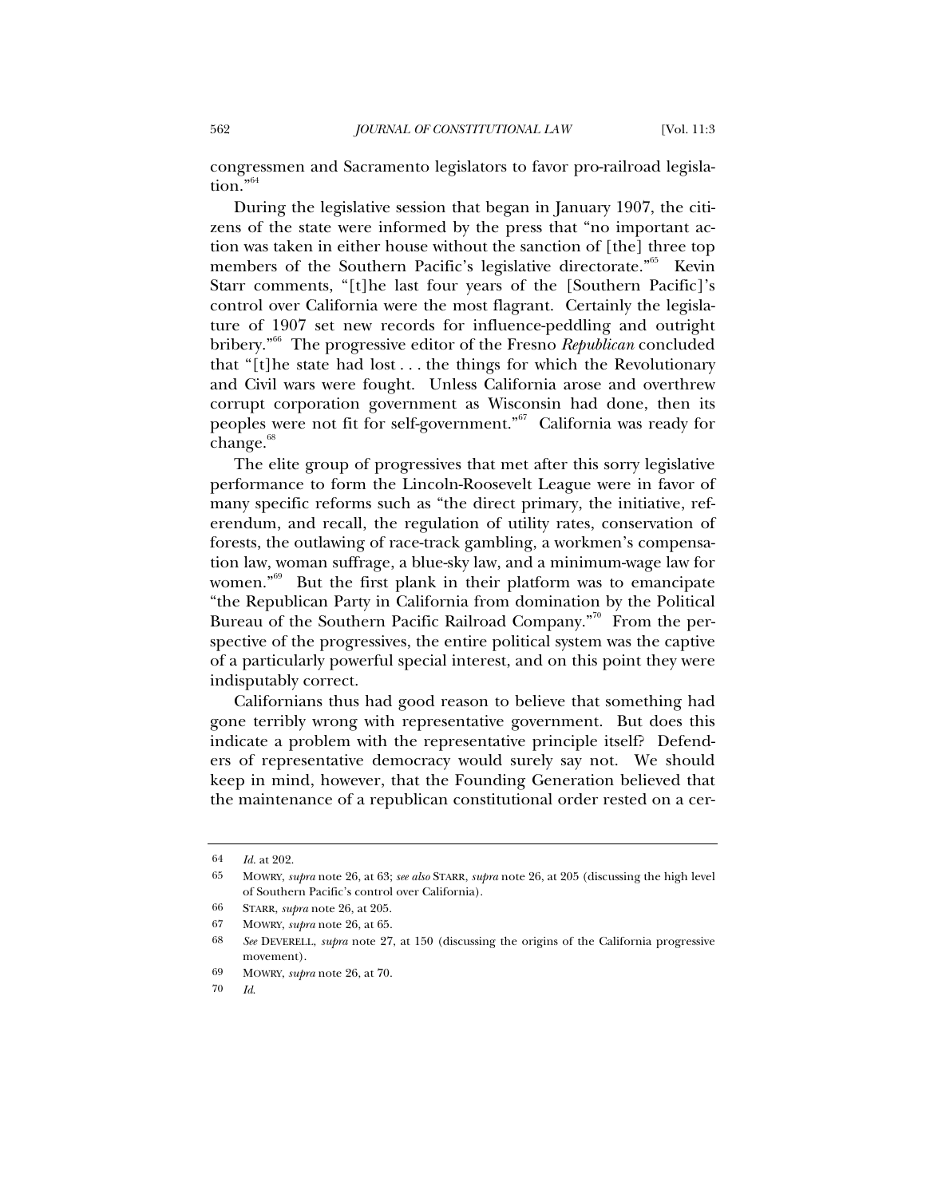congressmen and Sacramento legislators to favor pro-railroad legislation."[64]

During the legislative session that began in January 1907, the citizens of the state were informed by the press that "no important action was taken in either house without the sanction of [the] three top members of the Southern Pacific's legislative directorate."[65] Kevin Starr comments, "[t]he last four years of the [Southern Pacific]'s control over California were the most flagrant. Certainly the legislature of 1907 set new records for influence-peddling and outright bribery."[66] The progressive editor of the Fresno *Republican* concluded that "[t]he state had lost . . . the things for which the Revolutionary and Civil wars were fought. Unless California arose and overthrew corrupt corporation government as Wisconsin had done, then its peoples were not fit for self-government."[67] California was ready for change.[68]

The elite group of progressives that met after this sorry legislative performance to form the Lincoln-Roosevelt League were in favor of many specific reforms such as "the direct primary, the initiative, referendum, and recall, the regulation of utility rates, conservation of forests, the outlawing of race-track gambling, a workmen's compensation law, woman suffrage, a blue-sky law, and a minimum-wage law for women."[69] But the first plank in their platform was to emancipate "the Republican Party in California from domination by the Political Bureau of the Southern Pacific Railroad Company."[70] From the perspective of the progressives, the entire political system was the captive of a particularly powerful special interest, and on this point they were indisputably correct.

Californians thus had good reason to believe that something had gone terribly wrong with representative government. But does this indicate a problem with the representative principle itself? Defenders of representative democracy would surely say not. We should keep in mind, however, that the Founding Generation believed that the maintenance of a republican constitutional order rested on a cer-

---

64 *Id.* at 202.

65 MOWRY, *supra* note 26, at 63; *see also* STARR, *supra* note 26, at 205 (discussing the high level of Southern Pacific's control over California).

66 STARR, *supra* note 26, at 205.

67 MOWRY, *supra* note 26, at 65.

68 *See* DEVERELL, *supra* note 27, at 150 (discussing the origins of the California progressive movement).

69 MOWRY, *supra* note 26, at 70.

70 *Id.*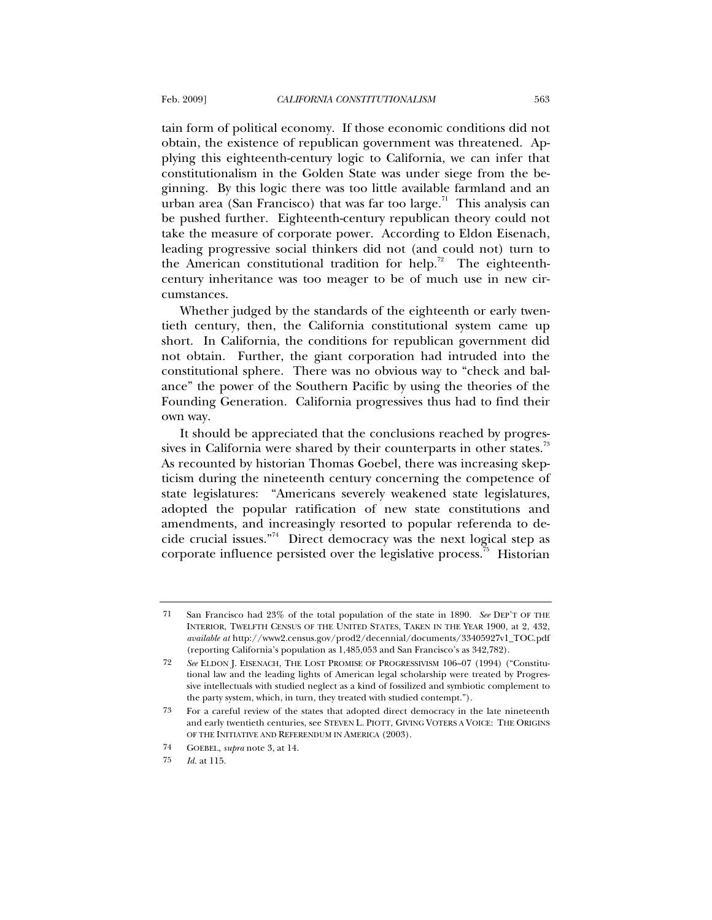tain form of political economy. If those economic conditions did not obtain, the existence of republican government was threatened. Applying this eighteenth-century logic to California, we can infer that constitutionalism in the Golden State was under siege from the beginning. By this logic there was too little available farmland and an urban area (San Francisco) that was far too large.[71] This analysis can be pushed further. Eighteenth-century republican theory could not take the measure of corporate power. According to Eldon Eisenach, leading progressive social thinkers did not (and could not) turn to the American constitutional tradition for help.[72] The eighteenth-century inheritance was too meager to be of much use in new circumstances.

Whether judged by the standards of the eighteenth or early twentieth century, then, the California constitutional system came up short. In California, the conditions for republican government did not obtain. Further, the giant corporation had intruded into the constitutional sphere. There was no obvious way to "check and balance" the power of the Southern Pacific by using the theories of the Founding Generation. California progressives thus had to find their own way.

It should be appreciated that the conclusions reached by progressives in California were shared by their counterparts in other states.[73] As recounted by historian Thomas Goebel, there was increasing skepticism during the nineteenth century concerning the competence of state legislatures: "Americans severely weakened state legislatures, adopted the popular ratification of new state constitutions and amendments, and increasingly resorted to popular referenda to decide crucial issues."[74] Direct democracy was the next logical step as corporate influence persisted over the legislative process.[75] Historian

---

71 San Francisco had 23% of the total population of the state in 1890. *See* DEP'T OF THE INTERIOR, TWELFTH CENSUS OF THE UNITED STATES, TAKEN IN THE YEAR 1900, at 2, 432, *available at* http://www2.census.gov/prod2/decennial/documents/33405927v1_TOC.pdf (reporting California's population as 1,485,053 and San Francisco's as 342,782).

72 *See* ELDON J. EISENACH, THE LOST PROMISE OF PROGRESSIVISM 106–07 (1994) ("Constitutional law and the leading lights of American legal scholarship were treated by Progressive intellectuals with studied neglect as a kind of fossilized and symbiotic complement to the party system, which, in turn, they treated with studied contempt.").

73 For a careful review of the states that adopted direct democracy in the late nineteenth and early twentieth centuries, see STEVEN L. PIOTT, GIVING VOTERS A VOICE: THE ORIGINS OF THE INITIATIVE AND REFERENDUM IN AMERICA (2003).

74 GOEBEL, *supra* note 3, at 14.

75 *Id.* at 115.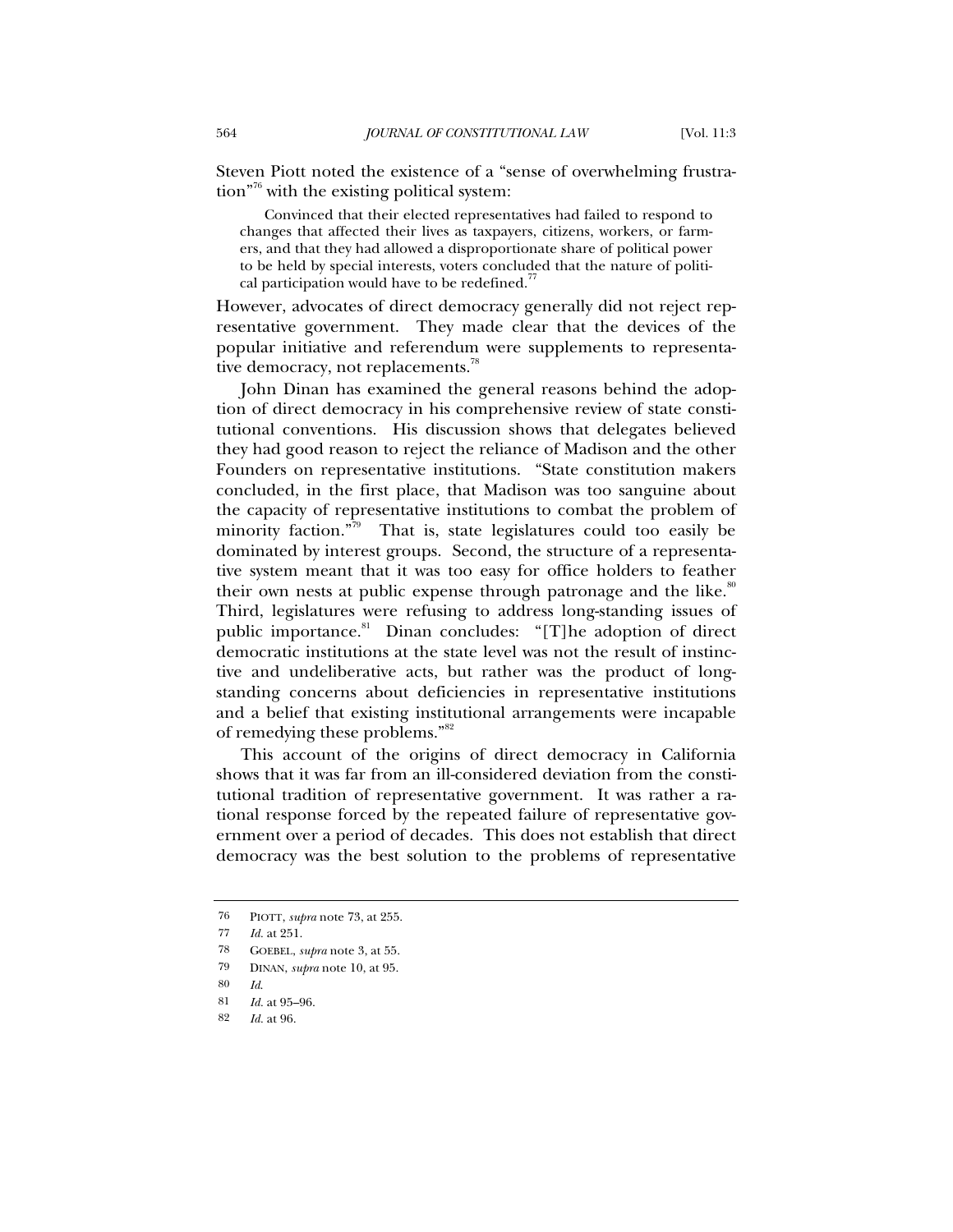Steven Piott noted the existence of a "sense of overwhelming frustration"[76] with the existing political system:

> Convinced that their elected representatives had failed to respond to changes that affected their lives as taxpayers, citizens, workers, or farmers, and that they had allowed a disproportionate share of political power to be held by special interests, voters concluded that the nature of political participation would have to be redefined.[77]

However, advocates of direct democracy generally did not reject representative government. They made clear that the devices of the popular initiative and referendum were supplements to representative democracy, not replacements.[78]

John Dinan has examined the general reasons behind the adoption of direct democracy in his comprehensive review of state constitutional conventions. His discussion shows that delegates believed they had good reason to reject the reliance of Madison and the other Founders on representative institutions. "State constitution makers concluded, in the first place, that Madison was too sanguine about the capacity of representative institutions to combat the problem of minority faction."[79] That is, state legislatures could too easily be dominated by interest groups. Second, the structure of a representative system meant that it was too easy for office holders to feather their own nests at public expense through patronage and the like.[80] Third, legislatures were refusing to address long-standing issues of public importance.[81] Dinan concludes: "[T]he adoption of direct democratic institutions at the state level was not the result of instinctive and undeliberative acts, but rather was the product of long-standing concerns about deficiencies in representative institutions and a belief that existing institutional arrangements were incapable of remedying these problems."[82]

This account of the origins of direct democracy in California shows that it was far from an ill-considered deviation from the constitutional tradition of representative government. It was rather a rational response forced by the repeated failure of representative government over a period of decades. This does not establish that direct democracy was the best solution to the problems of representative

---

76 PIOTT, *supra* note 73, at 255.

77 *Id.* at 251.

78 GOEBEL, *supra* note 3, at 55.

79 DINAN, *supra* note 10, at 95.

80 *Id.*

81 *Id.* at 95–96.

82 *Id.* at 96.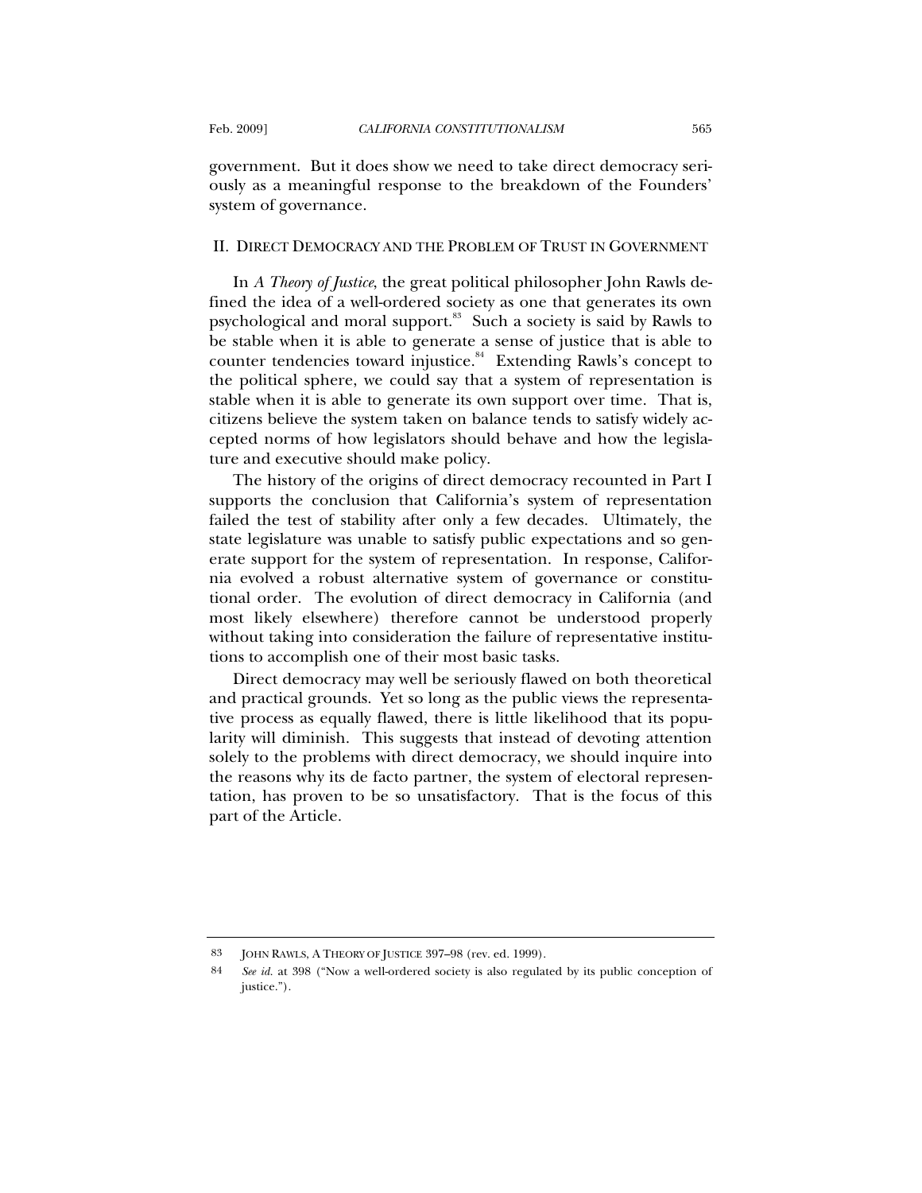government. But it does show we need to take direct democracy seriously as a meaningful response to the breakdown of the Founders' system of governance.

## II. Direct Democracy and the Problem of Trust in Government

In *A Theory of Justice*, the great political philosopher John Rawls defined the idea of a well-ordered society as one that generates its own psychological and moral support.[83] Such a society is said by Rawls to be stable when it is able to generate a sense of justice that is able to counter tendencies toward injustice.[84] Extending Rawls's concept to the political sphere, we could say that a system of representation is stable when it is able to generate its own support over time. That is, citizens believe the system taken on balance tends to satisfy widely accepted norms of how legislators should behave and how the legislature and executive should make policy.

The history of the origins of direct democracy recounted in Part I supports the conclusion that California's system of representation failed the test of stability after only a few decades. Ultimately, the state legislature was unable to satisfy public expectations and so generate support for the system of representation. In response, California evolved a robust alternative system of governance or constitutional order. The evolution of direct democracy in California (and most likely elsewhere) therefore cannot be understood properly without taking into consideration the failure of representative institutions to accomplish one of their most basic tasks.

Direct democracy may well be seriously flawed on both theoretical and practical grounds. Yet so long as the public views the representative process as equally flawed, there is little likelihood that its popularity will diminish. This suggests that instead of devoting attention solely to the problems with direct democracy, we should inquire into the reasons why its de facto partner, the system of electoral representation, has proven to be so unsatisfactory. That is the focus of this part of the Article.

---

83 John Rawls, A Theory of Justice 397–98 (rev. ed. 1999).

84 *See id.* at 398 ("Now a well-ordered society is also regulated by its public conception of justice.").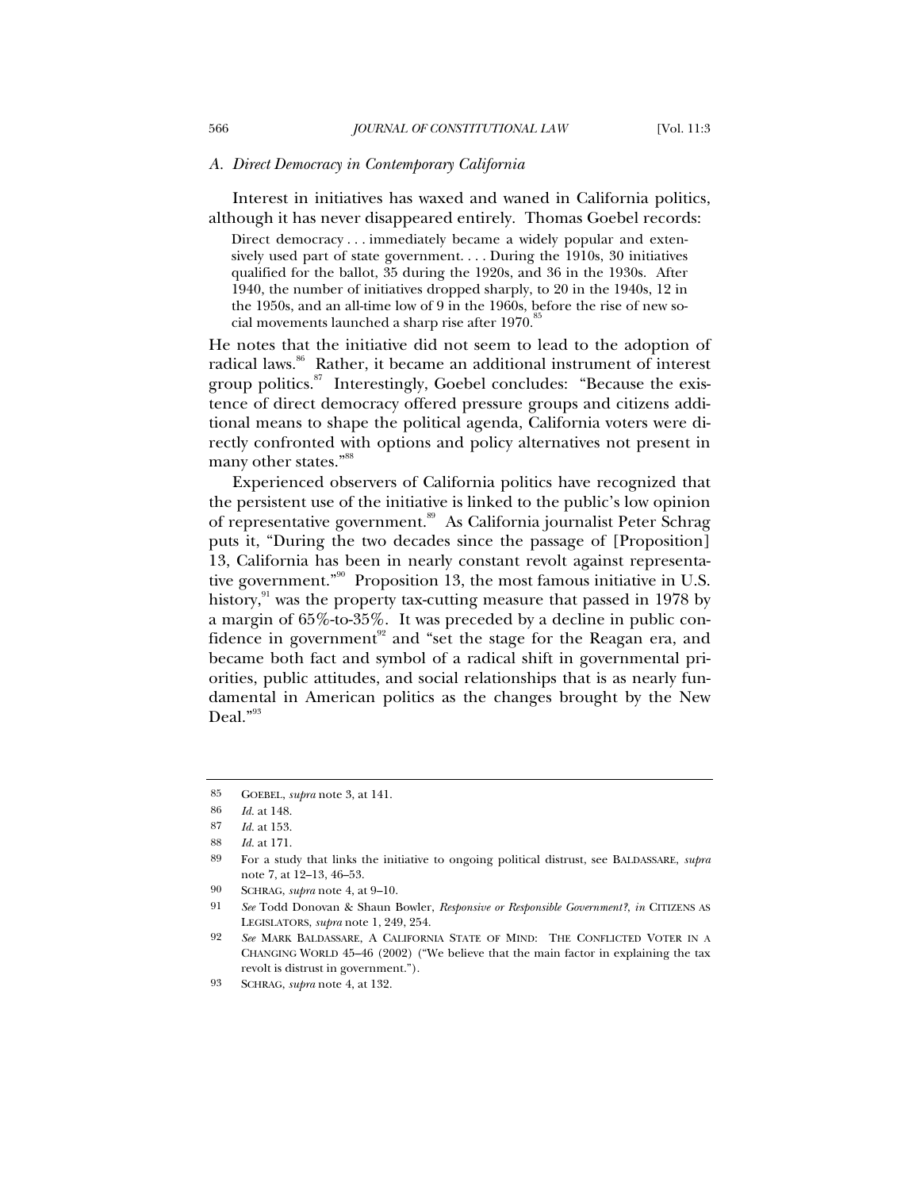### *A. Direct Democracy in Contemporary California*

Interest in initiatives has waxed and waned in California politics, although it has never disappeared entirely. Thomas Goebel records:

> Direct democracy . . . immediately became a widely popular and extensively used part of state government. . . . During the 1910s, 30 initiatives qualified for the ballot, 35 during the 1920s, and 36 in the 1930s. After 1940, the number of initiatives dropped sharply, to 20 in the 1940s, 12 in the 1950s, and an all-time low of 9 in the 1960s, before the rise of new social movements launched a sharp rise after 1970.[85]

He notes that the initiative did not seem to lead to the adoption of radical laws.[86] Rather, it became an additional instrument of interest group politics.[87] Interestingly, Goebel concludes: "Because the existence of direct democracy offered pressure groups and citizens additional means to shape the political agenda, California voters were directly confronted with options and policy alternatives not present in many other states."[88]

Experienced observers of California politics have recognized that the persistent use of the initiative is linked to the public's low opinion of representative government.[89] As California journalist Peter Schrag puts it, "During the two decades since the passage of [Proposition] 13, California has been in nearly constant revolt against representative government."[90] Proposition 13, the most famous initiative in U.S. history,[91] was the property tax-cutting measure that passed in 1978 by a margin of 65%-to-35%. It was preceded by a decline in public confidence in government[92] and "set the stage for the Reagan era, and became both fact and symbol of a radical shift in governmental priorities, public attitudes, and social relationships that is as nearly fundamental in American politics as the changes brought by the New Deal."[93]

---

85 GOEBEL, *supra* note 3, at 141.

86 *Id.* at 148.

87 *Id.* at 153.

88 *Id.* at 171.

89 For a study that links the initiative to ongoing political distrust, see BALDASSARE, *supra* note 7, at 12–13, 46–53.

90 SCHRAG, *supra* note 4, at 9–10.

91 *See* Todd Donovan & Shaun Bowler, *Responsive or Responsible Government?*, *in* CITIZENS AS LEGISLATORS, *supra* note 1, 249, 254.

92 *See* MARK BALDASSARE, A CALIFORNIA STATE OF MIND: THE CONFLICTED VOTER IN A CHANGING WORLD 45–46 (2002) ("We believe that the main factor in explaining the tax revolt is distrust in government.").

93 SCHRAG, *supra* note 4, at 132.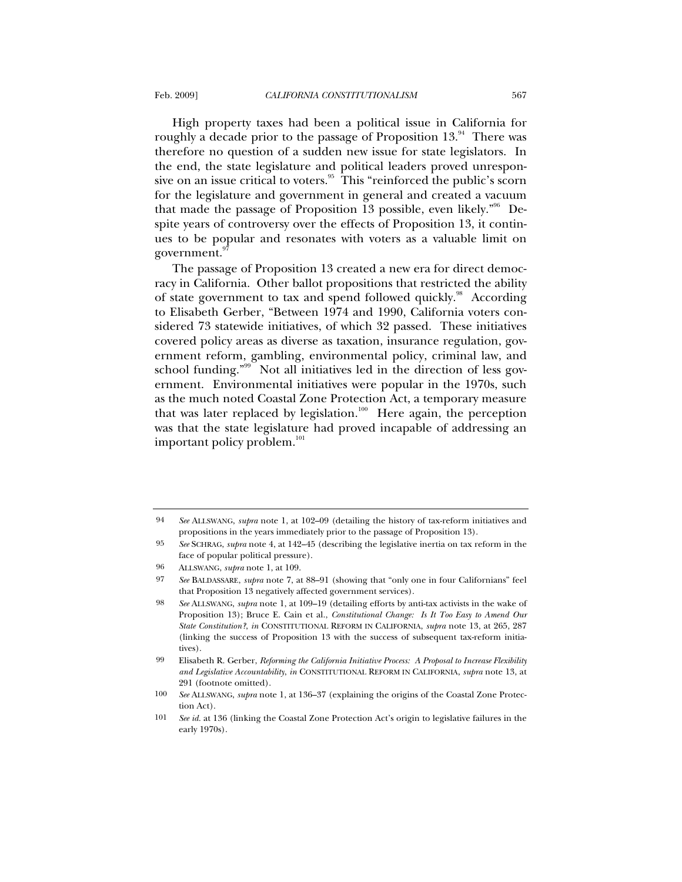High property taxes had been a political issue in California for roughly a decade prior to the passage of Proposition 13.[94] There was therefore no question of a sudden new issue for state legislators. In the end, the state legislature and political leaders proved unresponsive on an issue critical to voters.[95] This "reinforced the public's scorn for the legislature and government in general and created a vacuum that made the passage of Proposition 13 possible, even likely."[96] Despite years of controversy over the effects of Proposition 13, it continues to be popular and resonates with voters as a valuable limit on government.[97]

The passage of Proposition 13 created a new era for direct democracy in California. Other ballot propositions that restricted the ability of state government to tax and spend followed quickly.[98] According to Elisabeth Gerber, "Between 1974 and 1990, California voters considered 73 statewide initiatives, of which 32 passed. These initiatives covered policy areas as diverse as taxation, insurance regulation, government reform, gambling, environmental policy, criminal law, and school funding."[99] Not all initiatives led in the direction of less government. Environmental initiatives were popular in the 1970s, such as the much noted Coastal Zone Protection Act, a temporary measure that was later replaced by legislation.[100] Here again, the perception was that the state legislature had proved incapable of addressing an important policy problem.[101]

---

94 *See* ALLSWANG, *supra* note 1, at 102–09 (detailing the history of tax-reform initiatives and propositions in the years immediately prior to the passage of Proposition 13).

95 *See* SCHRAG, *supra* note 4, at 142–45 (describing the legislative inertia on tax reform in the face of popular political pressure).

96 ALLSWANG, *supra* note 1, at 109.

97 *See* BALDASSARE, *supra* note 7, at 88–91 (showing that "only one in four Californians" feel that Proposition 13 negatively affected government services).

98 *See* ALLSWANG, *supra* note 1, at 109–19 (detailing efforts by anti-tax activists in the wake of Proposition 13); Bruce E. Cain et al., *Constitutional Change: Is It Too Easy to Amend Our State Constitution?*, *in* CONSTITUTIONAL REFORM IN CALIFORNIA, *supra* note 13, at 265, 287 (linking the success of Proposition 13 with the success of subsequent tax-reform initiatives).

99 Elisabeth R. Gerber, *Reforming the California Initiative Process: A Proposal to Increase Flexibility and Legislative Accountability*, *in* CONSTITUTIONAL REFORM IN CALIFORNIA, *supra* note 13, at 291 (footnote omitted).

100 *See* ALLSWANG, *supra* note 1, at 136–37 (explaining the origins of the Coastal Zone Protection Act).

101 *See id.* at 136 (linking the Coastal Zone Protection Act's origin to legislative failures in the early 1970s).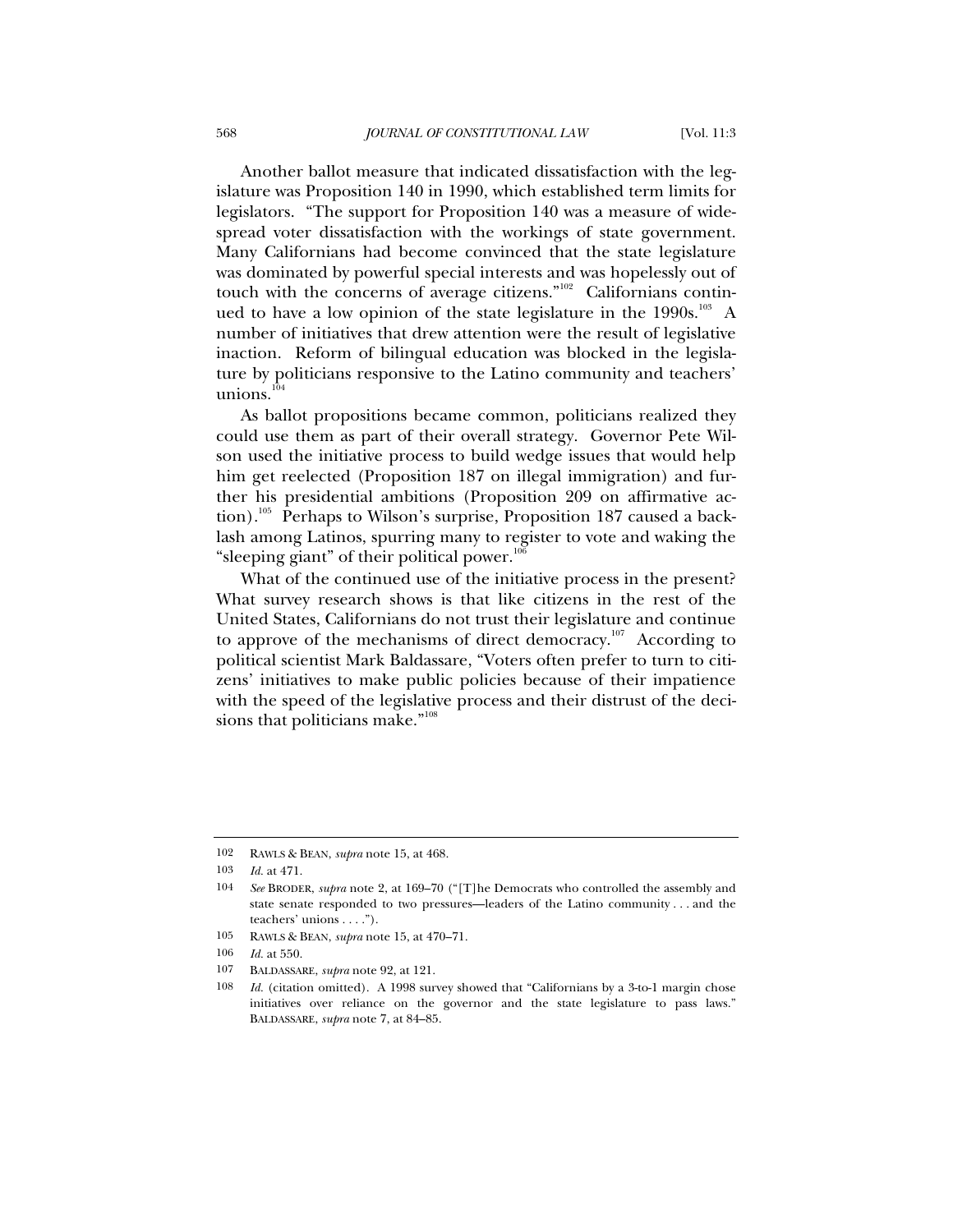Another ballot measure that indicated dissatisfaction with the legislature was Proposition 140 in 1990, which established term limits for legislators. "The support for Proposition 140 was a measure of widespread voter dissatisfaction with the workings of state government. Many Californians had become convinced that the state legislature was dominated by powerful special interests and was hopelessly out of touch with the concerns of average citizens."[102] Californians continued to have a low opinion of the state legislature in the 1990s.[103] A number of initiatives that drew attention were the result of legislative inaction. Reform of bilingual education was blocked in the legislature by politicians responsive to the Latino community and teachers' unions.[104]

As ballot propositions became common, politicians realized they could use them as part of their overall strategy. Governor Pete Wilson used the initiative process to build wedge issues that would help him get reelected (Proposition 187 on illegal immigration) and further his presidential ambitions (Proposition 209 on affirmative action).[105] Perhaps to Wilson's surprise, Proposition 187 caused a backlash among Latinos, spurring many to register to vote and waking the "sleeping giant" of their political power.[106]

What of the continued use of the initiative process in the present? What survey research shows is that like citizens in the rest of the United States, Californians do not trust their legislature and continue to approve of the mechanisms of direct democracy.[107] According to political scientist Mark Baldassare, "Voters often prefer to turn to citizens' initiatives to make public policies because of their impatience with the speed of the legislative process and their distrust of the decisions that politicians make."[108]

---

102 RAWLS & BEAN, *supra* note 15, at 468.

103 *Id.* at 471.

104 *See* BRODER, *supra* note 2, at 169–70 ("[T]he Democrats who controlled the assembly and state senate responded to two pressures—leaders of the Latino community . . . and the teachers' unions . . . .").

105 RAWLS & BEAN, *supra* note 15, at 470–71.

106 *Id.* at 550.

107 BALDASSARE, *supra* note 92, at 121.

108 *Id.* (citation omitted). A 1998 survey showed that "Californians by a 3-to-1 margin chose initiatives over reliance on the governor and the state legislature to pass laws." BALDASSARE, *supra* note 7, at 84–85.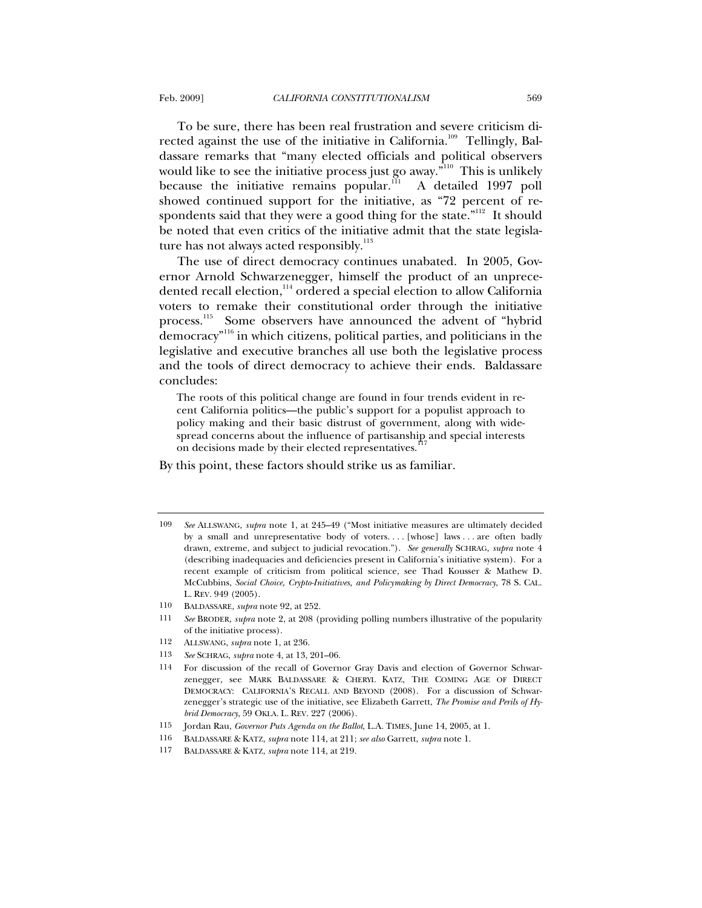To be sure, there has been real frustration and severe criticism directed against the use of the initiative in California.[109] Tellingly, Baldassare remarks that "many elected officials and political observers would like to see the initiative process just go away."[110] This is unlikely because the initiative remains popular.[111] A detailed 1997 poll showed continued support for the initiative, as "72 percent of respondents said that they were a good thing for the state."[112] It should be noted that even critics of the initiative admit that the state legislature has not always acted responsibly.[113]

The use of direct democracy continues unabated. In 2005, Governor Arnold Schwarzenegger, himself the product of an unprecedented recall election,[114] ordered a special election to allow California voters to remake their constitutional order through the initiative process.[115] Some observers have announced the advent of "hybrid democracy"[116] in which citizens, political parties, and politicians in the legislative and executive branches all use both the legislative process and the tools of direct democracy to achieve their ends. Baldassare concludes:

> The roots of this political change are found in four trends evident in recent California politics—the public's support for a populist approach to policy making and their basic distrust of government, along with widespread concerns about the influence of partisanship and special interests on decisions made by their elected representatives.[117]

By this point, these factors should strike us as familiar.

---

109 *See* ALLSWANG, *supra* note 1, at 245–49 ("Most initiative measures are ultimately decided by a small and unrepresentative body of voters. . . . [whose] laws . . . are often badly drawn, extreme, and subject to judicial revocation."). *See generally* SCHRAG, *supra* note 4 (describing inadequacies and deficiencies present in California's initiative system). For a recent example of criticism from political science, see Thad Kousser & Mathew D. McCubbins, *Social Choice, Crypto-Initiatives, and Policymaking by Direct Democracy*, 78 S. CAL. L. REV. 949 (2005).

110 BALDASSARE, *supra* note 92, at 252.

111 *See* BRODER, *supra* note 2, at 208 (providing polling numbers illustrative of the popularity of the initiative process).

112 ALLSWANG, *supra* note 1, at 236.

113 *See* SCHRAG, *supra* note 4, at 13, 201–06.

114 For discussion of the recall of Governor Gray Davis and election of Governor Schwarzenegger, see MARK BALDASSARE & CHERYL KATZ, THE COMING AGE OF DIRECT DEMOCRACY: CALIFORNIA'S RECALL AND BEYOND (2008). For a discussion of Schwarzenegger's strategic use of the initiative, see Elizabeth Garrett, *The Promise and Perils of Hybrid Democracy*, 59 OKLA. L. REV. 227 (2006).

115 Jordan Rau, *Governor Puts Agenda on the Ballot*, L.A. TIMES, June 14, 2005, at 1.

116 BALDASSARE & KATZ, *supra* note 114, at 211; *see also* Garrett, *supra* note 1.

117 BALDASSARE & KATZ, *supra* note 114, at 219.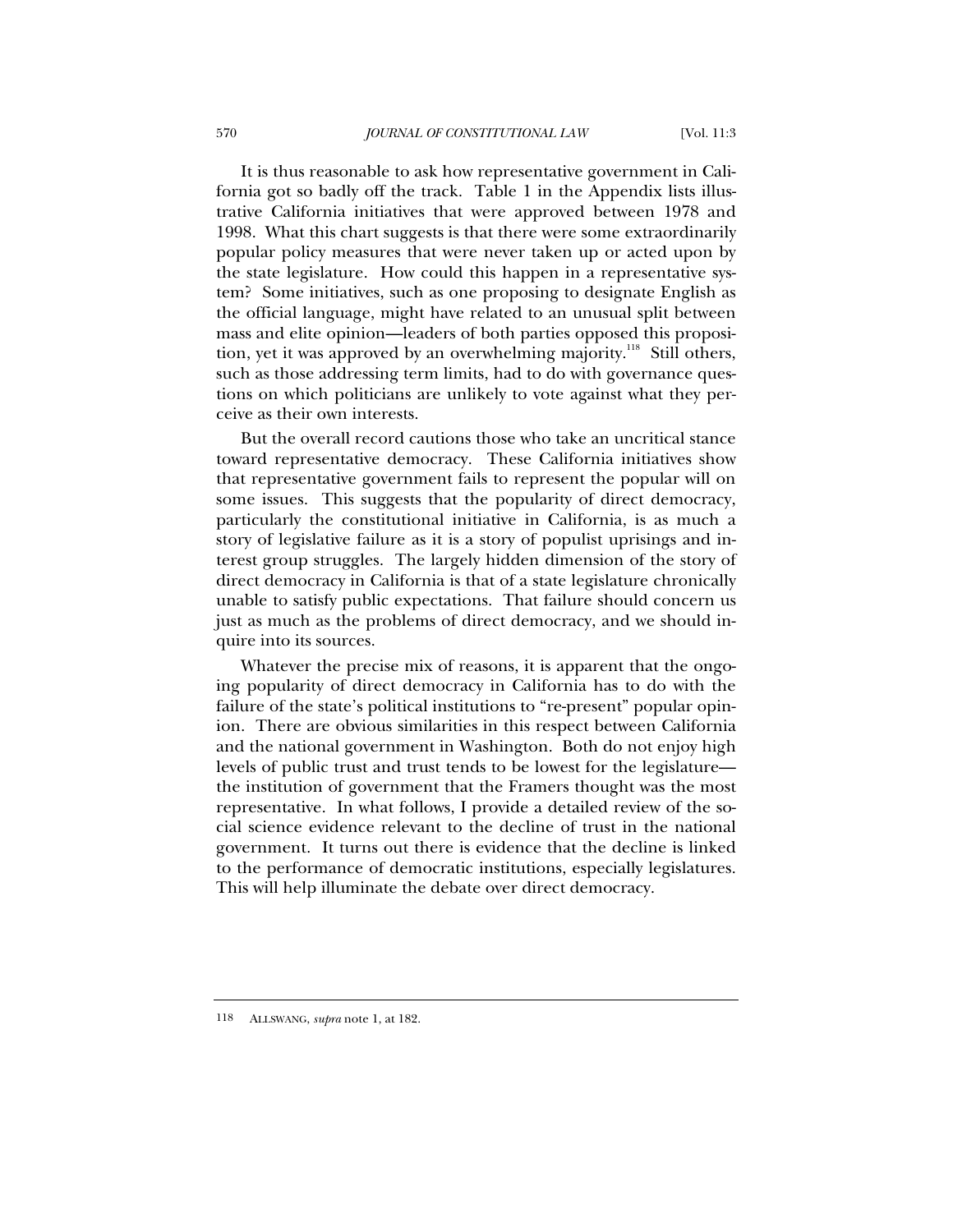It is thus reasonable to ask how representative government in California got so badly off the track. Table 1 in the Appendix lists illustrative California initiatives that were approved between 1978 and 1998. What this chart suggests is that there were some extraordinarily popular policy measures that were never taken up or acted upon by the state legislature. How could this happen in a representative system? Some initiatives, such as one proposing to designate English as the official language, might have related to an unusual split between mass and elite opinion—leaders of both parties opposed this proposition, yet it was approved by an overwhelming majority.[118] Still others, such as those addressing term limits, had to do with governance questions on which politicians are unlikely to vote against what they perceive as their own interests.

But the overall record cautions those who take an uncritical stance toward representative democracy. These California initiatives show that representative government fails to represent the popular will on some issues. This suggests that the popularity of direct democracy, particularly the constitutional initiative in California, is as much a story of legislative failure as it is a story of populist uprisings and interest group struggles. The largely hidden dimension of the story of direct democracy in California is that of a state legislature chronically unable to satisfy public expectations. That failure should concern us just as much as the problems of direct democracy, and we should inquire into its sources.

Whatever the precise mix of reasons, it is apparent that the ongoing popularity of direct democracy in California has to do with the failure of the state's political institutions to "re-present" popular opinion. There are obvious similarities in this respect between California and the national government in Washington. Both do not enjoy high levels of public trust and trust tends to be lowest for the legislature—the institution of government that the Framers thought was the most representative. In what follows, I provide a detailed review of the social science evidence relevant to the decline of trust in the national government. It turns out there is evidence that the decline is linked to the performance of democratic institutions, especially legislatures. This will help illuminate the debate over direct democracy.

---

118 ALLSWANG, *supra* note 1, at 182.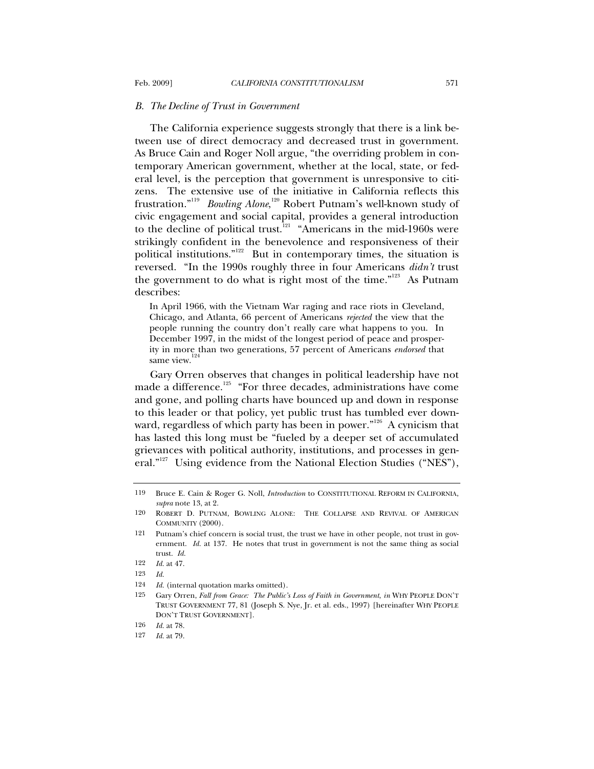### *B. The Decline of Trust in Government*

The California experience suggests strongly that there is a link between use of direct democracy and decreased trust in government. As Bruce Cain and Roger Noll argue, "the overriding problem in contemporary American government, whether at the local, state, or federal level, is the perception that government is unresponsive to citizens. The extensive use of the initiative in California reflects this frustration."[119] *Bowling Alone*,[120] Robert Putnam's well-known study of civic engagement and social capital, provides a general introduction to the decline of political trust.[121] "Americans in the mid-1960s were strikingly confident in the benevolence and responsiveness of their political institutions."[122] But in contemporary times, the situation is reversed. "In the 1990s roughly three in four Americans *didn't* trust the government to do what is right most of the time."[123] As Putnam describes:

> In April 1966, with the Vietnam War raging and race riots in Cleveland, Chicago, and Atlanta, 66 percent of Americans *rejected* the view that the people running the country don't really care what happens to you. In December 1997, in the midst of the longest period of peace and prosperity in more than two generations, 57 percent of Americans *endorsed* that same view.[124]

Gary Orren observes that changes in political leadership have not made a difference.[125] "For three decades, administrations have come and gone, and polling charts have bounced up and down in response to this leader or that policy, yet public trust has tumbled ever downward, regardless of which party has been in power."[126] A cynicism that has lasted this long must be "fueled by a deeper set of accumulated grievances with political authority, institutions, and processes in general."[127] Using evidence from the National Election Studies ("NES"),

---

119 Bruce E. Cain & Roger G. Noll, *Introduction* to CONSTITUTIONAL REFORM IN CALIFORNIA, *supra* note 13, at 2.

120 ROBERT D. PUTNAM, BOWLING ALONE: THE COLLAPSE AND REVIVAL OF AMERICAN COMMUNITY (2000).

121 Putnam's chief concern is social trust, the trust we have in other people, not trust in government. *Id.* at 137. He notes that trust in government is not the same thing as social trust. *Id.*

122 *Id.* at 47.

123 *Id.*

124 *Id.* (internal quotation marks omitted).

125 Gary Orren, *Fall from Grace: The Public's Loss of Faith in Government*, *in* WHY PEOPLE DON'T TRUST GOVERNMENT 77, 81 (Joseph S. Nye, Jr. et al. eds., 1997) [hereinafter WHY PEOPLE DON'T TRUST GOVERNMENT].

126 *Id.* at 78.

127 *Id.* at 79.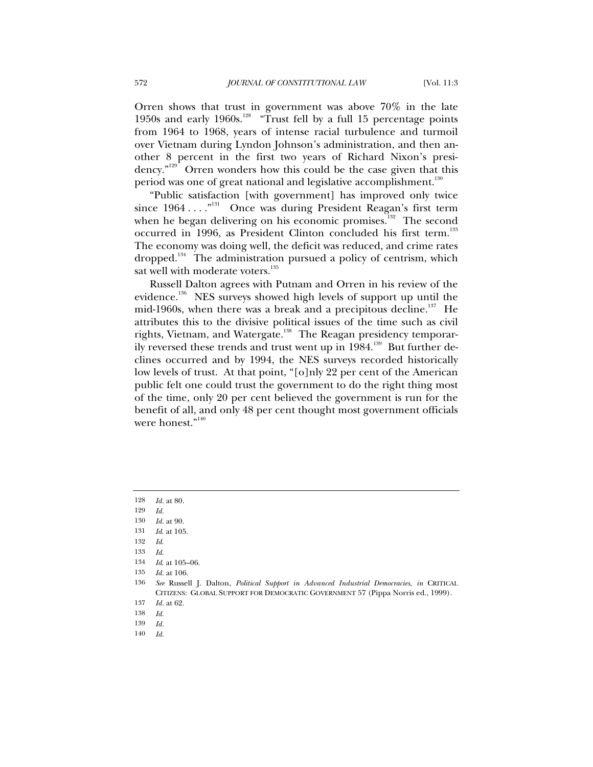Orren shows that trust in government was above 70% in the late 1950s and early 1960s.[128] "Trust fell by a full 15 percentage points from 1964 to 1968, years of intense racial turbulence and turmoil over Vietnam during Lyndon Johnson's administration, and then another 8 percent in the first two years of Richard Nixon's presidency."[129] Orren wonders how this could be the case given that this period was one of great national and legislative accomplishment.[130]

"Public satisfaction [with government] has improved only twice since 1964 . . . ."[131] Once was during President Reagan's first term when he began delivering on his economic promises.[132] The second occurred in 1996, as President Clinton concluded his first term.[133] The economy was doing well, the deficit was reduced, and crime rates dropped.[134] The administration pursued a policy of centrism, which sat well with moderate voters.[135]

Russell Dalton agrees with Putnam and Orren in his review of the evidence.[136] NES surveys showed high levels of support up until the mid-1960s, when there was a break and a precipitous decline.[137] He attributes this to the divisive political issues of the time such as civil rights, Vietnam, and Watergate.[138] The Reagan presidency temporarily reversed these trends and trust went up in 1984.[139] But further declines occurred and by 1994, the NES surveys recorded historically low levels of trust. At that point, "[o]nly 22 per cent of the American public felt one could trust the government to do the right thing most of the time, only 20 per cent believed the government is run for the benefit of all, and only 48 per cent thought most government officials were honest."[140]

---

128 *Id.* at 80.

129 *Id.*

130 *Id.* at 90.

131 *Id.* at 105.

132 *Id.*

133 *Id.*

134 *Id.* at 105–06.

135 *Id.* at 106.

136 *See* Russell J. Dalton, *Political Support in Advanced Industrial Democracies*, *in* CRITICAL CITIZENS: GLOBAL SUPPORT FOR DEMOCRATIC GOVERNMENT 57 (Pippa Norris ed., 1999).

137 *Id.* at 62.

138 *Id.*

139 *Id.*

140 *Id.*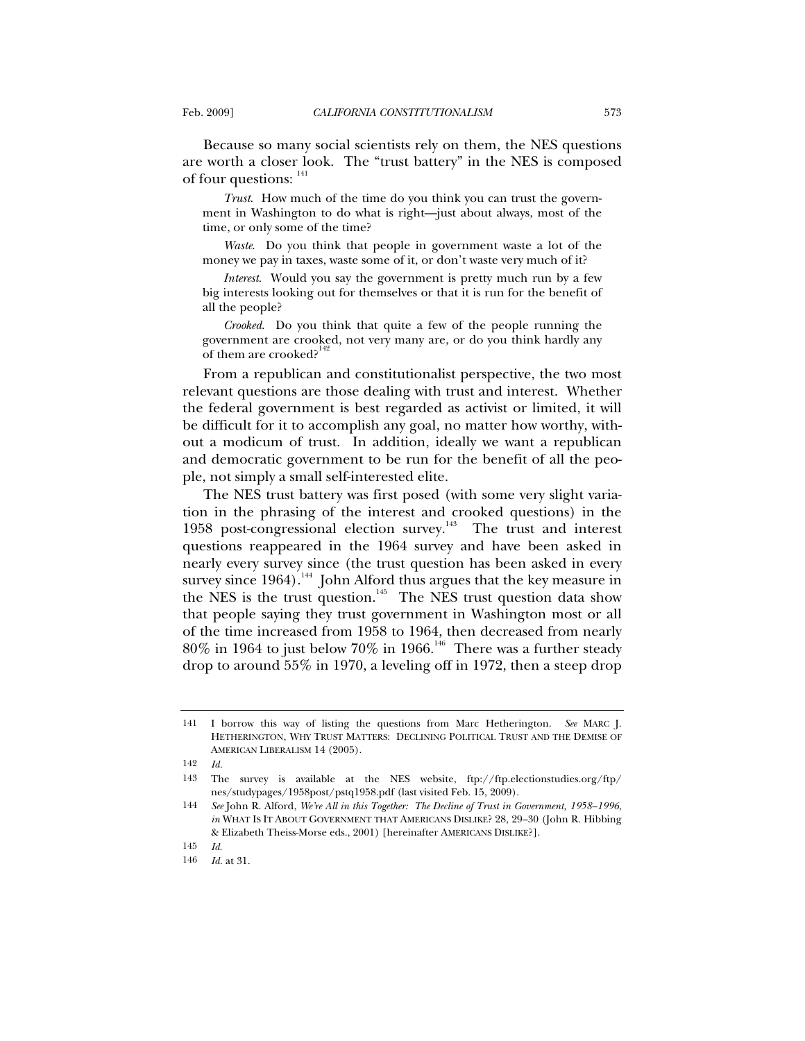Because so many social scientists rely on them, the NES questions are worth a closer look. The "trust battery" in the NES is composed of four questions: [141]

> *Trust*. How much of the time do you think you can trust the government in Washington to do what is right—just about always, most of the time, or only some of the time?
>
> *Waste*. Do you think that people in government waste a lot of the money we pay in taxes, waste some of it, or don't waste very much of it?
>
> *Interest*. Would you say the government is pretty much run by a few big interests looking out for themselves or that it is run for the benefit of all the people?
>
> *Crooked*. Do you think that quite a few of the people running the government are crooked, not very many are, or do you think hardly any of them are crooked?[142]

From a republican and constitutionalist perspective, the two most relevant questions are those dealing with trust and interest. Whether the federal government is best regarded as activist or limited, it will be difficult for it to accomplish any goal, no matter how worthy, without a modicum of trust. In addition, ideally we want a republican and democratic government to be run for the benefit of all the people, not simply a small self-interested elite.

The NES trust battery was first posed (with some very slight variation in the phrasing of the interest and crooked questions) in the 1958 post-congressional election survey.[143] The trust and interest questions reappeared in the 1964 survey and have been asked in nearly every survey since (the trust question has been asked in every survey since 1964).[144] John Alford thus argues that the key measure in the NES is the trust question.[145] The NES trust question data show that people saying they trust government in Washington most or all of the time increased from 1958 to 1964, then decreased from nearly 80% in 1964 to just below 70% in 1966.[146] There was a further steady drop to around 55% in 1970, a leveling off in 1972, then a steep drop

---

141 I borrow this way of listing the questions from Marc Hetherington. *See* MARC J. HETHERINGTON, WHY TRUST MATTERS: DECLINING POLITICAL TRUST AND THE DEMISE OF AMERICAN LIBERALISM 14 (2005).

142 *Id.*

143 The survey is available at the NES website, ftp://ftp.electionstudies.org/ftp/nes/studypages/1958post/pstq1958.pdf (last visited Feb. 15, 2009).

144 *See* John R. Alford, *We're All in this Together: The Decline of Trust in Government, 1958–1996*, *in* WHAT IS IT ABOUT GOVERNMENT THAT AMERICANS DISLIKE? 28, 29–30 (John R. Hibbing & Elizabeth Theiss-Morse eds., 2001) [hereinafter AMERICANS DISLIKE?].

145 *Id.*

146 *Id.* at 31.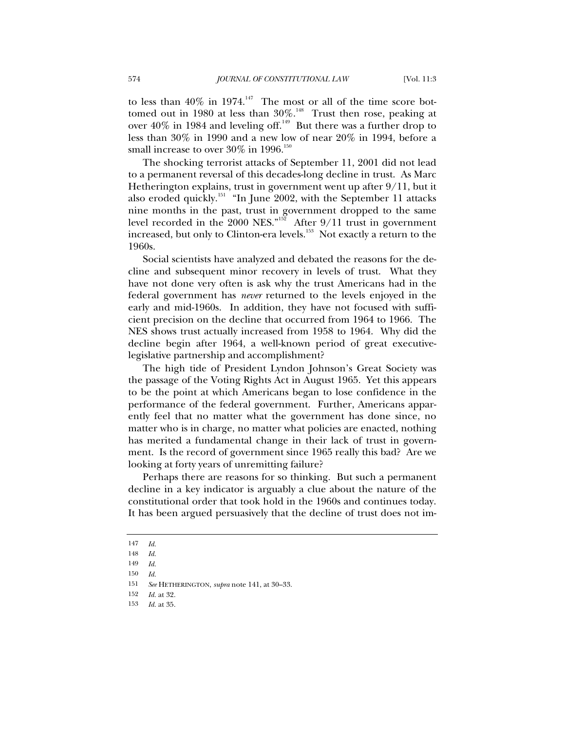to less than 40% in 1974.[147] The most or all of the time score bottomed out in 1980 at less than 30%.[148] Trust then rose, peaking at over 40% in 1984 and leveling off.[149] But there was a further drop to less than 30% in 1990 and a new low of near 20% in 1994, before a small increase to over 30% in 1996.[150]

The shocking terrorist attacks of September 11, 2001 did not lead to a permanent reversal of this decades-long decline in trust. As Marc Hetherington explains, trust in government went up after 9/11, but it also eroded quickly.[151] "In June 2002, with the September 11 attacks nine months in the past, trust in government dropped to the same level recorded in the 2000 NES."[152] After 9/11 trust in government increased, but only to Clinton-era levels.[153] Not exactly a return to the 1960s.

Social scientists have analyzed and debated the reasons for the decline and subsequent minor recovery in levels of trust. What they have not done very often is ask why the trust Americans had in the federal government has *never* returned to the levels enjoyed in the early and mid-1960s. In addition, they have not focused with sufficient precision on the decline that occurred from 1964 to 1966. The NES shows trust actually increased from 1958 to 1964. Why did the decline begin after 1964, a well-known period of great executive-legislative partnership and accomplishment?

The high tide of President Lyndon Johnson's Great Society was the passage of the Voting Rights Act in August 1965. Yet this appears to be the point at which Americans began to lose confidence in the performance of the federal government. Further, Americans apparently feel that no matter what the government has done since, no matter who is in charge, no matter what policies are enacted, nothing has merited a fundamental change in their lack of trust in government. Is the record of government since 1965 really this bad? Are we looking at forty years of unremitting failure?

Perhaps there are reasons for so thinking. But such a permanent decline in a key indicator is arguably a clue about the nature of the constitutional order that took hold in the 1960s and continues today. It has been argued persuasively that the decline of trust does not im-

147 *Id.*

148 *Id.*

149 *Id.*

150 *Id.*

151 *See* HETHERINGTON, *supra* note 141, at 30–33.

152 *Id.* at 32.

153 *Id.* at 35.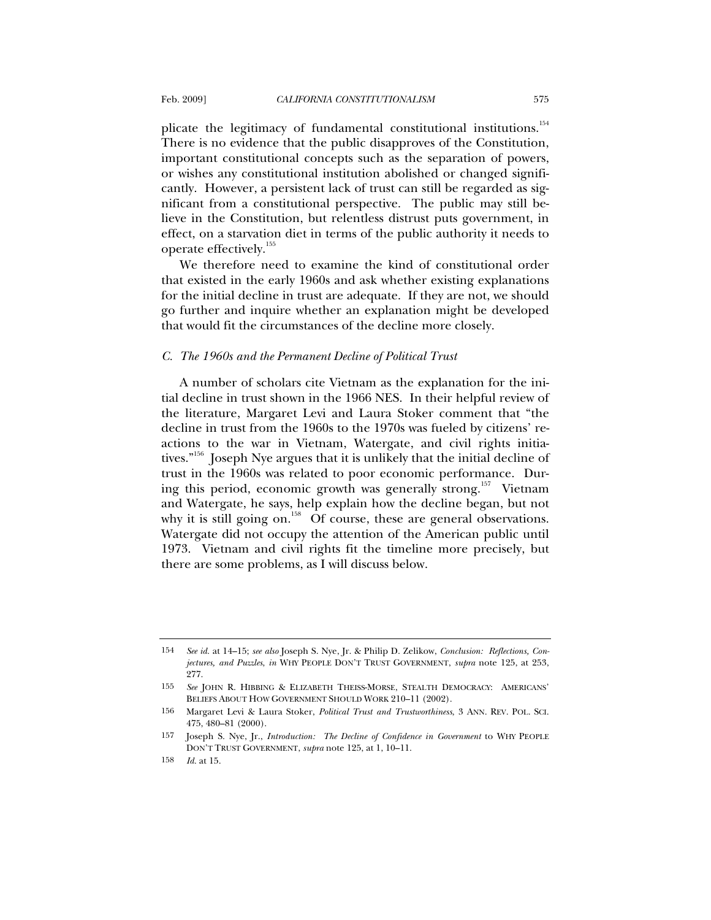plicate the legitimacy of fundamental constitutional institutions.[154] There is no evidence that the public disapproves of the Constitution, important constitutional concepts such as the separation of powers, or wishes any constitutional institution abolished or changed significantly. However, a persistent lack of trust can still be regarded as significant from a constitutional perspective. The public may still believe in the Constitution, but relentless distrust puts government, in effect, on a starvation diet in terms of the public authority it needs to operate effectively.[155]

We therefore need to examine the kind of constitutional order that existed in the early 1960s and ask whether existing explanations for the initial decline in trust are adequate. If they are not, we should go further and inquire whether an explanation might be developed that would fit the circumstances of the decline more closely.

### *C. The 1960s and the Permanent Decline of Political Trust*

A number of scholars cite Vietnam as the explanation for the initial decline in trust shown in the 1966 NES. In their helpful review of the literature, Margaret Levi and Laura Stoker comment that "the decline in trust from the 1960s to the 1970s was fueled by citizens' reactions to the war in Vietnam, Watergate, and civil rights initiatives."[156] Joseph Nye argues that it is unlikely that the initial decline of trust in the 1960s was related to poor economic performance. During this period, economic growth was generally strong.[157] Vietnam and Watergate, he says, help explain how the decline began, but not why it is still going on.[158] Of course, these are general observations. Watergate did not occupy the attention of the American public until 1973. Vietnam and civil rights fit the timeline more precisely, but there are some problems, as I will discuss below.

---

154 *See id.* at 14–15; *see also* Joseph S. Nye, Jr. & Philip D. Zelikow, *Conclusion: Reflections, Conjectures, and Puzzles*, *in* WHY PEOPLE DON'T TRUST GOVERNMENT, *supra* note 125, at 253, 277.

155 *See* JOHN R. HIBBING & ELIZABETH THEISS-MORSE, STEALTH DEMOCRACY: AMERICANS' BELIEFS ABOUT HOW GOVERNMENT SHOULD WORK 210–11 (2002).

156 Margaret Levi & Laura Stoker, *Political Trust and Trustworthiness*, 3 ANN. REV. POL. SCI. 475, 480–81 (2000).

157 Joseph S. Nye, Jr., *Introduction: The Decline of Confidence in Government* to WHY PEOPLE DON'T TRUST GOVERNMENT, *supra* note 125, at 1, 10–11.

158 *Id.* at 15.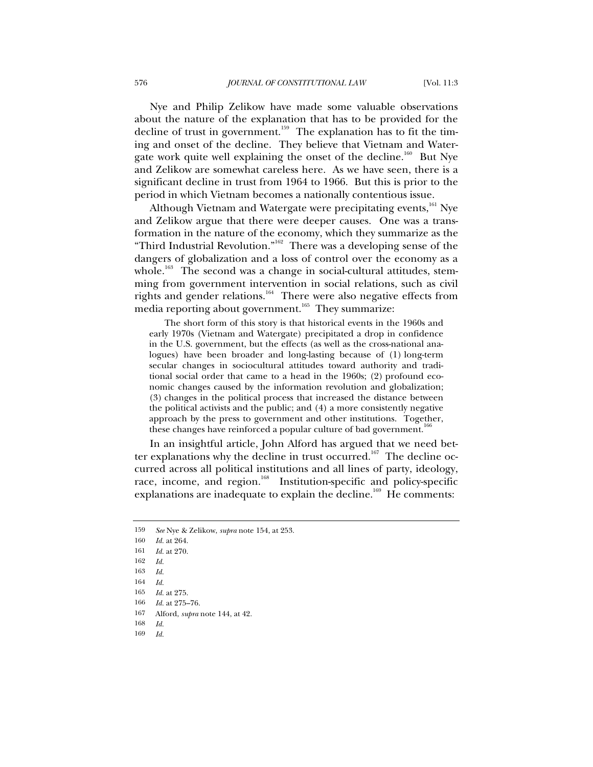Nye and Philip Zelikow have made some valuable observations about the nature of the explanation that has to be provided for the decline of trust in government.[159] The explanation has to fit the timing and onset of the decline. They believe that Vietnam and Watergate work quite well explaining the onset of the decline.[160] But Nye and Zelikow are somewhat careless here. As we have seen, there is a significant decline in trust from 1964 to 1966. But this is prior to the period in which Vietnam becomes a nationally contentious issue.

Although Vietnam and Watergate were precipitating events,[161] Nye and Zelikow argue that there were deeper causes. One was a transformation in the nature of the economy, which they summarize as the "Third Industrial Revolution."[162] There was a developing sense of the dangers of globalization and a loss of control over the economy as a whole.[163] The second was a change in social-cultural attitudes, stemming from government intervention in social relations, such as civil rights and gender relations.[164] There were also negative effects from media reporting about government.[165] They summarize:

> The short form of this story is that historical events in the 1960s and early 1970s (Vietnam and Watergate) precipitated a drop in confidence in the U.S. government, but the effects (as well as the cross-national analogues) have been broader and long-lasting because of (1) long-term secular changes in sociocultural attitudes toward authority and traditional social order that came to a head in the 1960s; (2) profound economic changes caused by the information revolution and globalization; (3) changes in the political process that increased the distance between the political activists and the public; and (4) a more consistently negative approach by the press to government and other institutions. Together, these changes have reinforced a popular culture of bad government.[166]

In an insightful article, John Alford has argued that we need better explanations why the decline in trust occurred.[167] The decline occurred across all political institutions and all lines of party, ideology, race, income, and region.[168] Institution-specific and policy-specific explanations are inadequate to explain the decline.[169] He comments:

---

159 *See* Nye & Zelikow, *supra* note 154, at 253.

160 *Id.* at 264.

161 *Id.* at 270.

162 *Id.*

163 *Id.*

164 *Id.*

165 *Id.* at 275.

166 *Id.* at 275–76.

167 Alford, *supra* note 144, at 42.

168 *Id.*

169 *Id.*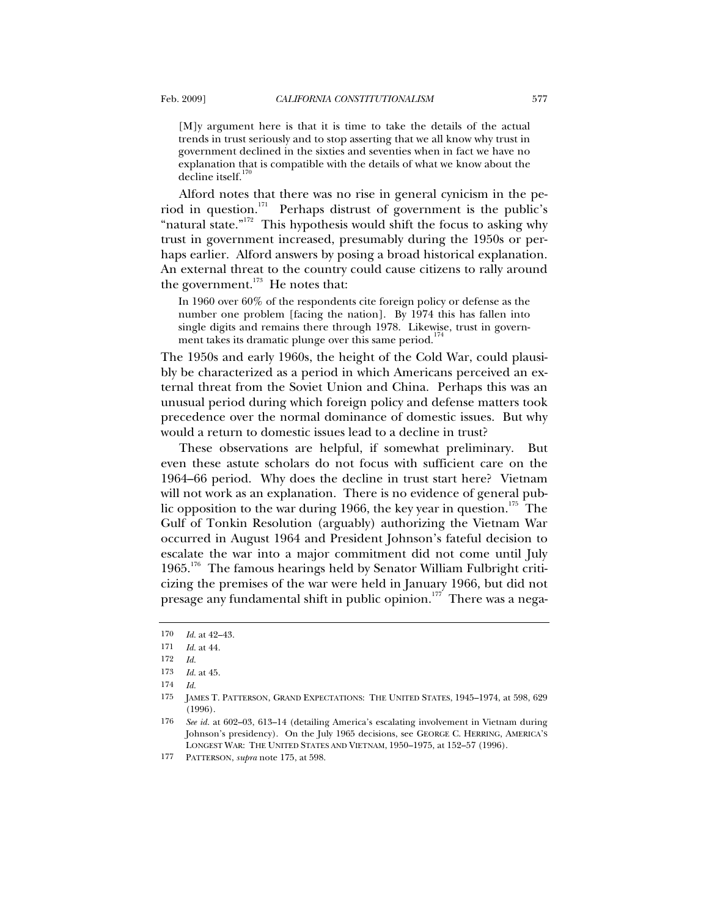> [M]y argument here is that it is time to take the details of the actual trends in trust seriously and to stop asserting that we all know why trust in government declined in the sixties and seventies when in fact we have no explanation that is compatible with the details of what we know about the decline itself.[170]

Alford notes that there was no rise in general cynicism in the period in question.[171] Perhaps distrust of government is the public's "natural state."[172] This hypothesis would shift the focus to asking why trust in government increased, presumably during the 1950s or perhaps earlier. Alford answers by posing a broad historical explanation. An external threat to the country could cause citizens to rally around the government.[173] He notes that:

> In 1960 over 60% of the respondents cite foreign policy or defense as the number one problem [facing the nation]. By 1974 this has fallen into single digits and remains there through 1978. Likewise, trust in government takes its dramatic plunge over this same period.[174]

The 1950s and early 1960s, the height of the Cold War, could plausibly be characterized as a period in which Americans perceived an external threat from the Soviet Union and China. Perhaps this was an unusual period during which foreign policy and defense matters took precedence over the normal dominance of domestic issues. But why would a return to domestic issues lead to a decline in trust?

These observations are helpful, if somewhat preliminary. But even these astute scholars do not focus with sufficient care on the 1964–66 period. Why does the decline in trust start here? Vietnam will not work as an explanation. There is no evidence of general public opposition to the war during 1966, the key year in question.[175] The Gulf of Tonkin Resolution (arguably) authorizing the Vietnam War occurred in August 1964 and President Johnson's fateful decision to escalate the war into a major commitment did not come until July 1965.[176] The famous hearings held by Senator William Fulbright criticizing the premises of the war were held in January 1966, but did not presage any fundamental shift in public opinion.[177] There was a nega-

---

170 *Id.* at 42–43.

171 *Id.* at 44.

172 *Id.*

173 *Id.* at 45.

174 *Id.*

175 JAMES T. PATTERSON, GRAND EXPECTATIONS: THE UNITED STATES, 1945–1974, at 598, 629 (1996).

176 *See id.* at 602–03, 613–14 (detailing America's escalating involvement in Vietnam during Johnson's presidency). On the July 1965 decisions, see GEORGE C. HERRING, AMERICA'S LONGEST WAR: THE UNITED STATES AND VIETNAM, 1950–1975, at 152–57 (1996).

177 PATTERSON, *supra* note 175, at 598.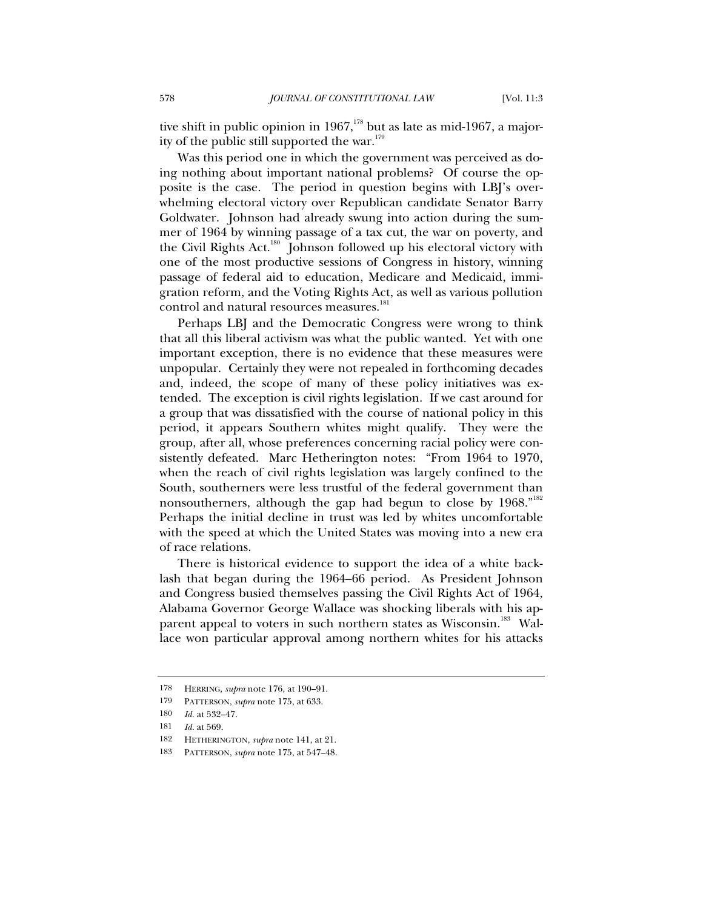tive shift in public opinion in 1967,[178] but as late as mid-1967, a majority of the public still supported the war.[179]

Was this period one in which the government was perceived as doing nothing about important national problems? Of course the opposite is the case. The period in question begins with LBJ's overwhelming electoral victory over Republican candidate Senator Barry Goldwater. Johnson had already swung into action during the summer of 1964 by winning passage of a tax cut, the war on poverty, and the Civil Rights Act.[180] Johnson followed up his electoral victory with one of the most productive sessions of Congress in history, winning passage of federal aid to education, Medicare and Medicaid, immigration reform, and the Voting Rights Act, as well as various pollution control and natural resources measures.[181]

Perhaps LBJ and the Democratic Congress were wrong to think that all this liberal activism was what the public wanted. Yet with one important exception, there is no evidence that these measures were unpopular. Certainly they were not repealed in forthcoming decades and, indeed, the scope of many of these policy initiatives was extended. The exception is civil rights legislation. If we cast around for a group that was dissatisfied with the course of national policy in this period, it appears Southern whites might qualify. They were the group, after all, whose preferences concerning racial policy were consistently defeated. Marc Hetherington notes: "From 1964 to 1970, when the reach of civil rights legislation was largely confined to the South, southerners were less trustful of the federal government than nonsoutherners, although the gap had begun to close by 1968."[182] Perhaps the initial decline in trust was led by whites uncomfortable with the speed at which the United States was moving into a new era of race relations.

There is historical evidence to support the idea of a white backlash that began during the 1964–66 period. As President Johnson and Congress busied themselves passing the Civil Rights Act of 1964, Alabama Governor George Wallace was shocking liberals with his apparent appeal to voters in such northern states as Wisconsin.[183] Wallace won particular approval among northern whites for his attacks

---

178 HERRING, *supra* note 176, at 190–91.

179 PATTERSON, *supra* note 175, at 633.

180 *Id.* at 532–47.

181 *Id.* at 569.

182 HETHERINGTON, *supra* note 141, at 21.

183 PATTERSON, *supra* note 175, at 547–48.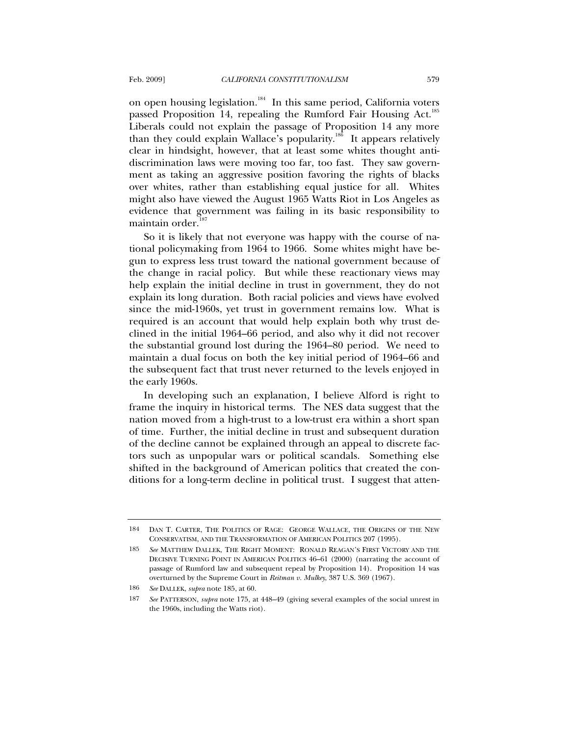on open housing legislation.[184] In this same period, California voters passed Proposition 14, repealing the Rumford Fair Housing Act.[185] Liberals could not explain the passage of Proposition 14 any more than they could explain Wallace's popularity.[186] It appears relatively clear in hindsight, however, that at least some whites thought anti-discrimination laws were moving too far, too fast. They saw government as taking an aggressive position favoring the rights of blacks over whites, rather than establishing equal justice for all. Whites might also have viewed the August 1965 Watts Riot in Los Angeles as evidence that government was failing in its basic responsibility to maintain order.[187]

So it is likely that not everyone was happy with the course of national policymaking from 1964 to 1966. Some whites might have begun to express less trust toward the national government because of the change in racial policy. But while these reactionary views may help explain the initial decline in trust in government, they do not explain its long duration. Both racial policies and views have evolved since the mid-1960s, yet trust in government remains low. What is required is an account that would help explain both why trust declined in the initial 1964–66 period, and also why it did not recover the substantial ground lost during the 1964–80 period. We need to maintain a dual focus on both the key initial period of 1964–66 and the subsequent fact that trust never returned to the levels enjoyed in the early 1960s.

In developing such an explanation, I believe Alford is right to frame the inquiry in historical terms. The NES data suggest that the nation moved from a high-trust to a low-trust era within a short span of time. Further, the initial decline in trust and subsequent duration of the decline cannot be explained through an appeal to discrete factors such as unpopular wars or political scandals. Something else shifted in the background of American politics that created the conditions for a long-term decline in political trust. I suggest that atten-

---

184 DAN T. CARTER, THE POLITICS OF RAGE: GEORGE WALLACE, THE ORIGINS OF THE NEW CONSERVATISM, AND THE TRANSFORMATION OF AMERICAN POLITICS 207 (1995).

185 *See* MATTHEW DALLEK, THE RIGHT MOMENT: RONALD REAGAN'S FIRST VICTORY AND THE DECISIVE TURNING POINT IN AMERICAN POLITICS 46–61 (2000) (narrating the account of passage of Rumford law and subsequent repeal by Proposition 14). Proposition 14 was overturned by the Supreme Court in *Reitman v. Mulkey*, 387 U.S. 369 (1967).

186 *See* DALLEK, *supra* note 185, at 60.

187 *See* PATTERSON, *supra* note 175, at 448–49 (giving several examples of the social unrest in the 1960s, including the Watts riot).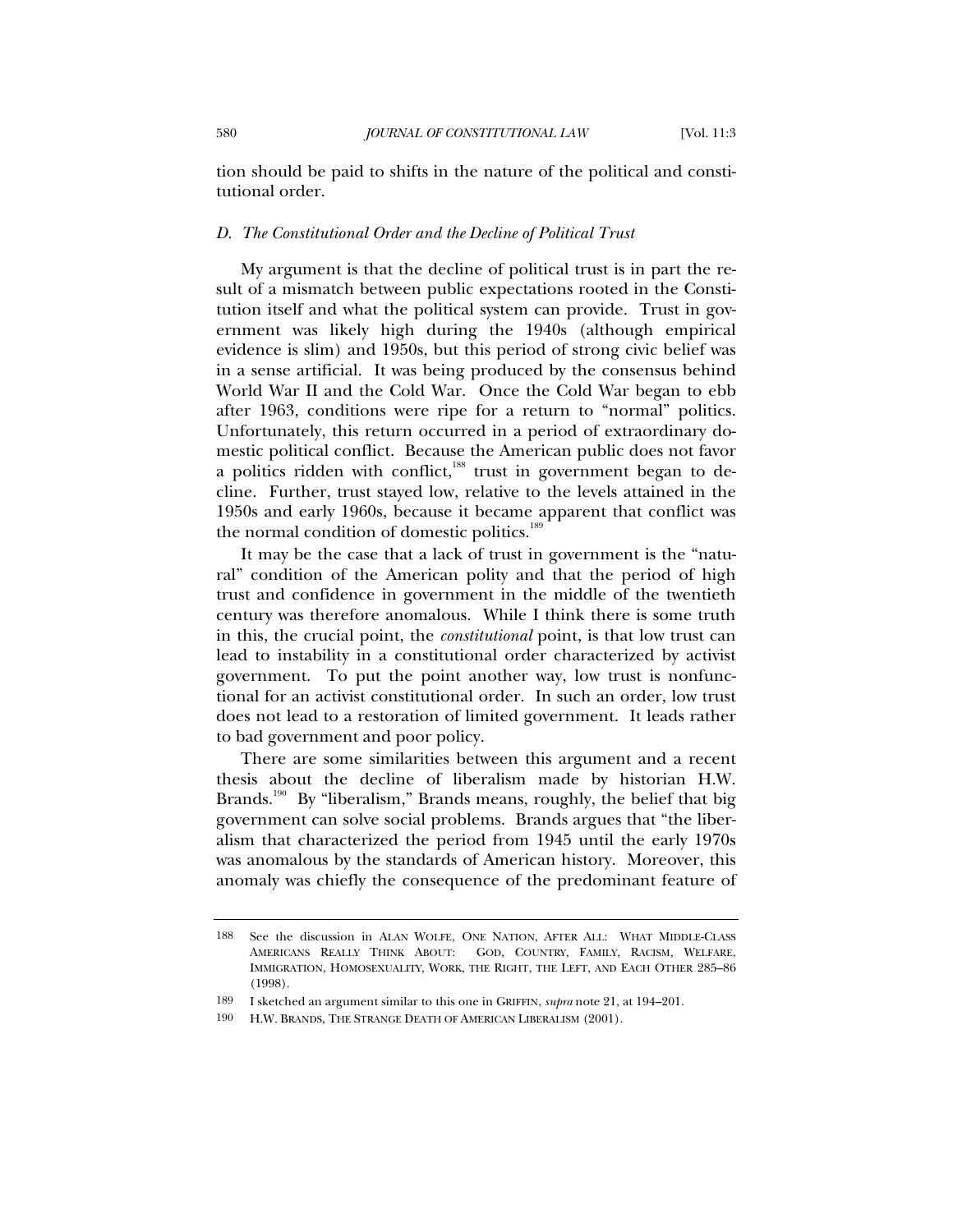tion should be paid to shifts in the nature of the political and constitutional order.

### *D. The Constitutional Order and the Decline of Political Trust*

My argument is that the decline of political trust is in part the result of a mismatch between public expectations rooted in the Constitution itself and what the political system can provide. Trust in government was likely high during the 1940s (although empirical evidence is slim) and 1950s, but this period of strong civic belief was in a sense artificial. It was being produced by the consensus behind World War II and the Cold War. Once the Cold War began to ebb after 1963, conditions were ripe for a return to "normal" politics. Unfortunately, this return occurred in a period of extraordinary domestic political conflict. Because the American public does not favor a politics ridden with conflict,[188] trust in government began to decline. Further, trust stayed low, relative to the levels attained in the 1950s and early 1960s, because it became apparent that conflict was the normal condition of domestic politics.[189]

It may be the case that a lack of trust in government is the "natural" condition of the American polity and that the period of high trust and confidence in government in the middle of the twentieth century was therefore anomalous. While I think there is some truth in this, the crucial point, the *constitutional* point, is that low trust can lead to instability in a constitutional order characterized by activist government. To put the point another way, low trust is nonfunctional for an activist constitutional order. In such an order, low trust does not lead to a restoration of limited government. It leads rather to bad government and poor policy.

There are some similarities between this argument and a recent thesis about the decline of liberalism made by historian H.W. Brands.[190] By "liberalism," Brands means, roughly, the belief that big government can solve social problems. Brands argues that "the liberalism that characterized the period from 1945 until the early 1970s was anomalous by the standards of American history. Moreover, this anomaly was chiefly the consequence of the predominant feature of

---

188 See the discussion in ALAN WOLFE, ONE NATION, AFTER ALL: WHAT MIDDLE-CLASS AMERICANS REALLY THINK ABOUT: GOD, COUNTRY, FAMILY, RACISM, WELFARE, IMMIGRATION, HOMOSEXUALITY, WORK, THE RIGHT, THE LEFT, AND EACH OTHER 285–86 (1998).

189 I sketched an argument similar to this one in GRIFFIN, *supra* note 21, at 194–201.

190 H.W. BRANDS, THE STRANGE DEATH OF AMERICAN LIBERALISM (2001).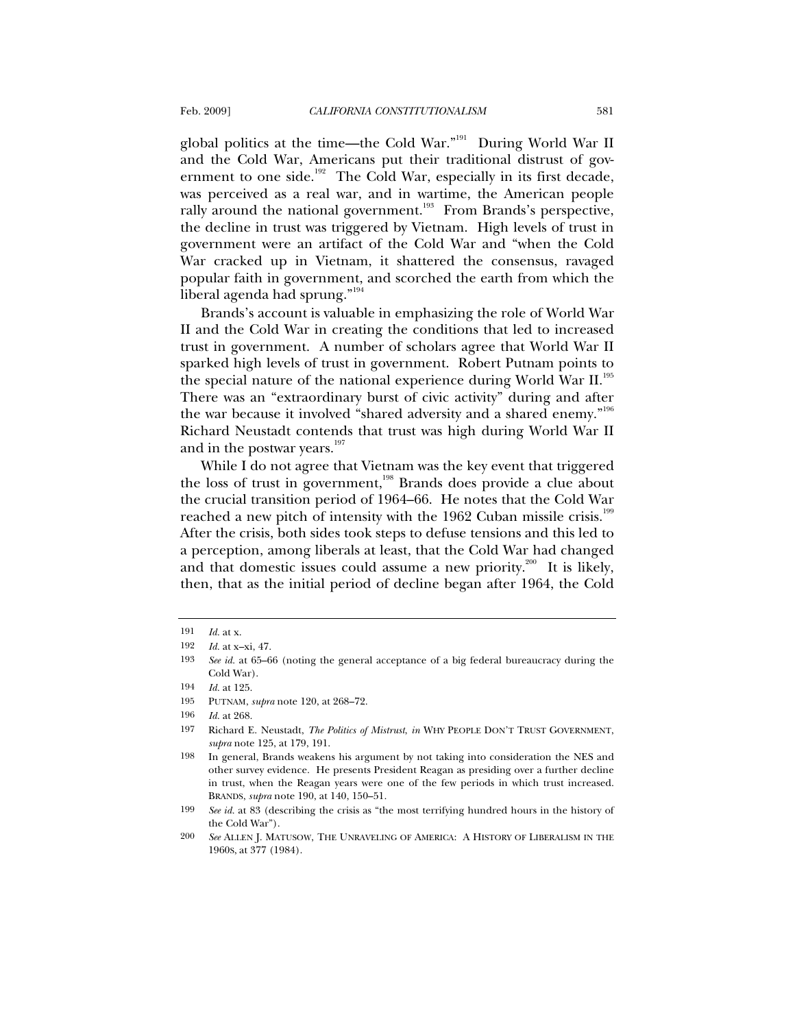global politics at the time—the Cold War."[191] During World War II and the Cold War, Americans put their traditional distrust of government to one side.[192] The Cold War, especially in its first decade, was perceived as a real war, and in wartime, the American people rally around the national government.[193] From Brands's perspective, the decline in trust was triggered by Vietnam. High levels of trust in government were an artifact of the Cold War and "when the Cold War cracked up in Vietnam, it shattered the consensus, ravaged popular faith in government, and scorched the earth from which the liberal agenda had sprung."[194]

Brands's account is valuable in emphasizing the role of World War II and the Cold War in creating the conditions that led to increased trust in government. A number of scholars agree that World War II sparked high levels of trust in government. Robert Putnam points to the special nature of the national experience during World War II.[195] There was an "extraordinary burst of civic activity" during and after the war because it involved "shared adversity and a shared enemy."[196] Richard Neustadt contends that trust was high during World War II and in the postwar years.[197]

While I do not agree that Vietnam was the key event that triggered the loss of trust in government,[198] Brands does provide a clue about the crucial transition period of 1964–66. He notes that the Cold War reached a new pitch of intensity with the 1962 Cuban missile crisis.[199] After the crisis, both sides took steps to defuse tensions and this led to a perception, among liberals at least, that the Cold War had changed and that domestic issues could assume a new priority.[200] It is likely, then, that as the initial period of decline began after 1964, the Cold

---

191 *Id.* at x.

192 *Id.* at x–xi, 47.

193 *See id.* at 65–66 (noting the general acceptance of a big federal bureaucracy during the Cold War).

194 *Id.* at 125.

195 PUTNAM, *supra* note 120, at 268–72.

196 *Id.* at 268.

197 Richard E. Neustadt, *The Politics of Mistrust*, *in* WHY PEOPLE DON'T TRUST GOVERNMENT, *supra* note 125, at 179, 191.

198 In general, Brands weakens his argument by not taking into consideration the NES and other survey evidence. He presents President Reagan as presiding over a further decline in trust, when the Reagan years were one of the few periods in which trust increased. BRANDS, *supra* note 190, at 140, 150–51.

199 *See id.* at 83 (describing the crisis as "the most terrifying hundred hours in the history of the Cold War").

200 *See* ALLEN J. MATUSOW, THE UNRAVELING OF AMERICA: A HISTORY OF LIBERALISM IN THE 1960S, at 377 (1984).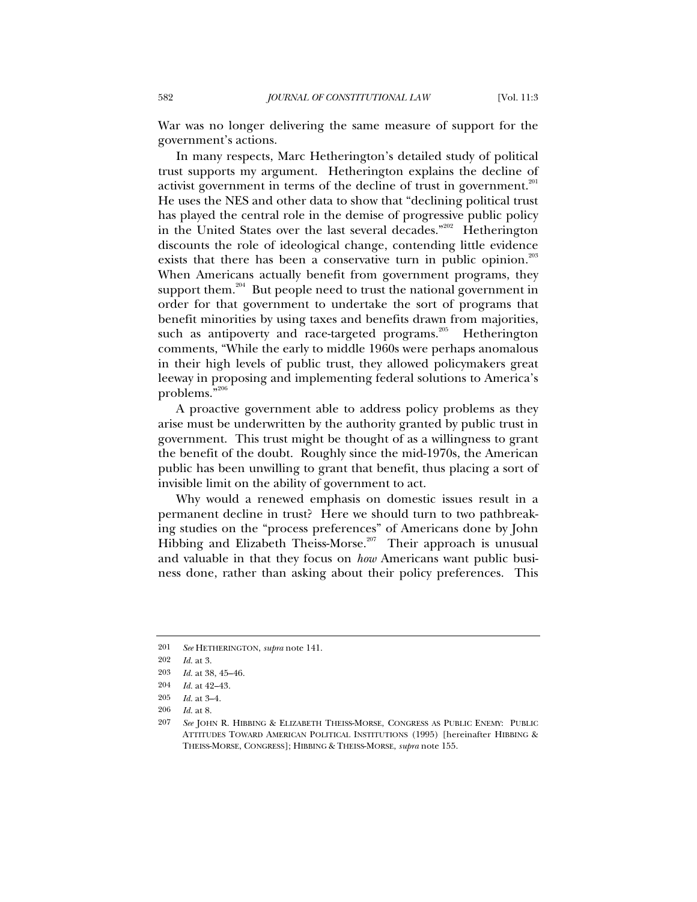War was no longer delivering the same measure of support for the government's actions.

In many respects, Marc Hetherington's detailed study of political trust supports my argument. Hetherington explains the decline of activist government in terms of the decline of trust in government.[201] He uses the NES and other data to show that "declining political trust has played the central role in the demise of progressive public policy in the United States over the last several decades."[202] Hetherington discounts the role of ideological change, contending little evidence exists that there has been a conservative turn in public opinion.[203] When Americans actually benefit from government programs, they support them.[204] But people need to trust the national government in order for that government to undertake the sort of programs that benefit minorities by using taxes and benefits drawn from majorities, such as antipoverty and race-targeted programs.[205] Hetherington comments, "While the early to middle 1960s were perhaps anomalous in their high levels of public trust, they allowed policymakers great leeway in proposing and implementing federal solutions to America's problems."[206]

A proactive government able to address policy problems as they arise must be underwritten by the authority granted by public trust in government. This trust might be thought of as a willingness to grant the benefit of the doubt. Roughly since the mid-1970s, the American public has been unwilling to grant that benefit, thus placing a sort of invisible limit on the ability of government to act.

Why would a renewed emphasis on domestic issues result in a permanent decline in trust? Here we should turn to two pathbreaking studies on the "process preferences" of Americans done by John Hibbing and Elizabeth Theiss-Morse.[207] Their approach is unusual and valuable in that they focus on *how* Americans want public business done, rather than asking about their policy preferences. This

---

201 *See* HETHERINGTON, *supra* note 141.

202 *Id.* at 3.

203 *Id.* at 38, 45–46.

204 *Id.* at 42–43.

205 *Id.* at 3–4.

206 *Id.* at 8.

207 *See* JOHN R. HIBBING & ELIZABETH THEISS-MORSE, CONGRESS AS PUBLIC ENEMY: PUBLIC ATTITUDES TOWARD AMERICAN POLITICAL INSTITUTIONS (1995) [hereinafter HIBBING & THEISS-MORSE, CONGRESS]; HIBBING & THEISS-MORSE, *supra* note 155.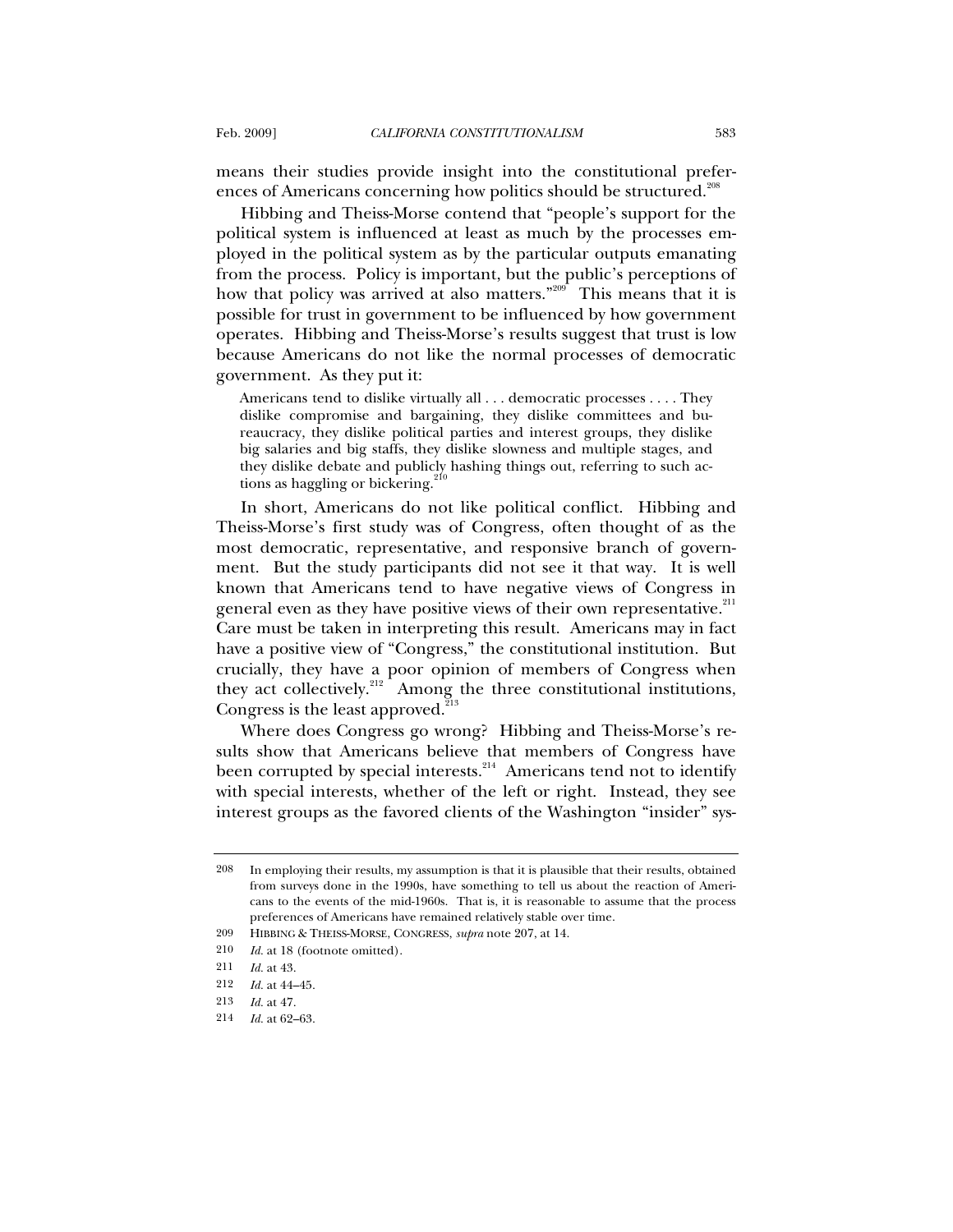means their studies provide insight into the constitutional preferences of Americans concerning how politics should be structured.[208]

Hibbing and Theiss-Morse contend that "people's support for the political system is influenced at least as much by the processes employed in the political system as by the particular outputs emanating from the process. Policy is important, but the public's perceptions of how that policy was arrived at also matters."[209] This means that it is possible for trust in government to be influenced by how government operates. Hibbing and Theiss-Morse's results suggest that trust is low because Americans do not like the normal processes of democratic government. As they put it:

> Americans tend to dislike virtually all . . . democratic processes . . . . They dislike compromise and bargaining, they dislike committees and bureaucracy, they dislike political parties and interest groups, they dislike big salaries and big staffs, they dislike slowness and multiple stages, and they dislike debate and publicly hashing things out, referring to such actions as haggling or bickering.[210]

In short, Americans do not like political conflict. Hibbing and Theiss-Morse's first study was of Congress, often thought of as the most democratic, representative, and responsive branch of government. But the study participants did not see it that way. It is well known that Americans tend to have negative views of Congress in general even as they have positive views of their own representative.[211] Care must be taken in interpreting this result. Americans may in fact have a positive view of "Congress," the constitutional institution. But crucially, they have a poor opinion of members of Congress when they act collectively.[212] Among the three constitutional institutions, Congress is the least approved.[213]

Where does Congress go wrong? Hibbing and Theiss-Morse's results show that Americans believe that members of Congress have been corrupted by special interests.[214] Americans tend not to identify with special interests, whether of the left or right. Instead, they see interest groups as the favored clients of the Washington "insider" sys-

---

208 In employing their results, my assumption is that it is plausible that their results, obtained from surveys done in the 1990s, have something to tell us about the reaction of Americans to the events of the mid-1960s. That is, it is reasonable to assume that the process preferences of Americans have remained relatively stable over time.

209 HIBBING & THEISS-MORSE, CONGRESS, *supra* note 207, at 14.

210 *Id.* at 18 (footnote omitted).

211 *Id.* at 43.

212 *Id.* at 44–45.

213 *Id.* at 47.

214 *Id.* at 62–63.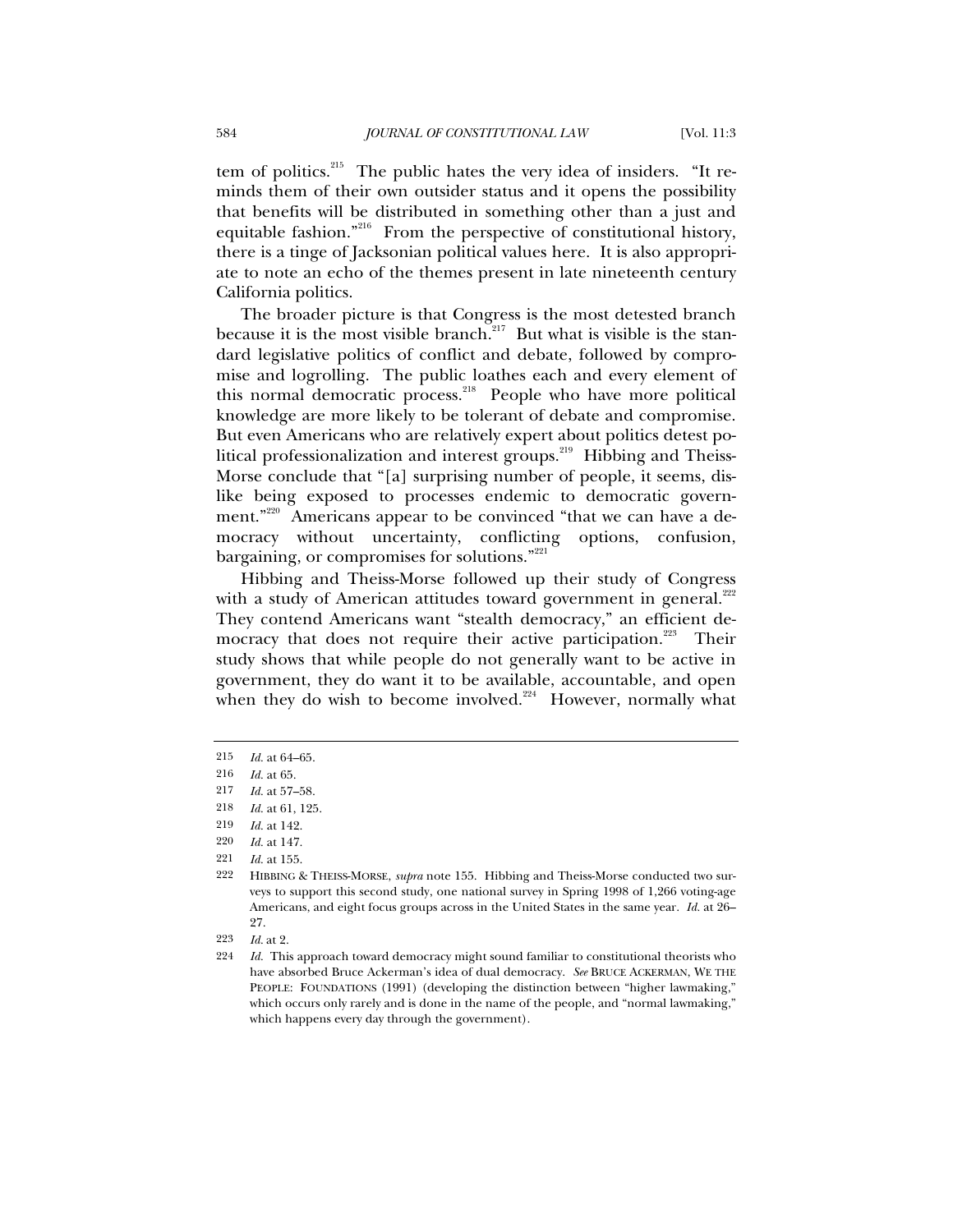tem of politics.[215] The public hates the very idea of insiders. "It reminds them of their own outsider status and it opens the possibility that benefits will be distributed in something other than a just and equitable fashion."[216] From the perspective of constitutional history, there is a tinge of Jacksonian political values here. It is also appropriate to note an echo of the themes present in late nineteenth century California politics.

The broader picture is that Congress is the most detested branch because it is the most visible branch.[217] But what is visible is the standard legislative politics of conflict and debate, followed by compromise and logrolling. The public loathes each and every element of this normal democratic process.[218] People who have more political knowledge are more likely to be tolerant of debate and compromise. But even Americans who are relatively expert about politics detest political professionalization and interest groups.[219] Hibbing and Theiss-Morse conclude that "[a] surprising number of people, it seems, dislike being exposed to processes endemic to democratic government."[220] Americans appear to be convinced "that we can have a democracy without uncertainty, conflicting options, confusion, bargaining, or compromises for solutions."[221]

Hibbing and Theiss-Morse followed up their study of Congress with a study of American attitudes toward government in general.[222] They contend Americans want "stealth democracy," an efficient democracy that does not require their active participation.[223] Their study shows that while people do not generally want to be active in government, they do want it to be available, accountable, and open when they do wish to become involved.[224] However, normally what

---

215 *Id.* at 64–65.

216 *Id.* at 65.

217 *Id.* at 57–58.

218 *Id.* at 61, 125.

219 *Id.* at 142.

220 *Id.* at 147.

221 *Id.* at 155.

222 HIBBING & THEISS-MORSE, *supra* note 155. Hibbing and Theiss-Morse conducted two surveys to support this second study, one national survey in Spring 1998 of 1,266 voting-age Americans, and eight focus groups across in the United States in the same year. *Id.* at 26–27.

223 *Id.* at 2.

224 *Id.* This approach toward democracy might sound familiar to constitutional theorists who have absorbed Bruce Ackerman's idea of dual democracy. *See* BRUCE ACKERMAN, WE THE PEOPLE: FOUNDATIONS (1991) (developing the distinction between "higher lawmaking," which occurs only rarely and is done in the name of the people, and "normal lawmaking," which happens every day through the government).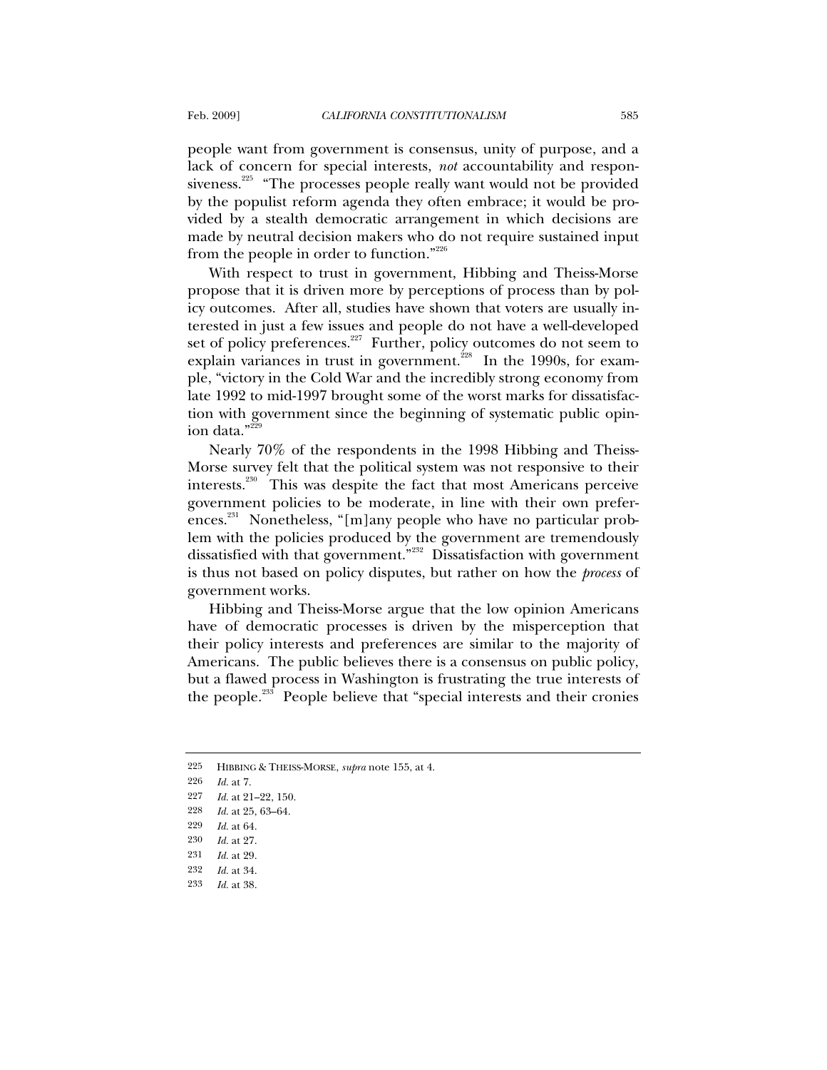people want from government is consensus, unity of purpose, and a lack of concern for special interests, *not* accountability and responsiveness.[225] "The processes people really want would not be provided by the populist reform agenda they often embrace; it would be provided by a stealth democratic arrangement in which decisions are made by neutral decision makers who do not require sustained input from the people in order to function."[226]

With respect to trust in government, Hibbing and Theiss-Morse propose that it is driven more by perceptions of process than by policy outcomes. After all, studies have shown that voters are usually interested in just a few issues and people do not have a well-developed set of policy preferences.[227] Further, policy outcomes do not seem to explain variances in trust in government.[228] In the 1990s, for example, "victory in the Cold War and the incredibly strong economy from late 1992 to mid-1997 brought some of the worst marks for dissatisfaction with government since the beginning of systematic public opinion data."[229]

Nearly 70% of the respondents in the 1998 Hibbing and Theiss-Morse survey felt that the political system was not responsive to their interests.[230] This was despite the fact that most Americans perceive government policies to be moderate, in line with their own preferences.[231] Nonetheless, "[m]any people who have no particular problem with the policies produced by the government are tremendously dissatisfied with that government."[232] Dissatisfaction with government is thus not based on policy disputes, but rather on how the *process* of government works.

Hibbing and Theiss-Morse argue that the low opinion Americans have of democratic processes is driven by the misperception that their policy interests and preferences are similar to the majority of Americans. The public believes there is a consensus on public policy, but a flawed process in Washington is frustrating the true interests of the people.[233] People believe that "special interests and their cronies

---

225 HIBBING & THEISS-MORSE, *supra* note 155, at 4.

226 *Id.* at 7.

227 *Id.* at 21–22, 150.

228 *Id.* at 25, 63–64.

229 *Id.* at 64.

230 *Id.* at 27.

231 *Id.* at 29.

232 *Id.* at 34.

233 *Id.* at 38.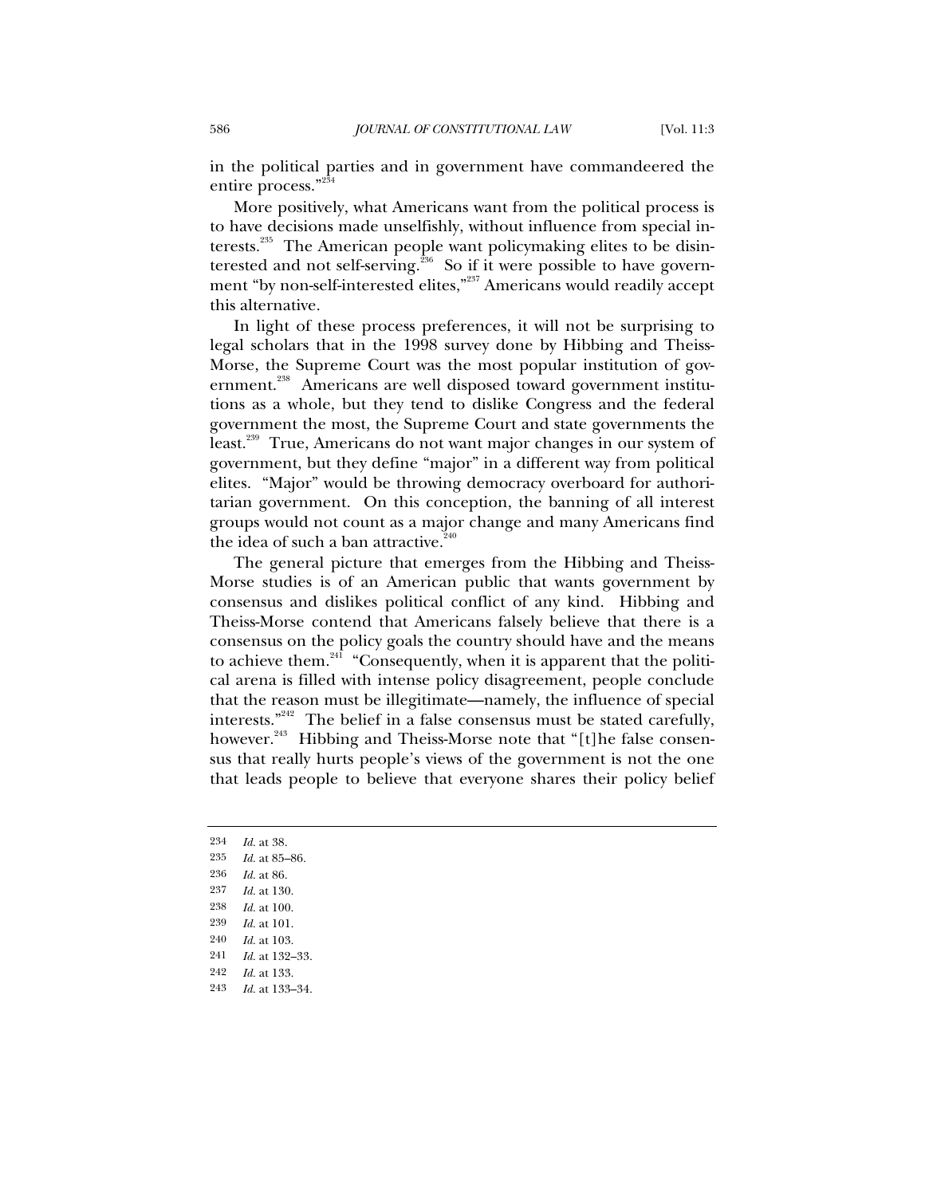in the political parties and in government have commandeered the entire process."[234]

More positively, what Americans want from the political process is to have decisions made unselfishly, without influence from special interests.[235] The American people want policymaking elites to be disinterested and not self-serving.[236] So if it were possible to have government "by non-self-interested elites,"[237] Americans would readily accept this alternative.

In light of these process preferences, it will not be surprising to legal scholars that in the 1998 survey done by Hibbing and Theiss-Morse, the Supreme Court was the most popular institution of government.[238] Americans are well disposed toward government institutions as a whole, but they tend to dislike Congress and the federal government the most, the Supreme Court and state governments the least.[239] True, Americans do not want major changes in our system of government, but they define "major" in a different way from political elites. "Major" would be throwing democracy overboard for authoritarian government. On this conception, the banning of all interest groups would not count as a major change and many Americans find the idea of such a ban attractive.[240]

The general picture that emerges from the Hibbing and Theiss-Morse studies is of an American public that wants government by consensus and dislikes political conflict of any kind. Hibbing and Theiss-Morse contend that Americans falsely believe that there is a consensus on the policy goals the country should have and the means to achieve them.[241] "Consequently, when it is apparent that the political arena is filled with intense policy disagreement, people conclude that the reason must be illegitimate—namely, the influence of special interests."[242] The belief in a false consensus must be stated carefully, however.[243] Hibbing and Theiss-Morse note that "[t]he false consensus that really hurts people's views of the government is not the one that leads people to believe that everyone shares their policy belief

---

234 *Id.* at 38.

235 *Id.* at 85–86.

236 *Id.* at 86.

237 *Id.* at 130.

238 *Id.* at 100.

239 *Id.* at 101.

240 *Id.* at 103.

241 *Id.* at 132–33.

242 *Id.* at 133.

243 *Id.* at 133–34.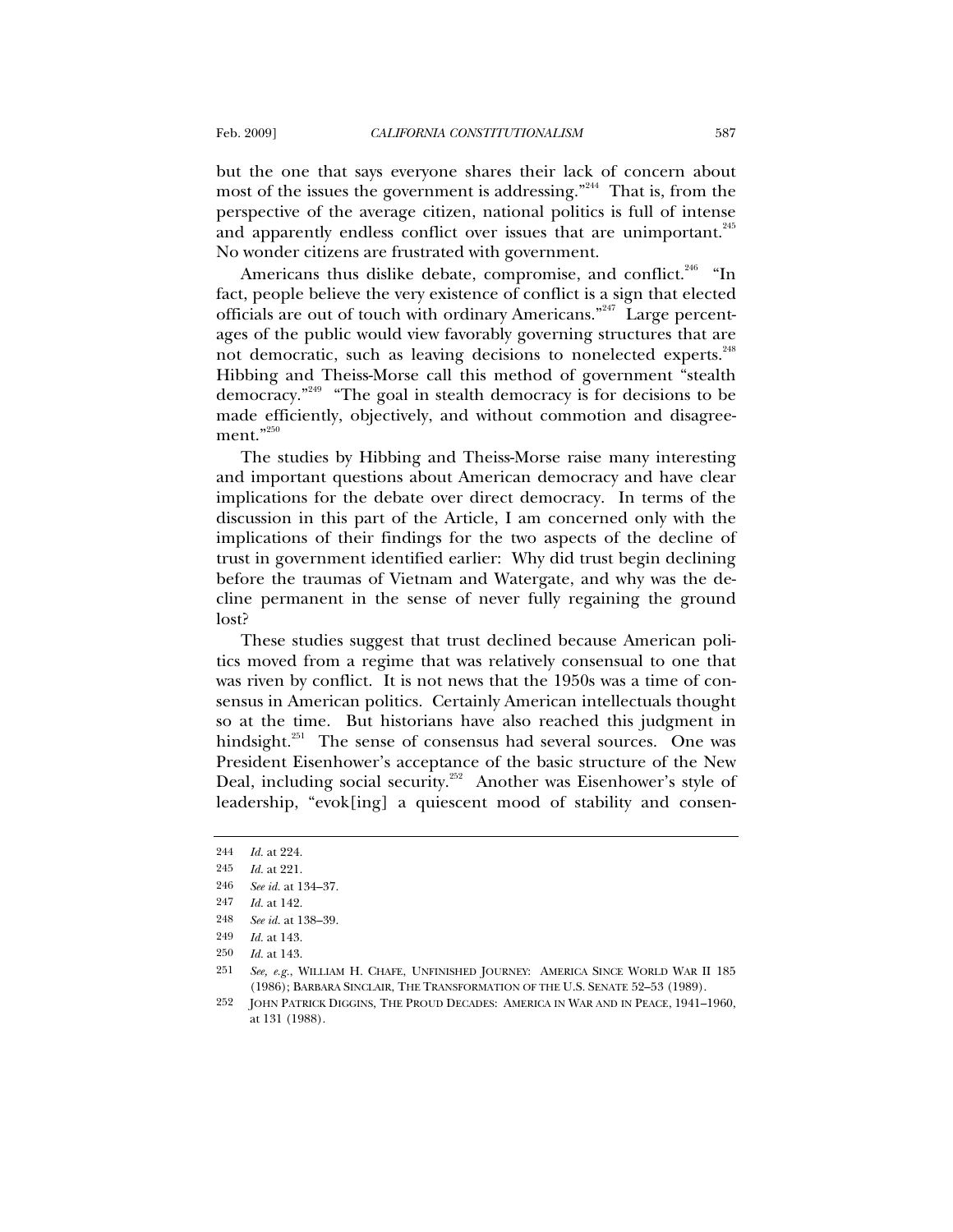but the one that says everyone shares their lack of concern about most of the issues the government is addressing."[244] That is, from the perspective of the average citizen, national politics is full of intense and apparently endless conflict over issues that are unimportant.[245] No wonder citizens are frustrated with government.

Americans thus dislike debate, compromise, and conflict.[246] "In fact, people believe the very existence of conflict is a sign that elected officials are out of touch with ordinary Americans."[247] Large percentages of the public would view favorably governing structures that are not democratic, such as leaving decisions to nonelected experts.[248] Hibbing and Theiss-Morse call this method of government "stealth democracy."[249] "The goal in stealth democracy is for decisions to be made efficiently, objectively, and without commotion and disagreement."[250]

The studies by Hibbing and Theiss-Morse raise many interesting and important questions about American democracy and have clear implications for the debate over direct democracy. In terms of the discussion in this part of the Article, I am concerned only with the implications of their findings for the two aspects of the decline of trust in government identified earlier: Why did trust begin declining before the traumas of Vietnam and Watergate, and why was the decline permanent in the sense of never fully regaining the ground lost?

These studies suggest that trust declined because American politics moved from a regime that was relatively consensual to one that was riven by conflict. It is not news that the 1950s was a time of consensus in American politics. Certainly American intellectuals thought so at the time. But historians have also reached this judgment in hindsight.[251] The sense of consensus had several sources. One was President Eisenhower's acceptance of the basic structure of the New Deal, including social security.[252] Another was Eisenhower's style of leadership, "evok[ing] a quiescent mood of stability and consen-

---

244 *Id.* at 224.

245 *Id.* at 221.

246 *See id.* at 134–37.

247 *Id.* at 142.

248 *See id.* at 138–39.

249 *Id.* at 143.

250 *Id.* at 143.

251 *See, e.g.*, WILLIAM H. CHAFE, UNFINISHED JOURNEY: AMERICA SINCE WORLD WAR II 185 (1986); BARBARA SINCLAIR, THE TRANSFORMATION OF THE U.S. SENATE 52–53 (1989).

252 JOHN PATRICK DIGGINS, THE PROUD DECADES: AMERICA IN WAR AND IN PEACE, 1941–1960, at 131 (1988).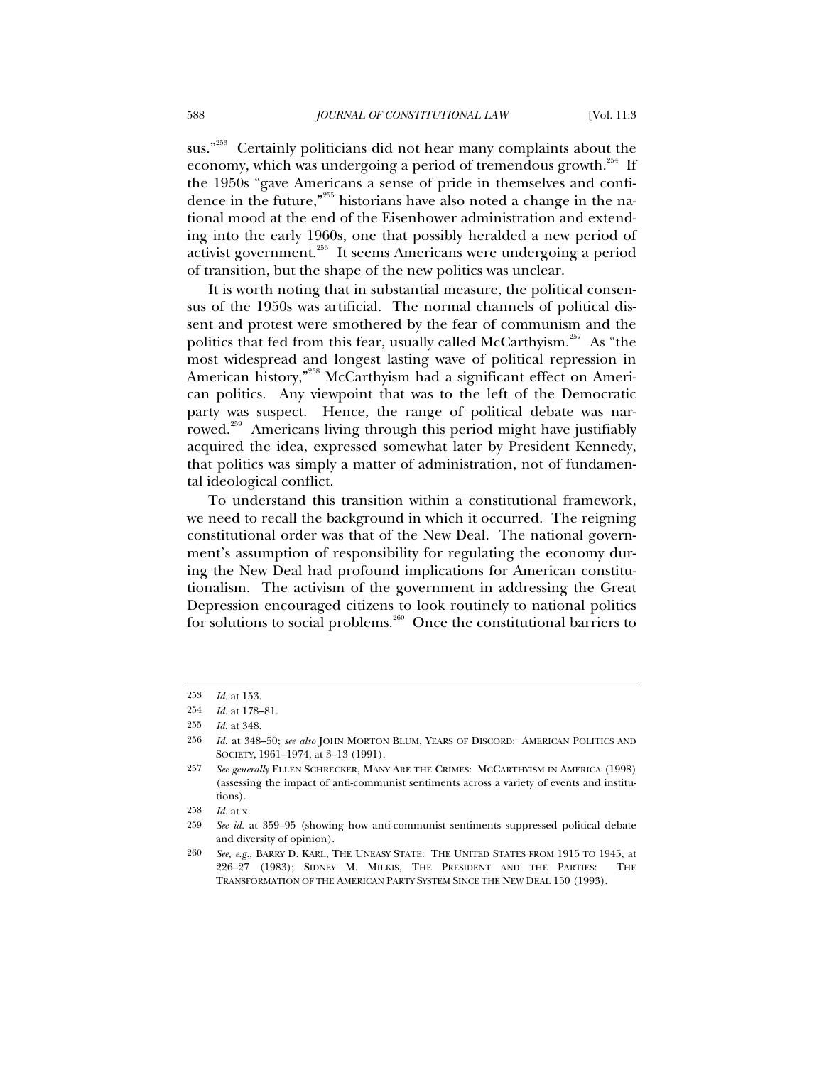sus."[253] Certainly politicians did not hear many complaints about the economy, which was undergoing a period of tremendous growth.[254] If the 1950s "gave Americans a sense of pride in themselves and confidence in the future,"[255] historians have also noted a change in the national mood at the end of the Eisenhower administration and extending into the early 1960s, one that possibly heralded a new period of activist government.[256] It seems Americans were undergoing a period of transition, but the shape of the new politics was unclear.

It is worth noting that in substantial measure, the political consensus of the 1950s was artificial. The normal channels of political dissent and protest were smothered by the fear of communism and the politics that fed from this fear, usually called McCarthyism.[257] As "the most widespread and longest lasting wave of political repression in American history,"[258] McCarthyism had a significant effect on American politics. Any viewpoint that was to the left of the Democratic party was suspect. Hence, the range of political debate was narrowed.[259] Americans living through this period might have justifiably acquired the idea, expressed somewhat later by President Kennedy, that politics was simply a matter of administration, not of fundamental ideological conflict.

To understand this transition within a constitutional framework, we need to recall the background in which it occurred. The reigning constitutional order was that of the New Deal. The national government's assumption of responsibility for regulating the economy during the New Deal had profound implications for American constitutionalism. The activism of the government in addressing the Great Depression encouraged citizens to look routinely to national politics for solutions to social problems.[260] Once the constitutional barriers to

---

253 *Id.* at 153.

254 *Id.* at 178–81.

255 *Id.* at 348.

256 *Id.* at 348–50; *see also* JOHN MORTON BLUM, YEARS OF DISCORD: AMERICAN POLITICS AND SOCIETY, 1961–1974, at 3–13 (1991).

257 *See generally* ELLEN SCHRECKER, MANY ARE THE CRIMES: MCCARTHYISM IN AMERICA (1998) (assessing the impact of anti-communist sentiments across a variety of events and institutions).

258 *Id.* at x.

259 *See id.* at 359–95 (showing how anti-communist sentiments suppressed political debate and diversity of opinion).

260 *See, e.g.*, BARRY D. KARL, THE UNEASY STATE: THE UNITED STATES FROM 1915 TO 1945, at 226–27 (1983); SIDNEY M. MILKIS, THE PRESIDENT AND THE PARTIES: THE TRANSFORMATION OF THE AMERICAN PARTY SYSTEM SINCE THE NEW DEAL 150 (1993).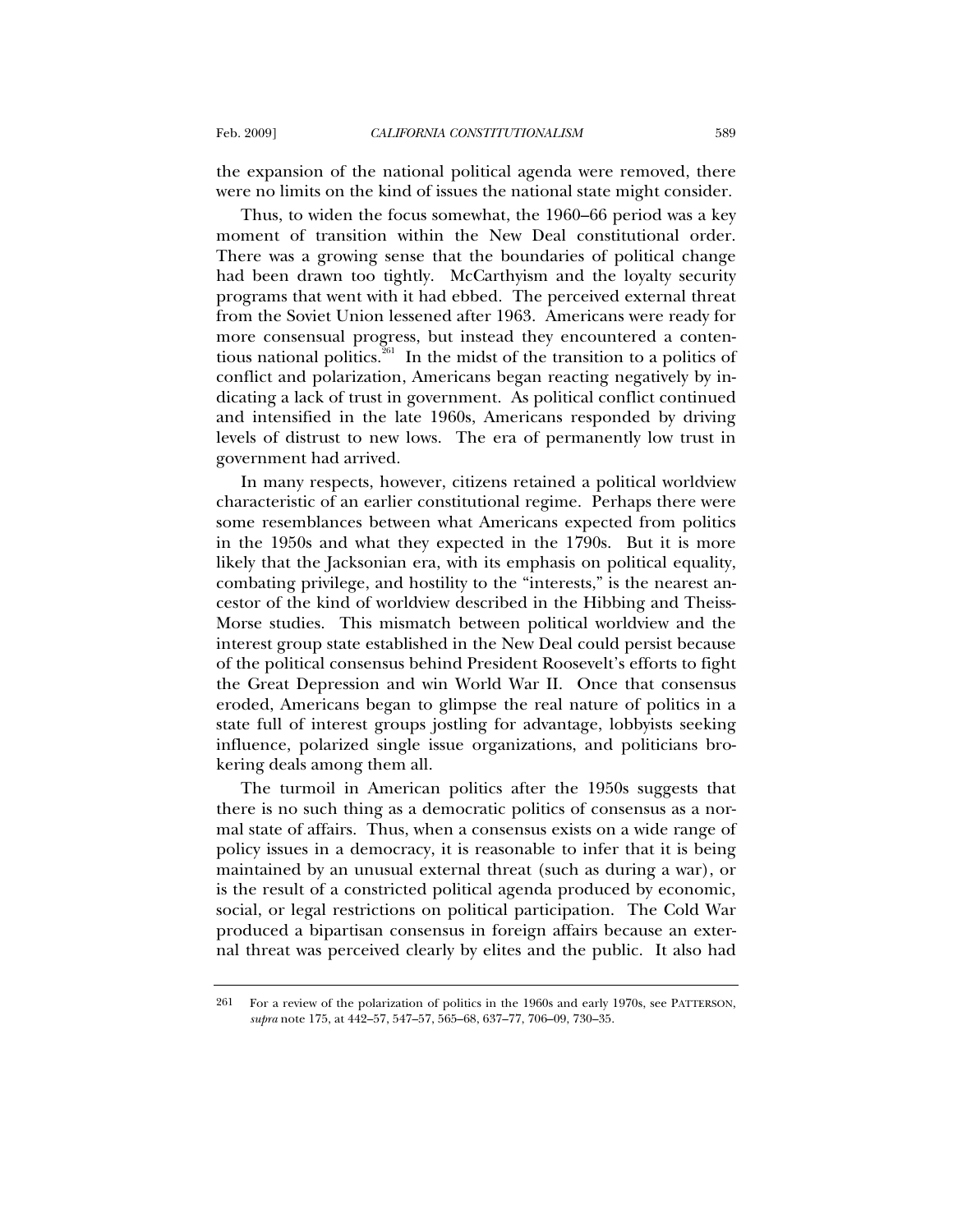the expansion of the national political agenda were removed, there were no limits on the kind of issues the national state might consider.

Thus, to widen the focus somewhat, the 1960–66 period was a key moment of transition within the New Deal constitutional order. There was a growing sense that the boundaries of political change had been drawn too tightly. McCarthyism and the loyalty security programs that went with it had ebbed. The perceived external threat from the Soviet Union lessened after 1963. Americans were ready for more consensual progress, but instead they encountered a contentious national politics.[261] In the midst of the transition to a politics of conflict and polarization, Americans began reacting negatively by indicating a lack of trust in government. As political conflict continued and intensified in the late 1960s, Americans responded by driving levels of distrust to new lows. The era of permanently low trust in government had arrived.

In many respects, however, citizens retained a political worldview characteristic of an earlier constitutional regime. Perhaps there were some resemblances between what Americans expected from politics in the 1950s and what they expected in the 1790s. But it is more likely that the Jacksonian era, with its emphasis on political equality, combating privilege, and hostility to the "interests," is the nearest ancestor of the kind of worldview described in the Hibbing and Theiss-Morse studies. This mismatch between political worldview and the interest group state established in the New Deal could persist because of the political consensus behind President Roosevelt's efforts to fight the Great Depression and win World War II. Once that consensus eroded, Americans began to glimpse the real nature of politics in a state full of interest groups jostling for advantage, lobbyists seeking influence, polarized single issue organizations, and politicians brokering deals among them all.

The turmoil in American politics after the 1950s suggests that there is no such thing as a democratic politics of consensus as a normal state of affairs. Thus, when a consensus exists on a wide range of policy issues in a democracy, it is reasonable to infer that it is being maintained by an unusual external threat (such as during a war), or is the result of a constricted political agenda produced by economic, social, or legal restrictions on political participation. The Cold War produced a bipartisan consensus in foreign affairs because an external threat was perceived clearly by elites and the public. It also had

---

261 For a review of the polarization of politics in the 1960s and early 1970s, see PATTERSON, *supra* note 175, at 442–57, 547–57, 565–68, 637–77, 706–09, 730–35.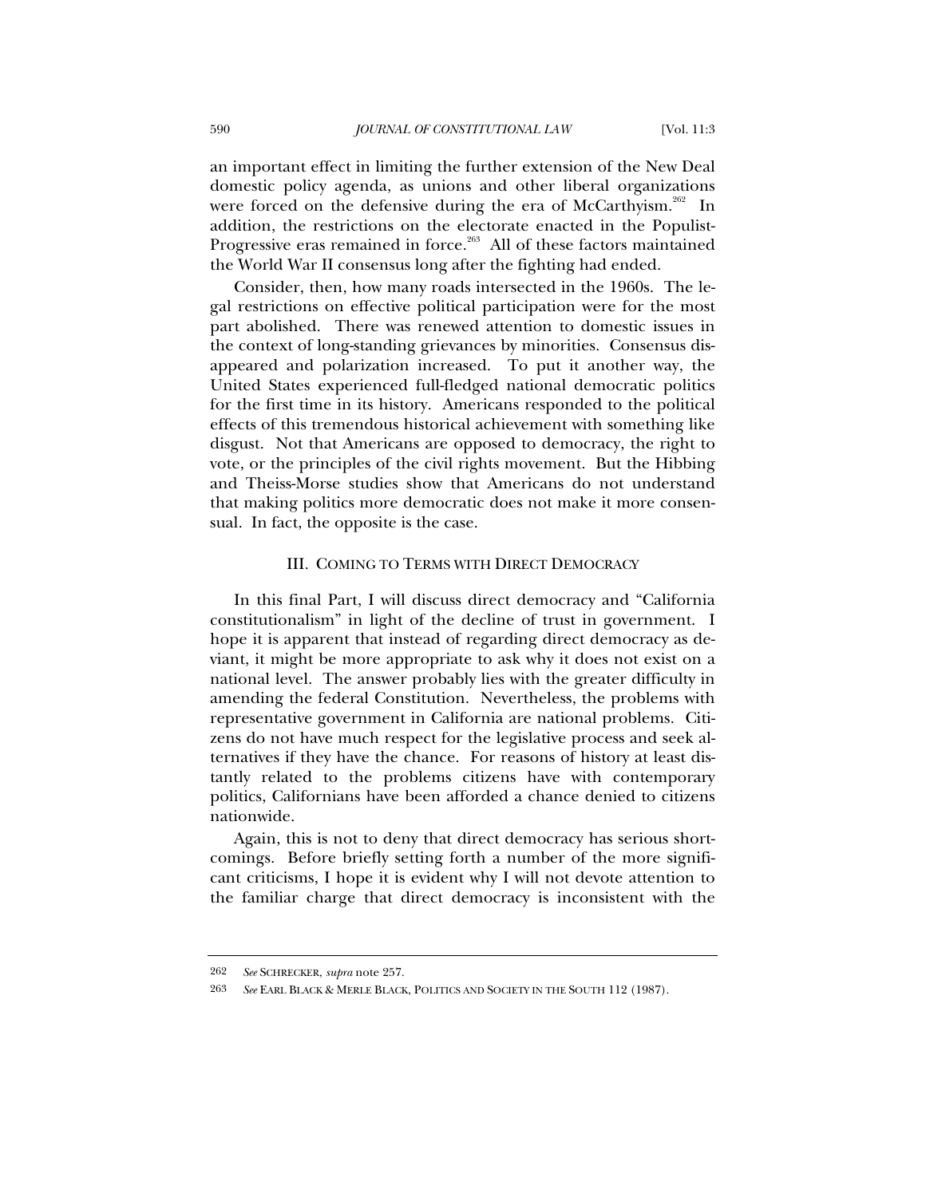an important effect in limiting the further extension of the New Deal domestic policy agenda, as unions and other liberal organizations were forced on the defensive during the era of McCarthyism.[262] In addition, the restrictions on the electorate enacted in the Populist-Progressive eras remained in force.[263] All of these factors maintained the World War II consensus long after the fighting had ended.

Consider, then, how many roads intersected in the 1960s. The legal restrictions on effective political participation were for the most part abolished. There was renewed attention to domestic issues in the context of long-standing grievances by minorities. Consensus disappeared and polarization increased. To put it another way, the United States experienced full-fledged national democratic politics for the first time in its history. Americans responded to the political effects of this tremendous historical achievement with something like disgust. Not that Americans are opposed to democracy, the right to vote, or the principles of the civil rights movement. But the Hibbing and Theiss-Morse studies show that Americans do not understand that making politics more democratic does not make it more consensual. In fact, the opposite is the case.

## III. COMING TO TERMS WITH DIRECT DEMOCRACY

In this final Part, I will discuss direct democracy and "California constitutionalism" in light of the decline of trust in government. I hope it is apparent that instead of regarding direct democracy as deviant, it might be more appropriate to ask why it does not exist on a national level. The answer probably lies with the greater difficulty in amending the federal Constitution. Nevertheless, the problems with representative government in California are national problems. Citizens do not have much respect for the legislative process and seek alternatives if they have the chance. For reasons of history at least distantly related to the problems citizens have with contemporary politics, Californians have been afforded a chance denied to citizens nationwide.

Again, this is not to deny that direct democracy has serious shortcomings. Before briefly setting forth a number of the more significant criticisms, I hope it is evident why I will not devote attention to the familiar charge that direct democracy is inconsistent with the

---

262 *See* SCHRECKER, *supra* note 257.

263 *See* EARL BLACK & MERLE BLACK, POLITICS AND SOCIETY IN THE SOUTH 112 (1987).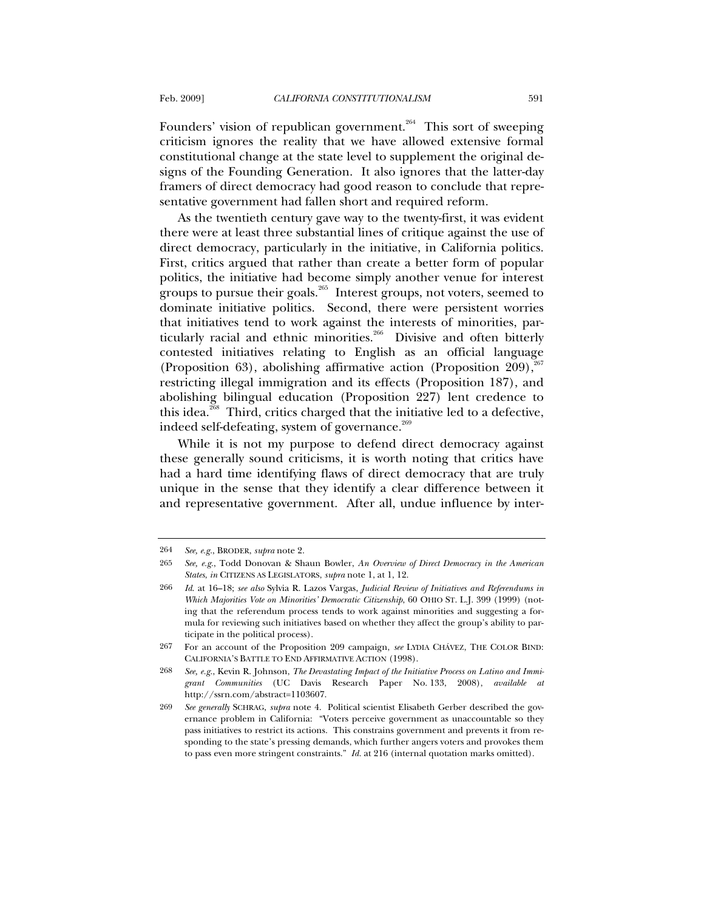Founders' vision of republican government.[264] This sort of sweeping criticism ignores the reality that we have allowed extensive formal constitutional change at the state level to supplement the original designs of the Founding Generation. It also ignores that the latter-day framers of direct democracy had good reason to conclude that representative government had fallen short and required reform.

As the twentieth century gave way to the twenty-first, it was evident there were at least three substantial lines of critique against the use of direct democracy, particularly in the initiative, in California politics. First, critics argued that rather than create a better form of popular politics, the initiative had become simply another venue for interest groups to pursue their goals.[265] Interest groups, not voters, seemed to dominate initiative politics. Second, there were persistent worries that initiatives tend to work against the interests of minorities, particularly racial and ethnic minorities.[266] Divisive and often bitterly contested initiatives relating to English as an official language (Proposition 63), abolishing affirmative action (Proposition 209),[267] restricting illegal immigration and its effects (Proposition 187), and abolishing bilingual education (Proposition 227) lent credence to this idea.[268] Third, critics charged that the initiative led to a defective, indeed self-defeating, system of governance.[269]

While it is not my purpose to defend direct democracy against these generally sound criticisms, it is worth noting that critics have had a hard time identifying flaws of direct democracy that are truly unique in the sense that they identify a clear difference between it and representative government. After all, undue influence by inter-

---

264 *See, e.g.*, BRODER, *supra* note 2.

265 *See, e.g.*, Todd Donovan & Shaun Bowler, *An Overview of Direct Democracy in the American States*, *in* CITIZENS AS LEGISLATORS, *supra* note 1, at 1, 12.

266 *Id.* at 16–18; *see also* Sylvia R. Lazos Vargas, *Judicial Review of Initiatives and Referendums in Which Majorities Vote on Minorities' Democratic Citizenship*, 60 OHIO ST. L.J. 399 (1999) (noting that the referendum process tends to work against minorities and suggesting a formula for reviewing such initiatives based on whether they affect the group's ability to participate in the political process).

267 For an account of the Proposition 209 campaign, *see* LYDIA CHÁVEZ, THE COLOR BIND: CALIFORNIA'S BATTLE TO END AFFIRMATIVE ACTION (1998).

268 *See, e.g.*, Kevin R. Johnson, *The Devastating Impact of the Initiative Process on Latino and Immigrant Communities* (UC Davis Research Paper No. 133, 2008), *available at* http://ssrn.com/abstract=1103607.

269 *See generally* SCHRAG, *supra* note 4. Political scientist Elisabeth Gerber described the governance problem in California: "Voters perceive government as unaccountable so they pass initiatives to restrict its actions. This constrains government and prevents it from responding to the state's pressing demands, which further angers voters and provokes them to pass even more stringent constraints." *Id.* at 216 (internal quotation marks omitted).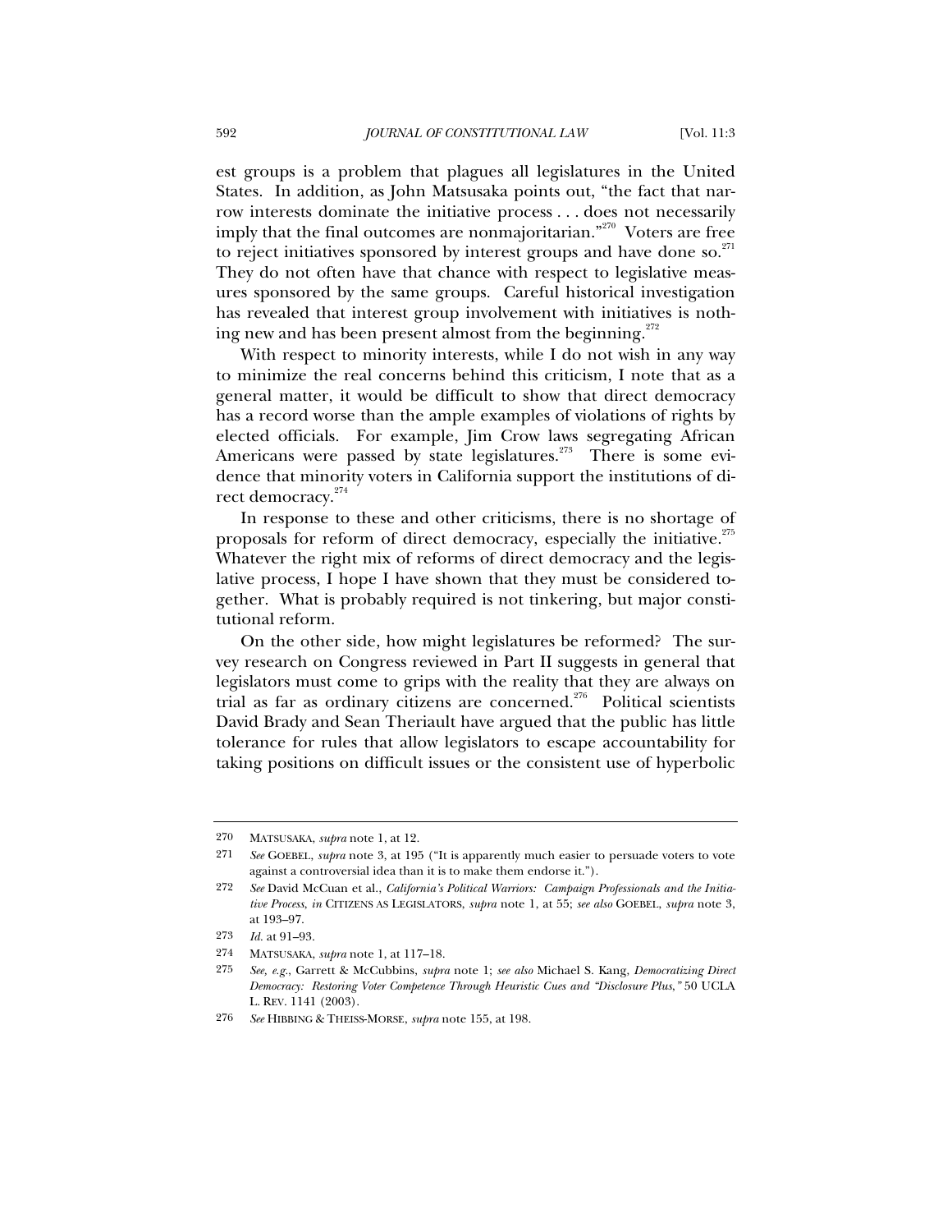est groups is a problem that plagues all legislatures in the United States. In addition, as John Matsusaka points out, "the fact that narrow interests dominate the initiative process . . . does not necessarily imply that the final outcomes are nonmajoritarian."[270] Voters are free to reject initiatives sponsored by interest groups and have done so.[271] They do not often have that chance with respect to legislative measures sponsored by the same groups. Careful historical investigation has revealed that interest group involvement with initiatives is nothing new and has been present almost from the beginning.[272]

With respect to minority interests, while I do not wish in any way to minimize the real concerns behind this criticism, I note that as a general matter, it would be difficult to show that direct democracy has a record worse than the ample examples of violations of rights by elected officials. For example, Jim Crow laws segregating African Americans were passed by state legislatures.[273] There is some evidence that minority voters in California support the institutions of direct democracy.[274]

In response to these and other criticisms, there is no shortage of proposals for reform of direct democracy, especially the initiative.[275] Whatever the right mix of reforms of direct democracy and the legislative process, I hope I have shown that they must be considered together. What is probably required is not tinkering, but major constitutional reform.

On the other side, how might legislatures be reformed? The survey research on Congress reviewed in Part II suggests in general that legislators must come to grips with the reality that they are always on trial as far as ordinary citizens are concerned.[276] Political scientists David Brady and Sean Theriault have argued that the public has little tolerance for rules that allow legislators to escape accountability for taking positions on difficult issues or the consistent use of hyperbolic

---

270 MATSUSAKA, *supra* note 1, at 12.

271 *See* GOEBEL, *supra* note 3, at 195 ("It is apparently much easier to persuade voters to vote against a controversial idea than it is to make them endorse it.").

272 *See* David McCuan et al., *California's Political Warriors: Campaign Professionals and the Initiative Process*, *in* CITIZENS AS LEGISLATORS, *supra* note 1, at 55; *see also* GOEBEL, *supra* note 3, at 193–97.

273 *Id.* at 91–93.

274 MATSUSAKA, *supra* note 1, at 117–18.

275 *See, e.g.*, Garrett & McCubbins, *supra* note 1; *see also* Michael S. Kang, *Democratizing Direct Democracy: Restoring Voter Competence Through Heuristic Cues and "Disclosure Plus*,*"* 50 UCLA L. REV. 1141 (2003).

276 *See* HIBBING & THEISS-MORSE, *supra* note 155, at 198.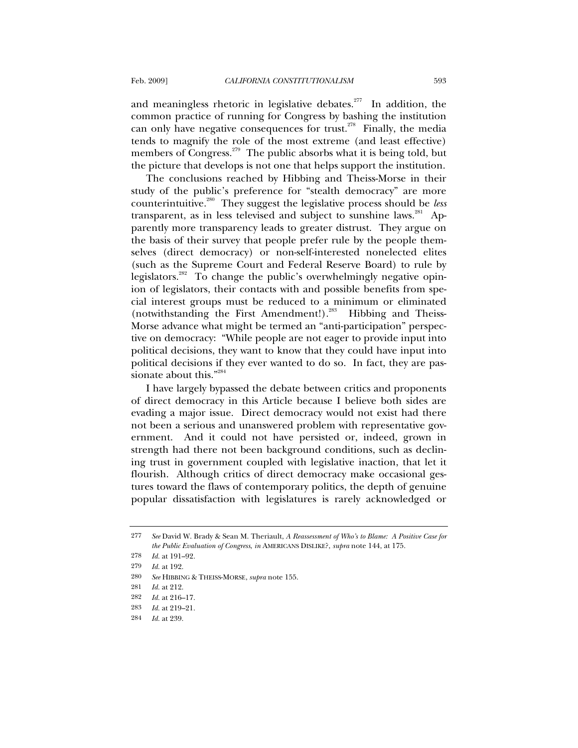and meaningless rhetoric in legislative debates.[277] In addition, the common practice of running for Congress by bashing the institution can only have negative consequences for trust.[278] Finally, the media tends to magnify the role of the most extreme (and least effective) members of Congress.[279] The public absorbs what it is being told, but the picture that develops is not one that helps support the institution.

The conclusions reached by Hibbing and Theiss-Morse in their study of the public's preference for "stealth democracy" are more counterintuitive.[280] They suggest the legislative process should be *less* transparent, as in less televised and subject to sunshine laws.[281] Apparently more transparency leads to greater distrust. They argue on the basis of their survey that people prefer rule by the people themselves (direct democracy) or non-self-interested nonelected elites (such as the Supreme Court and Federal Reserve Board) to rule by legislators.[282] To change the public's overwhelmingly negative opinion of legislators, their contacts with and possible benefits from special interest groups must be reduced to a minimum or eliminated (notwithstanding the First Amendment!).[283] Hibbing and Theiss-Morse advance what might be termed an "anti-participation" perspective on democracy: "While people are not eager to provide input into political decisions, they want to know that they could have input into political decisions if they ever wanted to do so. In fact, they are passionate about this."[284]

I have largely bypassed the debate between critics and proponents of direct democracy in this Article because I believe both sides are evading a major issue. Direct democracy would not exist had there not been a serious and unanswered problem with representative government. And it could not have persisted or, indeed, grown in strength had there not been background conditions, such as declining trust in government coupled with legislative inaction, that let it flourish. Although critics of direct democracy make occasional gestures toward the flaws of contemporary politics, the depth of genuine popular dissatisfaction with legislatures is rarely acknowledged or

---

277 *See* David W. Brady & Sean M. Theriault, *A Reassessment of Who's to Blame: A Positive Case for the Public Evaluation of Congress*, *in* AMERICANS DISLIKE?, *supra* note 144, at 175.

278 *Id.* at 191–92.

279 *Id.* at 192.

280 *See* HIBBING & THEISS-MORSE, *supra* note 155.

281 *Id.* at 212.

282 *Id.* at 216–17.

283 *Id.* at 219–21.

284 *Id.* at 239.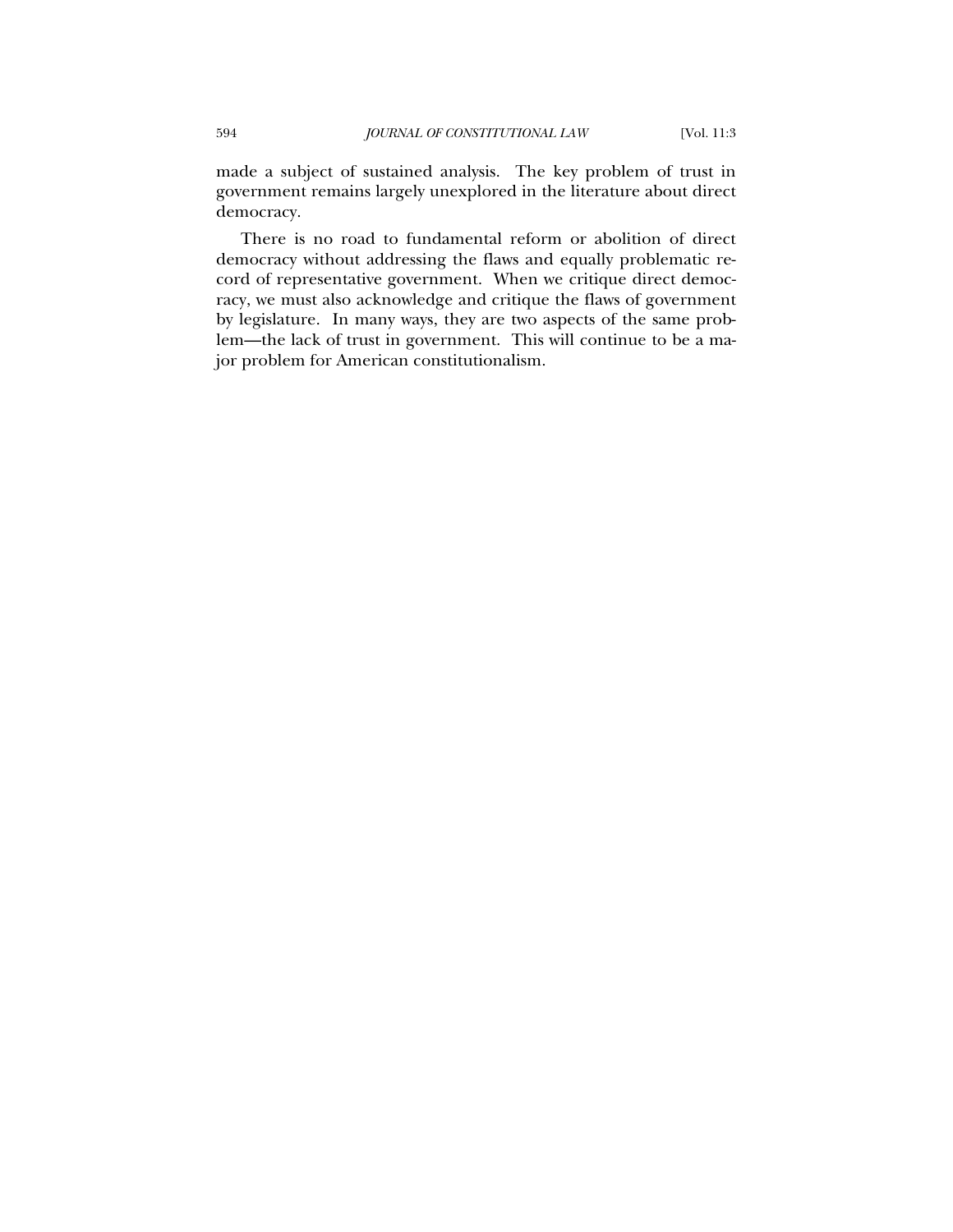made a subject of sustained analysis. The key problem of trust in government remains largely unexplored in the literature about direct democracy.

There is no road to fundamental reform or abolition of direct democracy without addressing the flaws and equally problematic record of representative government. When we critique direct democracy, we must also acknowledge and critique the flaws of government by legislature. In many ways, they are two aspects of the same problem—the lack of trust in government. This will continue to be a major problem for American constitutionalism.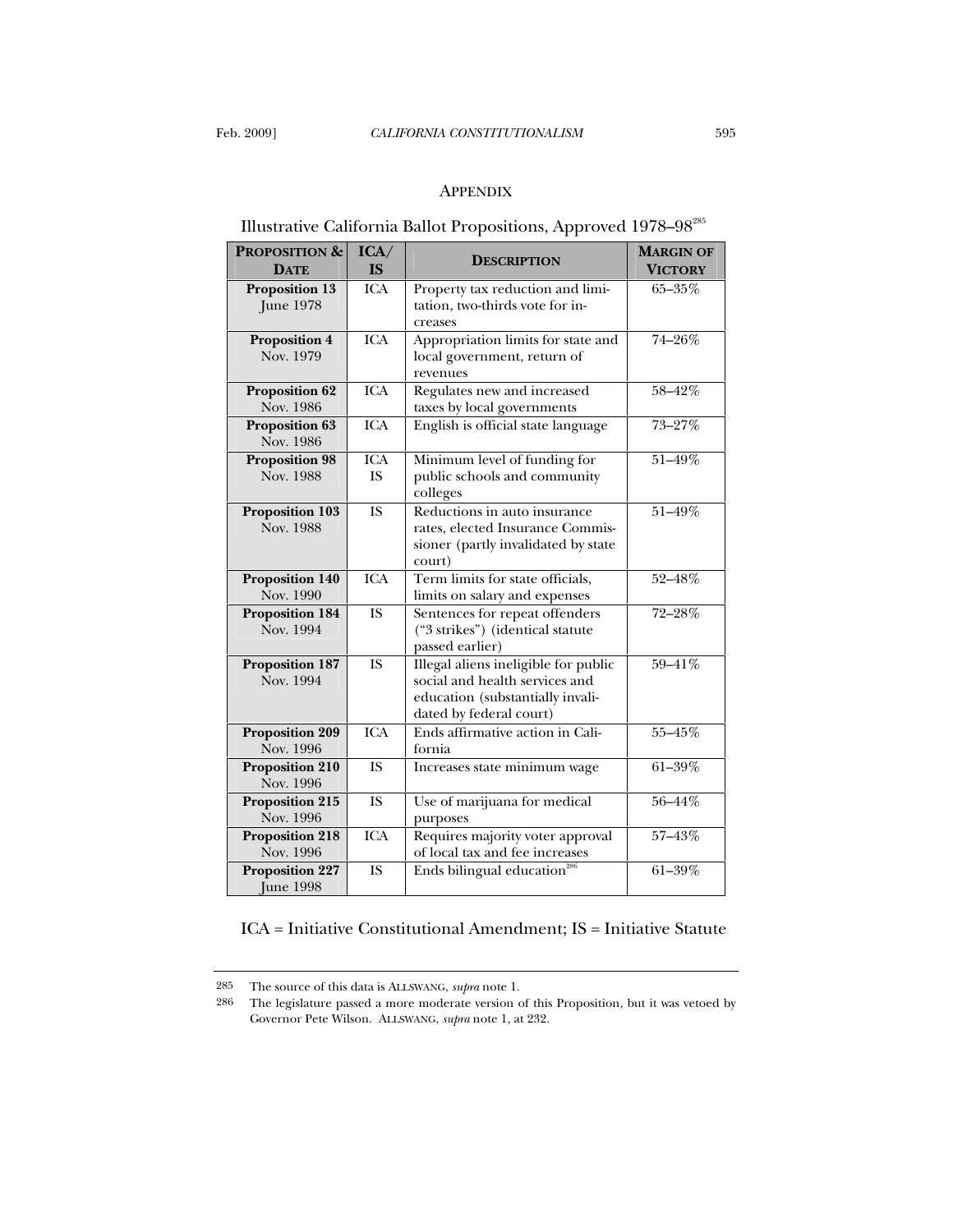## APPENDIX

Illustrative California Ballot Propositions, Approved 1978–98[285]

| PROPOSITION & DATE | ICA/ IS | DESCRIPTION | MARGIN OF VICTORY |
|---|---|---|---|
| **Proposition 13** June 1978 | ICA | Property tax reduction and limitation, two-thirds vote for increases | 65–35% |
| **Proposition 4** Nov. 1979 | ICA | Appropriation limits for state and local government, return of revenues | 74–26% |
| **Proposition 62** Nov. 1986 | ICA | Regulates new and increased taxes by local governments | 58–42% |
| **Proposition 63** Nov. 1986 | ICA | English is official state language | 73–27% |
| **Proposition 98** Nov. 1988 | ICA IS | Minimum level of funding for public schools and community colleges | 51–49% |
| **Proposition 103** Nov. 1988 | IS | Reductions in auto insurance rates, elected Insurance Commissioner (partly invalidated by state court) | 51–49% |
| **Proposition 140** Nov. 1990 | ICA | Term limits for state officials, limits on salary and expenses | 52–48% |
| **Proposition 184** Nov. 1994 | IS | Sentences for repeat offenders ("3 strikes") (identical statute passed earlier) | 72–28% |
| **Proposition 187** Nov. 1994 | IS | Illegal aliens ineligible for public social and health services and education (substantially invalidated by federal court) | 59–41% |
| **Proposition 209** Nov. 1996 | ICA | Ends affirmative action in California | 55–45% |
| **Proposition 210** Nov. 1996 | IS | Increases state minimum wage | 61–39% |
| **Proposition 215** Nov. 1996 | IS | Use of marijuana for medical purposes | 56–44% |
| **Proposition 218** Nov. 1996 | ICA | Requires majority voter approval of local tax and fee increases | 57–43% |
| **Proposition 227** June 1998 | IS | Ends bilingual education[286] | 61–39% |

ICA = Initiative Constitutional Amendment; IS = Initiative Statute

---

285 The source of this data is ALLSWANG, *supra* note 1.

286 The legislature passed a more moderate version of this Proposition, but it was vetoed by Governor Pete Wilson. ALLSWANG, *supra* note 1, at 232.